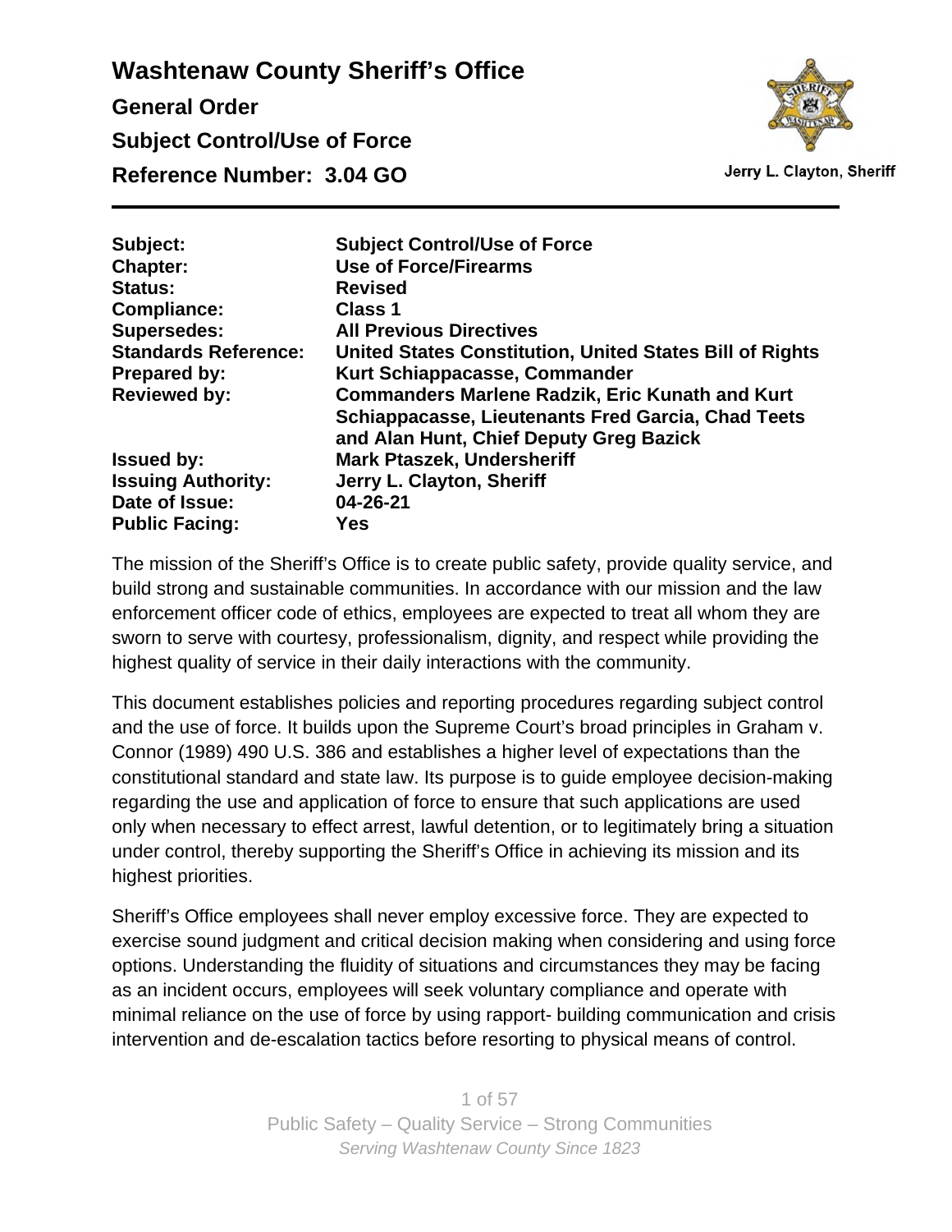# Washtenaw County Sheriff's Office

## General Order

## Subject Control/Use of Force

## Reference Number: 3.04 GO

Jerry L. Clayton, Sheriff

| | |
|---|---|
| **Subject:** | **Subject Control/Use of Force** |
| **Chapter:** | **Use of Force/Firearms** |
| **Status:** | **Revised** |
| **Compliance:** | **Class 1** |
| **Supersedes:** | **All Previous Directives** |
| **Standards Reference:** | **United States Constitution, United States Bill of Rights** |
| **Prepared by:** | **Kurt Schiappacasse, Commander** |
| **Reviewed by:** | **Commanders Marlene Radzik, Eric Kunath and Kurt Schiappacasse, Lieutenants Fred Garcia, Chad Teets and Alan Hunt, Chief Deputy Greg Bazick** |
| **Issued by:** | **Mark Ptaszek, Undersheriff** |
| **Issuing Authority:** | **Jerry L. Clayton, Sheriff** |
| **Date of Issue:** | **04-26-21** |
| **Public Facing:** | **Yes** |

The mission of the Sheriff's Office is to create public safety, provide quality service, and build strong and sustainable communities. In accordance with our mission and the law enforcement officer code of ethics, employees are expected to treat all whom they are sworn to serve with courtesy, professionalism, dignity, and respect while providing the highest quality of service in their daily interactions with the community.

This document establishes policies and reporting procedures regarding subject control and the use of force. It builds upon the Supreme Court's broad principles in Graham v. Connor (1989) 490 U.S. 386 and establishes a higher level of expectations than the constitutional standard and state law. Its purpose is to guide employee decision-making regarding the use and application of force to ensure that such applications are used only when necessary to effect arrest, lawful detention, or to legitimately bring a situation under control, thereby supporting the Sheriff's Office in achieving its mission and its highest priorities.

Sheriff's Office employees shall never employ excessive force. They are expected to exercise sound judgment and critical decision making when considering and using force options. Understanding the fluidity of situations and circumstances they may be facing as an incident occurs, employees will seek voluntary compliance and operate with minimal reliance on the use of force by using rapport- building communication and crisis intervention and de-escalation tactics before resorting to physical means of control.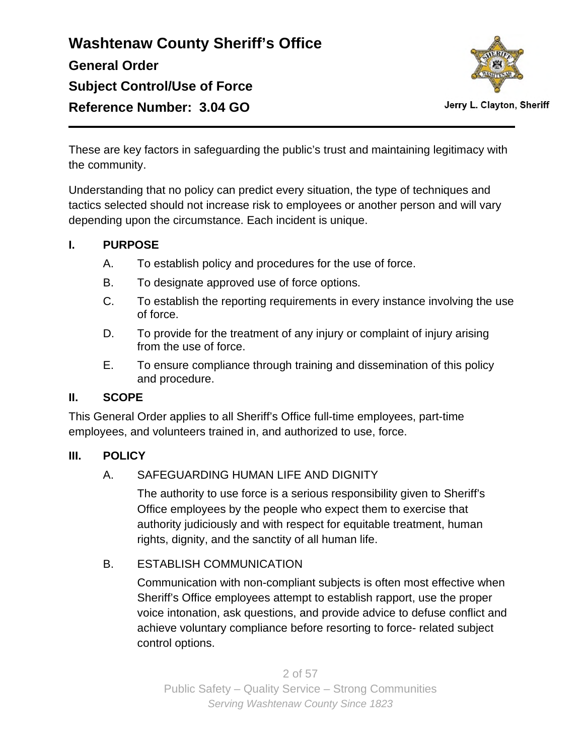These are key factors in safeguarding the public's trust and maintaining legitimacy with the community.

Understanding that no policy can predict every situation, the type of techniques and tactics selected should not increase risk to employees or another person and will vary depending upon the circumstance. Each incident is unique.

## I. PURPOSE

A. To establish policy and procedures for the use of force.

B. To designate approved use of force options.

C. To establish the reporting requirements in every instance involving the use of force.

D. To provide for the treatment of any injury or complaint of injury arising from the use of force.

E. To ensure compliance through training and dissemination of this policy and procedure.

## II. SCOPE

This General Order applies to all Sheriff's Office full-time employees, part-time employees, and volunteers trained in, and authorized to use, force.

## III. POLICY

### A. SAFEGUARDING HUMAN LIFE AND DIGNITY

The authority to use force is a serious responsibility given to Sheriff's Office employees by the people who expect them to exercise that authority judiciously and with respect for equitable treatment, human rights, dignity, and the sanctity of all human life.

### B. ESTABLISH COMMUNICATION

Communication with non-compliant subjects is often most effective when Sheriff's Office employees attempt to establish rapport, use the proper voice intonation, ask questions, and provide advice to defuse conflict and achieve voluntary compliance before resorting to force- related subject control options.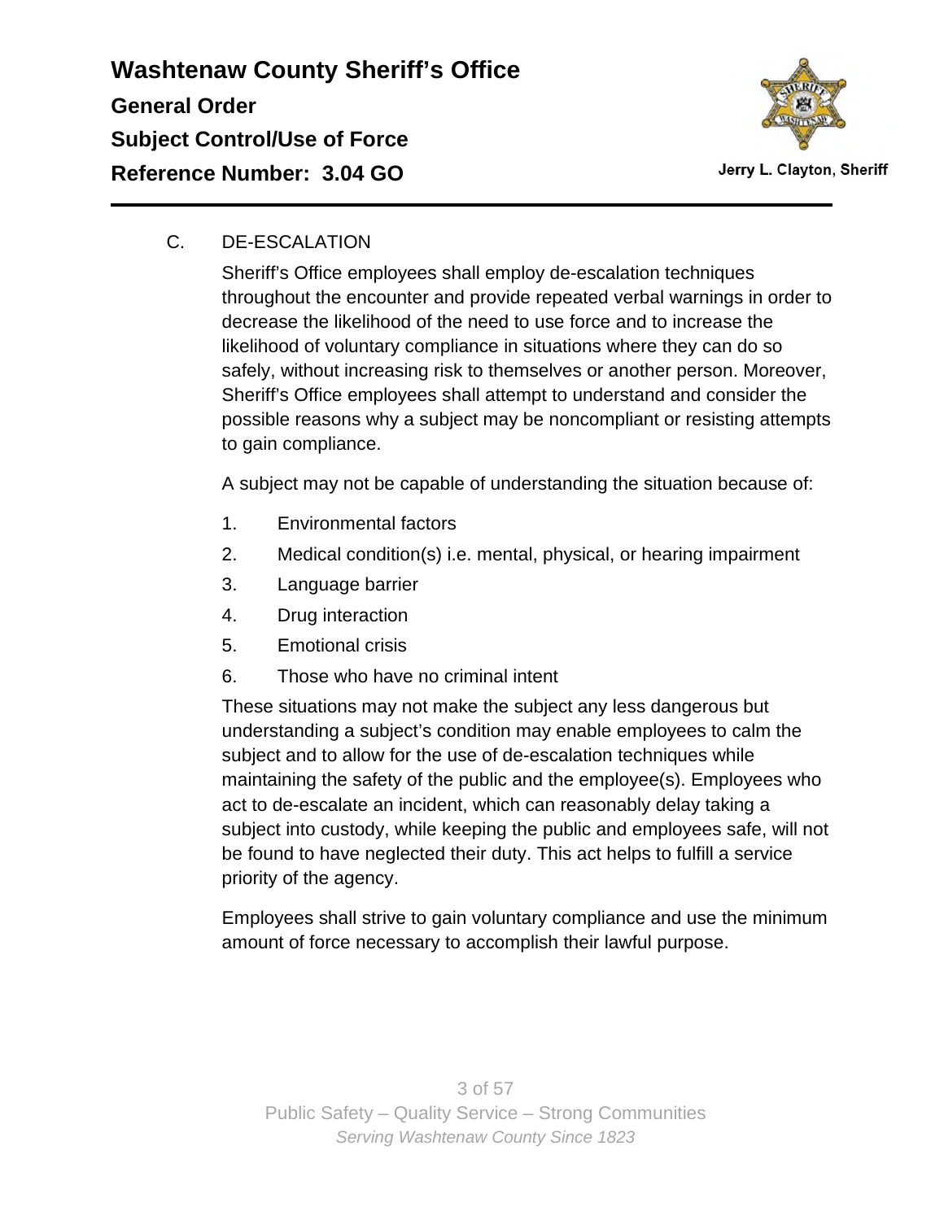C. DE-ESCALATION

Sheriff's Office employees shall employ de-escalation techniques throughout the encounter and provide repeated verbal warnings in order to decrease the likelihood of the need to use force and to increase the likelihood of voluntary compliance in situations where they can do so safely, without increasing risk to themselves or another person. Moreover, Sheriff's Office employees shall attempt to understand and consider the possible reasons why a subject may be noncompliant or resisting attempts to gain compliance.

A subject may not be capable of understanding the situation because of:

1. Environmental factors
2. Medical condition(s) i.e. mental, physical, or hearing impairment
3. Language barrier
4. Drug interaction
5. Emotional crisis
6. Those who have no criminal intent

These situations may not make the subject any less dangerous but understanding a subject's condition may enable employees to calm the subject and to allow for the use of de-escalation techniques while maintaining the safety of the public and the employee(s). Employees who act to de-escalate an incident, which can reasonably delay taking a subject into custody, while keeping the public and employees safe, will not be found to have neglected their duty. This act helps to fulfill a service priority of the agency.

Employees shall strive to gain voluntary compliance and use the minimum amount of force necessary to accomplish their lawful purpose.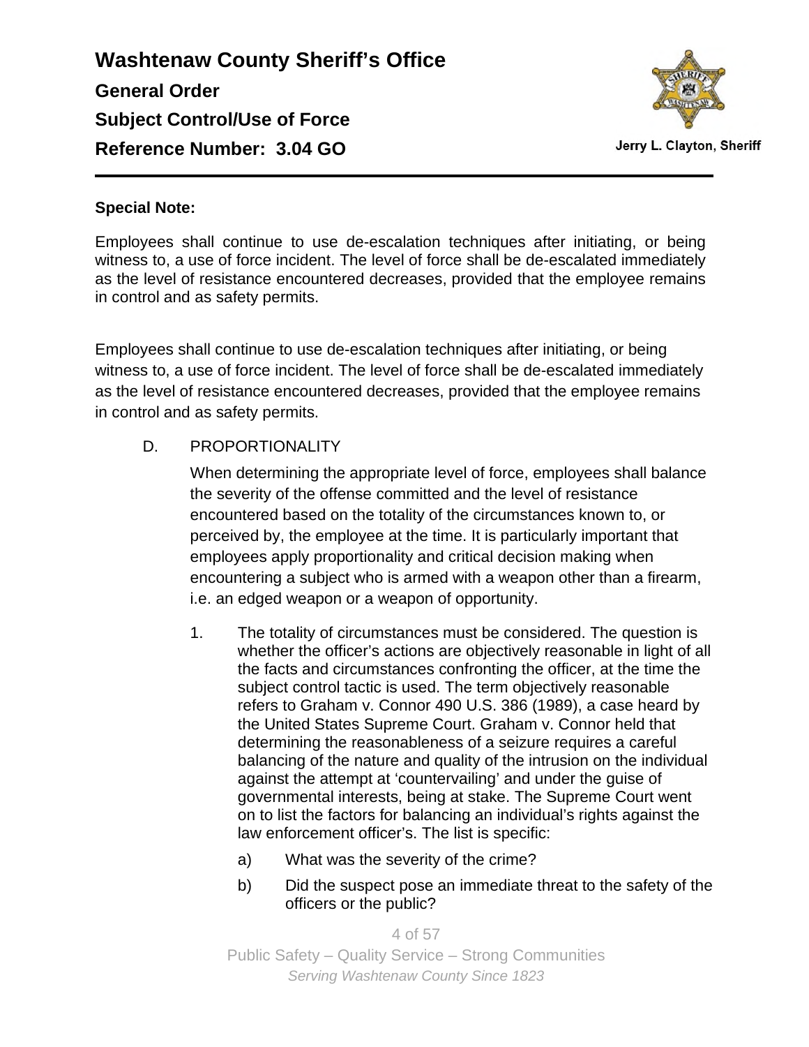# Washtenaw County Sheriff's Office

## General Order

## Subject Control/Use of Force

## Reference Number: 3.04 GO

Jerry L. Clayton, Sheriff

---

**Special Note:**

Employees shall continue to use de-escalation techniques after initiating, or being witness to, a use of force incident. The level of force shall be de-escalated immediately as the level of resistance encountered decreases, provided that the employee remains in control and as safety permits.

Employees shall continue to use de-escalation techniques after initiating, or being witness to, a use of force incident. The level of force shall be de-escalated immediately as the level of resistance encountered decreases, provided that the employee remains in control and as safety permits.

D. PROPORTIONALITY

When determining the appropriate level of force, employees shall balance the severity of the offense committed and the level of resistance encountered based on the totality of the circumstances known to, or perceived by, the employee at the time. It is particularly important that employees apply proportionality and critical decision making when encountering a subject who is armed with a weapon other than a firearm, i.e. an edged weapon or a weapon of opportunity.

1. The totality of circumstances must be considered. The question is whether the officer's actions are objectively reasonable in light of all the facts and circumstances confronting the officer, at the time the subject control tactic is used. The term objectively reasonable refers to Graham v. Connor 490 U.S. 386 (1989), a case heard by the United States Supreme Court. Graham v. Connor held that determining the reasonableness of a seizure requires a careful balancing of the nature and quality of the intrusion on the individual against the attempt at 'countervailing' and under the guise of governmental interests, being at stake. The Supreme Court went on to list the factors for balancing an individual's rights against the law enforcement officer's. The list is specific:

    a) What was the severity of the crime?

    b) Did the suspect pose an immediate threat to the safety of the officers or the public?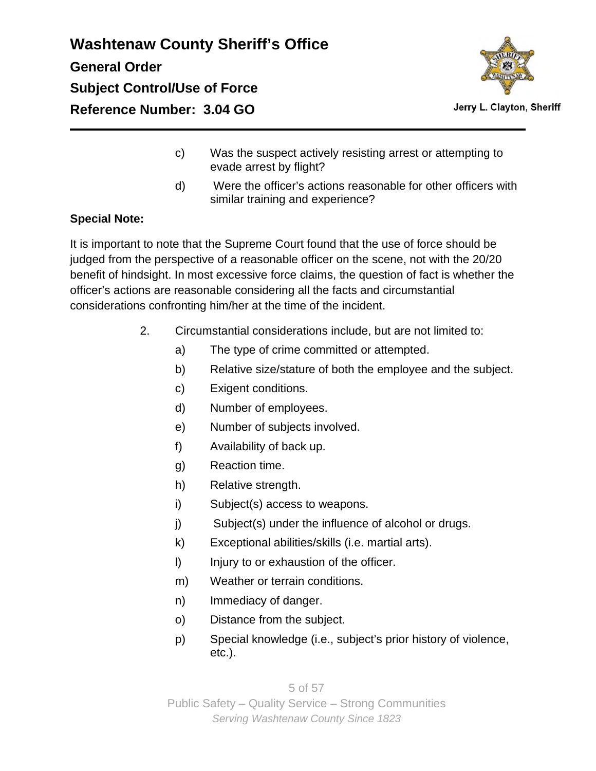c) Was the suspect actively resisting arrest or attempting to evade arrest by flight?

d) Were the officer's actions reasonable for other officers with similar training and experience?

**Special Note:**

It is important to note that the Supreme Court found that the use of force should be judged from the perspective of a reasonable officer on the scene, not with the 20/20 benefit of hindsight. In most excessive force claims, the question of fact is whether the officer's actions are reasonable considering all the facts and circumstantial considerations confronting him/her at the time of the incident.

2. Circumstantial considerations include, but are not limited to:

   a) The type of crime committed or attempted.

   b) Relative size/stature of both the employee and the subject.

   c) Exigent conditions.

   d) Number of employees.

   e) Number of subjects involved.

   f) Availability of back up.

   g) Reaction time.

   h) Relative strength.

   i) Subject(s) access to weapons.

   j) Subject(s) under the influence of alcohol or drugs.

   k) Exceptional abilities/skills (i.e. martial arts).

   l) Injury to or exhaustion of the officer.

   m) Weather or terrain conditions.

   n) Immediacy of danger.

   o) Distance from the subject.

   p) Special knowledge (i.e., subject's prior history of violence, etc.).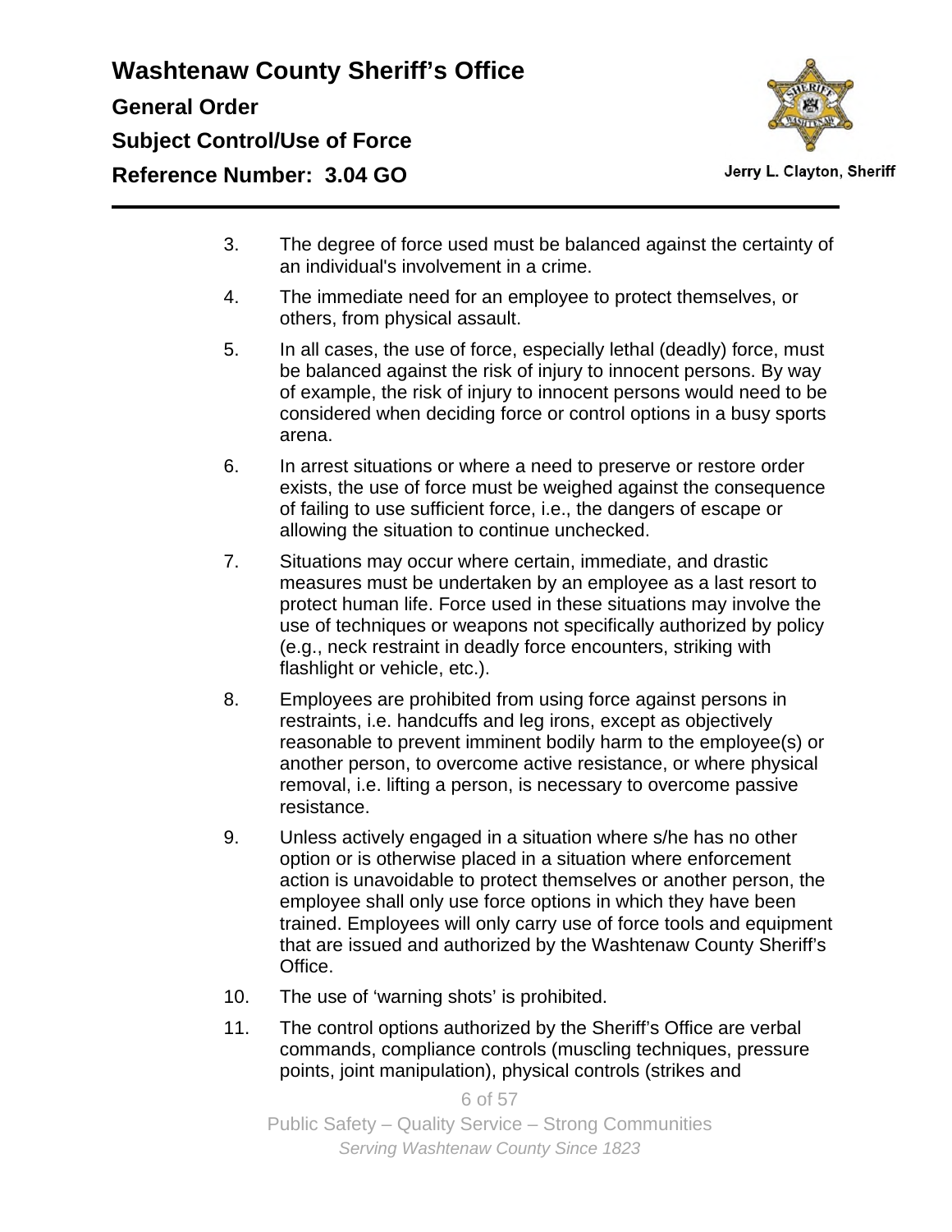3. The degree of force used must be balanced against the certainty of an individual's involvement in a crime.

4. The immediate need for an employee to protect themselves, or others, from physical assault.

5. In all cases, the use of force, especially lethal (deadly) force, must be balanced against the risk of injury to innocent persons. By way of example, the risk of injury to innocent persons would need to be considered when deciding force or control options in a busy sports arena.

6. In arrest situations or where a need to preserve or restore order exists, the use of force must be weighed against the consequence of failing to use sufficient force, i.e., the dangers of escape or allowing the situation to continue unchecked.

7. Situations may occur where certain, immediate, and drastic measures must be undertaken by an employee as a last resort to protect human life. Force used in these situations may involve the use of techniques or weapons not specifically authorized by policy (e.g., neck restraint in deadly force encounters, striking with flashlight or vehicle, etc.).

8. Employees are prohibited from using force against persons in restraints, i.e. handcuffs and leg irons, except as objectively reasonable to prevent imminent bodily harm to the employee(s) or another person, to overcome active resistance, or where physical removal, i.e. lifting a person, is necessary to overcome passive resistance.

9. Unless actively engaged in a situation where s/he has no other option or is otherwise placed in a situation where enforcement action is unavoidable to protect themselves or another person, the employee shall only use force options in which they have been trained. Employees will only carry use of force tools and equipment that are issued and authorized by the Washtenaw County Sheriff's Office.

10. The use of 'warning shots' is prohibited.

11. The control options authorized by the Sheriff's Office are verbal commands, compliance controls (muscling techniques, pressure points, joint manipulation), physical controls (strikes and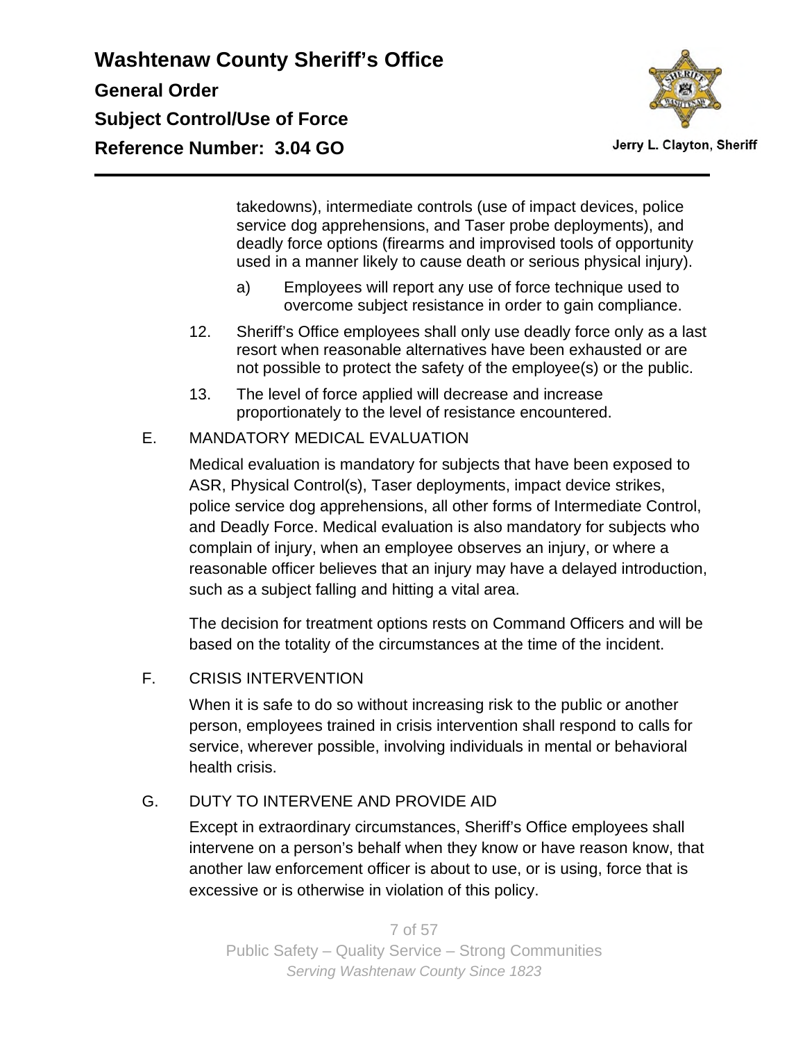takedowns), intermediate controls (use of impact devices, police service dog apprehensions, and Taser probe deployments), and deadly force options (firearms and improvised tools of opportunity used in a manner likely to cause death or serious physical injury).

a) Employees will report any use of force technique used to overcome subject resistance in order to gain compliance.

12. Sheriff's Office employees shall only use deadly force only as a last resort when reasonable alternatives have been exhausted or are not possible to protect the safety of the employee(s) or the public.

13. The level of force applied will decrease and increase proportionately to the level of resistance encountered.

E. MANDATORY MEDICAL EVALUATION

Medical evaluation is mandatory for subjects that have been exposed to ASR, Physical Control(s), Taser deployments, impact device strikes, police service dog apprehensions, all other forms of Intermediate Control, and Deadly Force. Medical evaluation is also mandatory for subjects who complain of injury, when an employee observes an injury, or where a reasonable officer believes that an injury may have a delayed introduction, such as a subject falling and hitting a vital area.

The decision for treatment options rests on Command Officers and will be based on the totality of the circumstances at the time of the incident.

F. CRISIS INTERVENTION

When it is safe to do so without increasing risk to the public or another person, employees trained in crisis intervention shall respond to calls for service, wherever possible, involving individuals in mental or behavioral health crisis.

G. DUTY TO INTERVENE AND PROVIDE AID

Except in extraordinary circumstances, Sheriff's Office employees shall intervene on a person's behalf when they know or have reason know, that another law enforcement officer is about to use, or is using, force that is excessive or is otherwise in violation of this policy.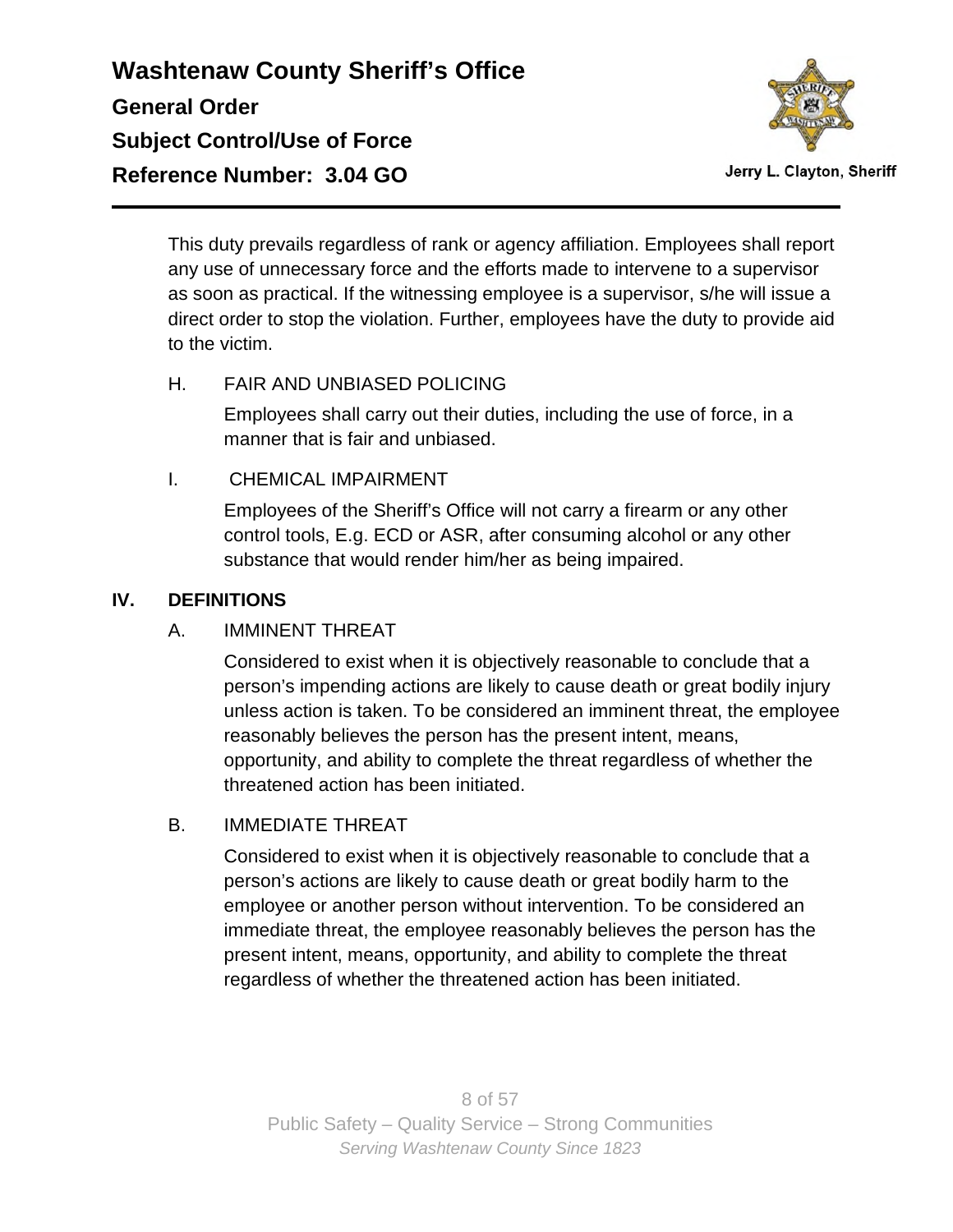This duty prevails regardless of rank or agency affiliation. Employees shall report any use of unnecessary force and the efforts made to intervene to a supervisor as soon as practical. If the witnessing employee is a supervisor, s/he will issue a direct order to stop the violation. Further, employees have the duty to provide aid to the victim.

H. FAIR AND UNBIASED POLICING

Employees shall carry out their duties, including the use of force, in a manner that is fair and unbiased.

I. CHEMICAL IMPAIRMENT

Employees of the Sheriff's Office will not carry a firearm or any other control tools, E.g. ECD or ASR, after consuming alcohol or any other substance that would render him/her as being impaired.

## IV. DEFINITIONS

A. IMMINENT THREAT

Considered to exist when it is objectively reasonable to conclude that a person's impending actions are likely to cause death or great bodily injury unless action is taken. To be considered an imminent threat, the employee reasonably believes the person has the present intent, means, opportunity, and ability to complete the threat regardless of whether the threatened action has been initiated.

B. IMMEDIATE THREAT

Considered to exist when it is objectively reasonable to conclude that a person's actions are likely to cause death or great bodily harm to the employee or another person without intervention. To be considered an immediate threat, the employee reasonably believes the person has the present intent, means, opportunity, and ability to complete the threat regardless of whether the threatened action has been initiated.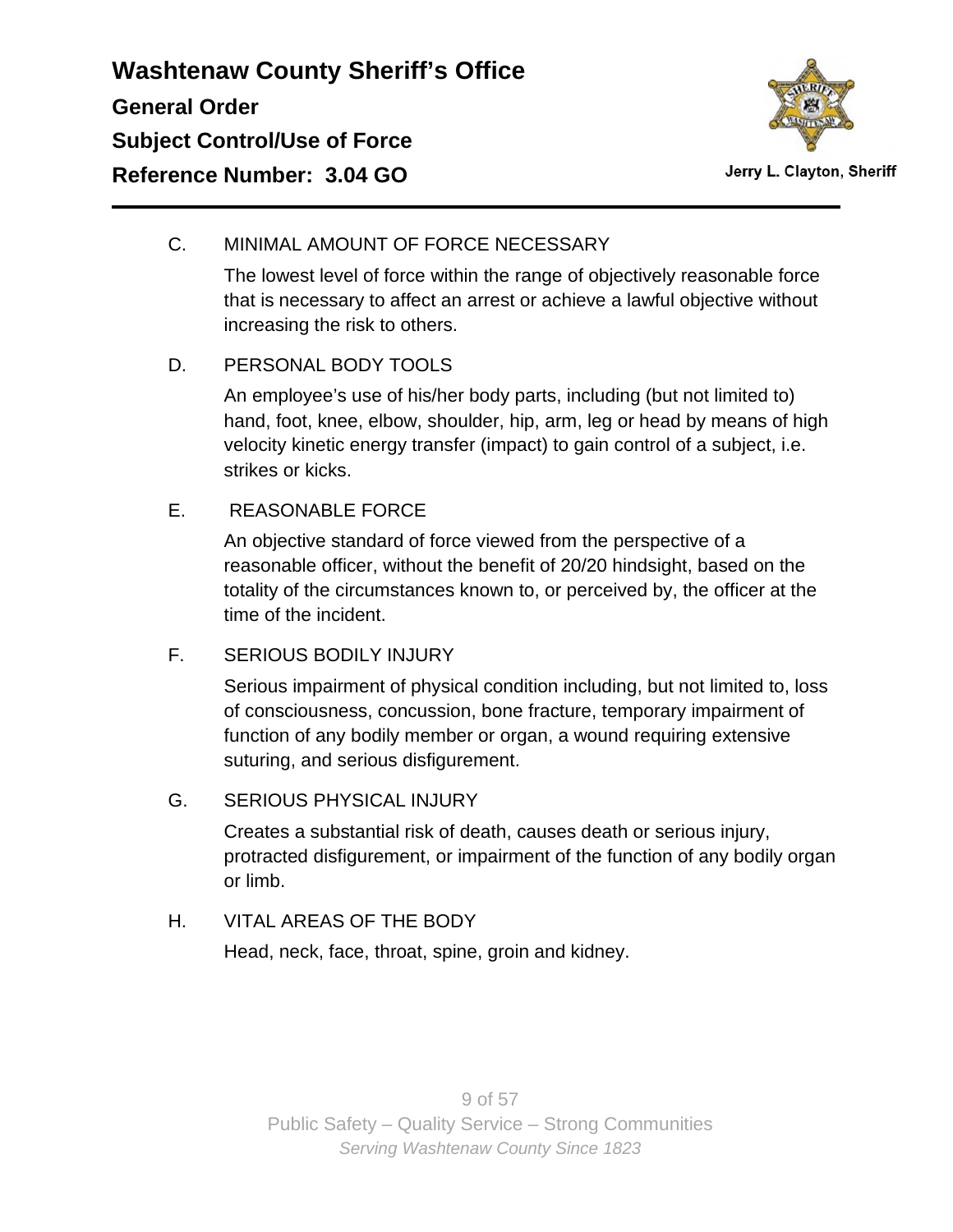C. MINIMAL AMOUNT OF FORCE NECESSARY

The lowest level of force within the range of objectively reasonable force that is necessary to affect an arrest or achieve a lawful objective without increasing the risk to others.

D. PERSONAL BODY TOOLS

An employee's use of his/her body parts, including (but not limited to) hand, foot, knee, elbow, shoulder, hip, arm, leg or head by means of high velocity kinetic energy transfer (impact) to gain control of a subject, i.e. strikes or kicks.

E. REASONABLE FORCE

An objective standard of force viewed from the perspective of a reasonable officer, without the benefit of 20/20 hindsight, based on the totality of the circumstances known to, or perceived by, the officer at the time of the incident.

F. SERIOUS BODILY INJURY

Serious impairment of physical condition including, but not limited to, loss of consciousness, concussion, bone fracture, temporary impairment of function of any bodily member or organ, a wound requiring extensive suturing, and serious disfigurement.

G. SERIOUS PHYSICAL INJURY

Creates a substantial risk of death, causes death or serious injury, protracted disfigurement, or impairment of the function of any bodily organ or limb.

H. VITAL AREAS OF THE BODY

Head, neck, face, throat, spine, groin and kidney.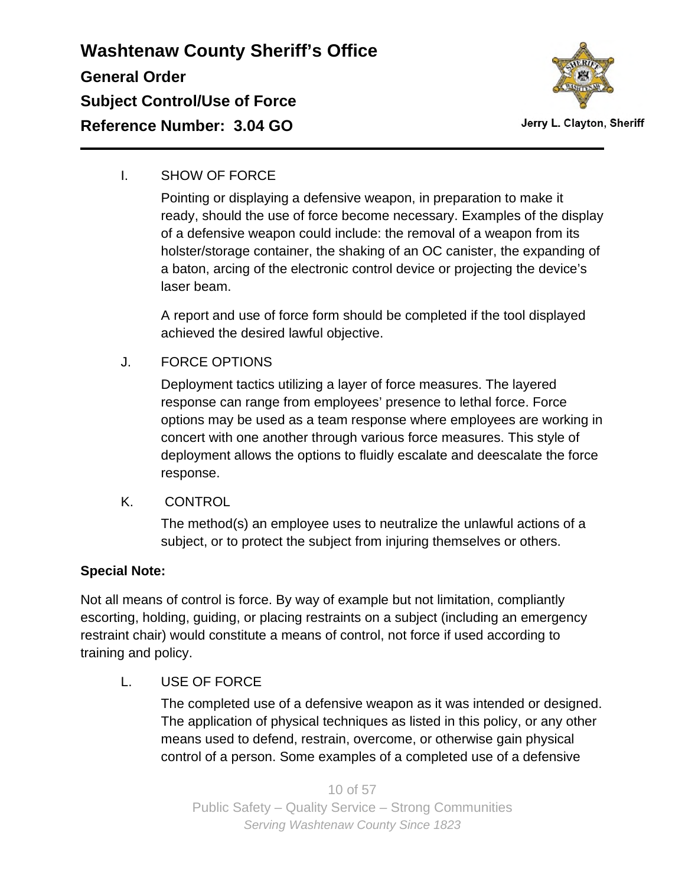I. SHOW OF FORCE

Pointing or displaying a defensive weapon, in preparation to make it ready, should the use of force become necessary. Examples of the display of a defensive weapon could include: the removal of a weapon from its holster/storage container, the shaking of an OC canister, the expanding of a baton, arcing of the electronic control device or projecting the device's laser beam.

A report and use of force form should be completed if the tool displayed achieved the desired lawful objective.

J. FORCE OPTIONS

Deployment tactics utilizing a layer of force measures. The layered response can range from employees' presence to lethal force. Force options may be used as a team response where employees are working in concert with one another through various force measures. This style of deployment allows the options to fluidly escalate and deescalate the force response.

K. CONTROL

The method(s) an employee uses to neutralize the unlawful actions of a subject, or to protect the subject from injuring themselves or others.

**Special Note:**

Not all means of control is force. By way of example but not limitation, compliantly escorting, holding, guiding, or placing restraints on a subject (including an emergency restraint chair) would constitute a means of control, not force if used according to training and policy.

L. USE OF FORCE

The completed use of a defensive weapon as it was intended or designed. The application of physical techniques as listed in this policy, or any other means used to defend, restrain, overcome, or otherwise gain physical control of a person. Some examples of a completed use of a defensive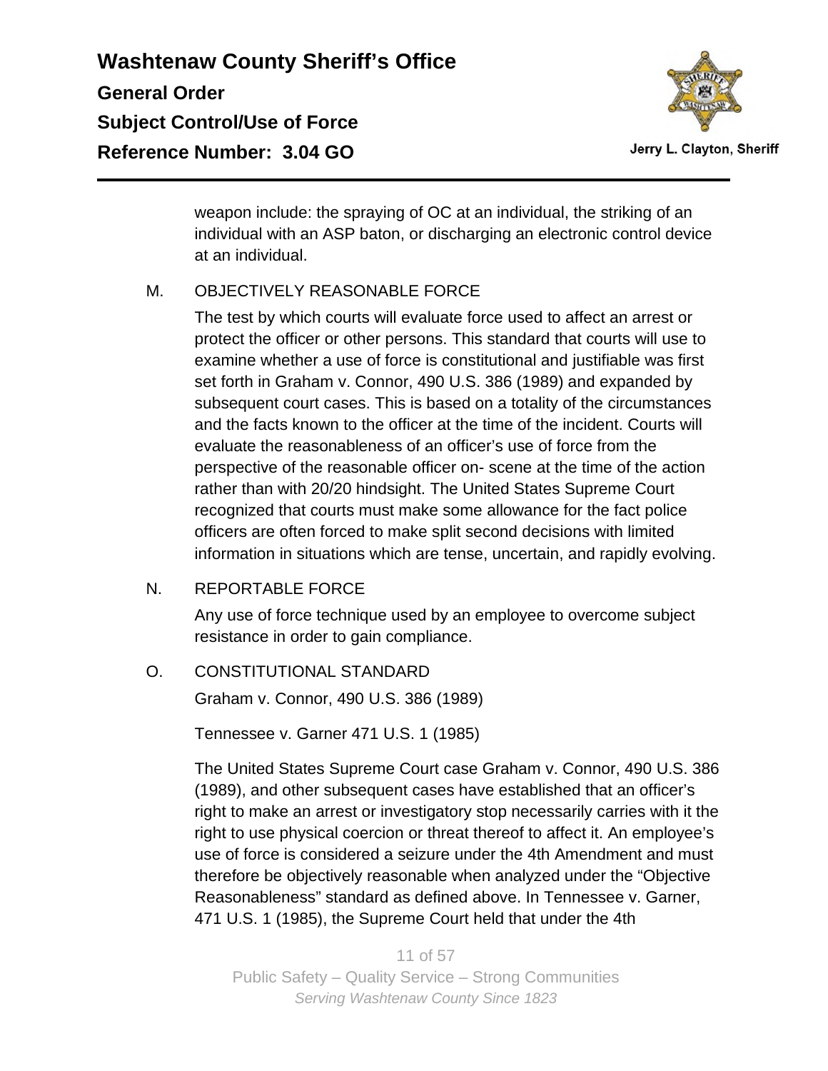weapon include: the spraying of OC at an individual, the striking of an individual with an ASP baton, or discharging an electronic control device at an individual.

M. OBJECTIVELY REASONABLE FORCE

The test by which courts will evaluate force used to affect an arrest or protect the officer or other persons. This standard that courts will use to examine whether a use of force is constitutional and justifiable was first set forth in Graham v. Connor, 490 U.S. 386 (1989) and expanded by subsequent court cases. This is based on a totality of the circumstances and the facts known to the officer at the time of the incident. Courts will evaluate the reasonableness of an officer's use of force from the perspective of the reasonable officer on- scene at the time of the action rather than with 20/20 hindsight. The United States Supreme Court recognized that courts must make some allowance for the fact police officers are often forced to make split second decisions with limited information in situations which are tense, uncertain, and rapidly evolving.

N. REPORTABLE FORCE

Any use of force technique used by an employee to overcome subject resistance in order to gain compliance.

O. CONSTITUTIONAL STANDARD

Graham v. Connor, 490 U.S. 386 (1989)

Tennessee v. Garner 471 U.S. 1 (1985)

The United States Supreme Court case Graham v. Connor, 490 U.S. 386 (1989), and other subsequent cases have established that an officer's right to make an arrest or investigatory stop necessarily carries with it the right to use physical coercion or threat thereof to affect it. An employee's use of force is considered a seizure under the 4th Amendment and must therefore be objectively reasonable when analyzed under the "Objective Reasonableness" standard as defined above. In Tennessee v. Garner, 471 U.S. 1 (1985), the Supreme Court held that under the 4th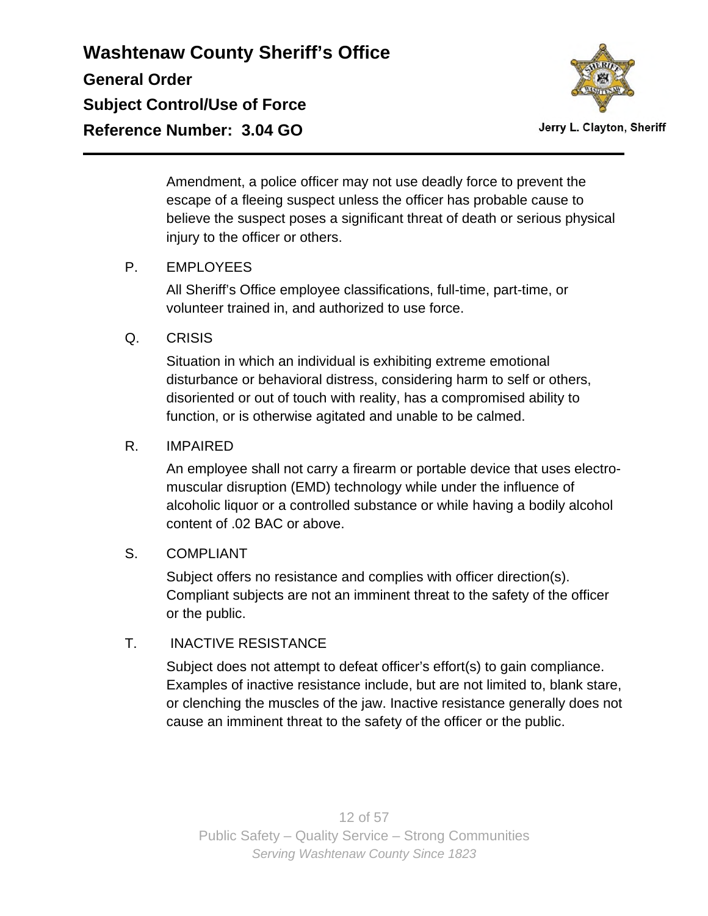Amendment, a police officer may not use deadly force to prevent the escape of a fleeing suspect unless the officer has probable cause to believe the suspect poses a significant threat of death or serious physical injury to the officer or others.

P. EMPLOYEES

All Sheriff’s Office employee classifications, full-time, part-time, or volunteer trained in, and authorized to use force.

Q. CRISIS

Situation in which an individual is exhibiting extreme emotional disturbance or behavioral distress, considering harm to self or others, disoriented or out of touch with reality, has a compromised ability to function, or is otherwise agitated and unable to be calmed.

R. IMPAIRED

An employee shall not carry a firearm or portable device that uses electro-muscular disruption (EMD) technology while under the influence of alcoholic liquor or a controlled substance or while having a bodily alcohol content of .02 BAC or above.

S. COMPLIANT

Subject offers no resistance and complies with officer direction(s). Compliant subjects are not an imminent threat to the safety of the officer or the public.

T. INACTIVE RESISTANCE

Subject does not attempt to defeat officer’s effort(s) to gain compliance. Examples of inactive resistance include, but are not limited to, blank stare, or clenching the muscles of the jaw. Inactive resistance generally does not cause an imminent threat to the safety of the officer or the public.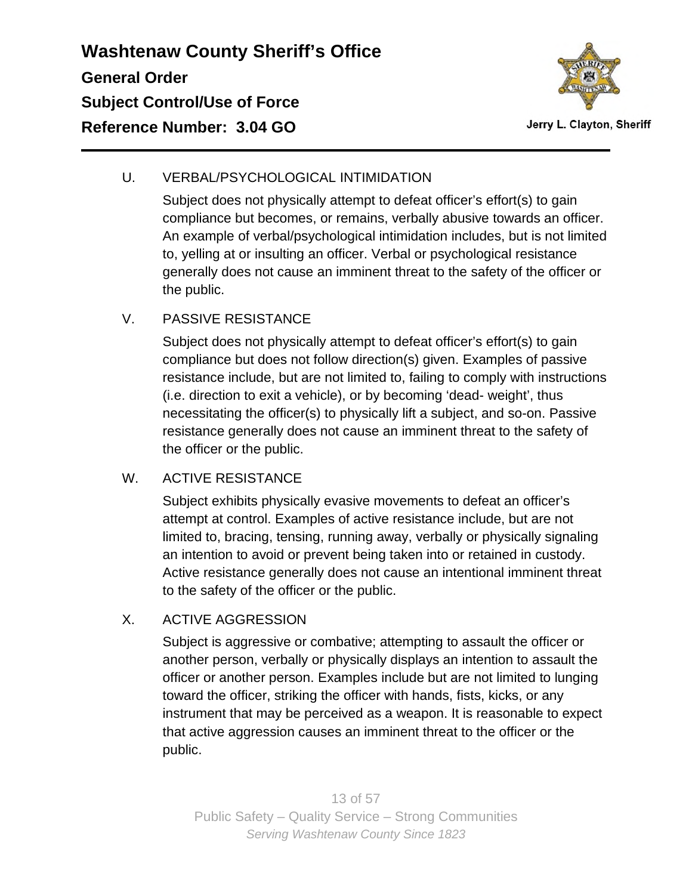U. VERBAL/PSYCHOLOGICAL INTIMIDATION

Subject does not physically attempt to defeat officer's effort(s) to gain compliance but becomes, or remains, verbally abusive towards an officer. An example of verbal/psychological intimidation includes, but is not limited to, yelling at or insulting an officer. Verbal or psychological resistance generally does not cause an imminent threat to the safety of the officer or the public.

V. PASSIVE RESISTANCE

Subject does not physically attempt to defeat officer's effort(s) to gain compliance but does not follow direction(s) given. Examples of passive resistance include, but are not limited to, failing to comply with instructions (i.e. direction to exit a vehicle), or by becoming 'dead- weight', thus necessitating the officer(s) to physically lift a subject, and so-on. Passive resistance generally does not cause an imminent threat to the safety of the officer or the public.

W. ACTIVE RESISTANCE

Subject exhibits physically evasive movements to defeat an officer's attempt at control. Examples of active resistance include, but are not limited to, bracing, tensing, running away, verbally or physically signaling an intention to avoid or prevent being taken into or retained in custody. Active resistance generally does not cause an intentional imminent threat to the safety of the officer or the public.

X. ACTIVE AGGRESSION

Subject is aggressive or combative; attempting to assault the officer or another person, verbally or physically displays an intention to assault the officer or another person. Examples include but are not limited to lunging toward the officer, striking the officer with hands, fists, kicks, or any instrument that may be perceived as a weapon. It is reasonable to expect that active aggression causes an imminent threat to the officer or the public.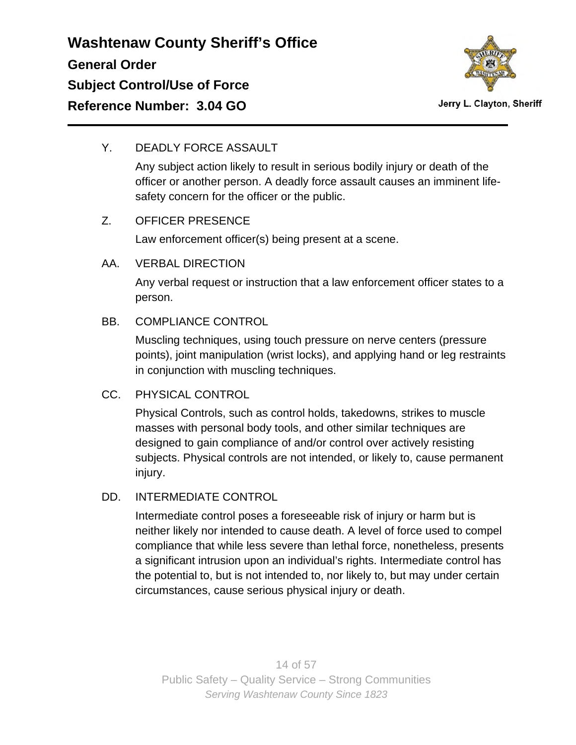Y. DEADLY FORCE ASSAULT

Any subject action likely to result in serious bodily injury or death of the officer or another person. A deadly force assault causes an imminent life-safety concern for the officer or the public.

Z. OFFICER PRESENCE

Law enforcement officer(s) being present at a scene.

AA. VERBAL DIRECTION

Any verbal request or instruction that a law enforcement officer states to a person.

BB. COMPLIANCE CONTROL

Muscling techniques, using touch pressure on nerve centers (pressure points), joint manipulation (wrist locks), and applying hand or leg restraints in conjunction with muscling techniques.

CC. PHYSICAL CONTROL

Physical Controls, such as control holds, takedowns, strikes to muscle masses with personal body tools, and other similar techniques are designed to gain compliance of and/or control over actively resisting subjects. Physical controls are not intended, or likely to, cause permanent injury.

DD. INTERMEDIATE CONTROL

Intermediate control poses a foreseeable risk of injury or harm but is neither likely nor intended to cause death. A level of force used to compel compliance that while less severe than lethal force, nonetheless, presents a significant intrusion upon an individual's rights. Intermediate control has the potential to, but is not intended to, nor likely to, but may under certain circumstances, cause serious physical injury or death.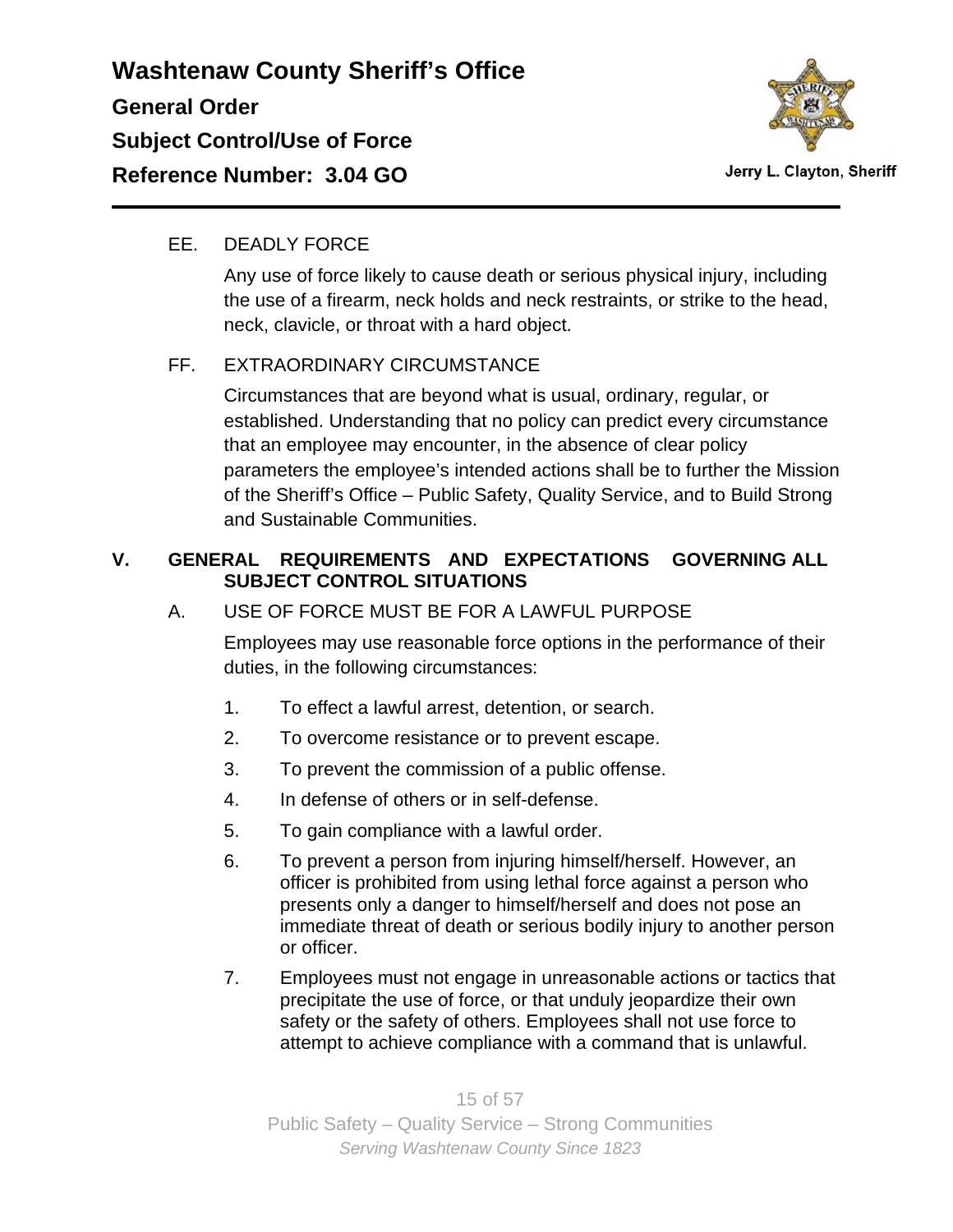EE. DEADLY FORCE

Any use of force likely to cause death or serious physical injury, including the use of a firearm, neck holds and neck restraints, or strike to the head, neck, clavicle, or throat with a hard object.

FF. EXTRAORDINARY CIRCUMSTANCE

Circumstances that are beyond what is usual, ordinary, regular, or established. Understanding that no policy can predict every circumstance that an employee may encounter, in the absence of clear policy parameters the employee's intended actions shall be to further the Mission of the Sheriff's Office – Public Safety, Quality Service, and to Build Strong and Sustainable Communities.

## V. GENERAL REQUIREMENTS AND EXPECTATIONS GOVERNING ALL SUBJECT CONTROL SITUATIONS

A. USE OF FORCE MUST BE FOR A LAWFUL PURPOSE

Employees may use reasonable force options in the performance of their duties, in the following circumstances:

1. To effect a lawful arrest, detention, or search.
2. To overcome resistance or to prevent escape.
3. To prevent the commission of a public offense.
4. In defense of others or in self-defense.
5. To gain compliance with a lawful order.
6. To prevent a person from injuring himself/herself. However, an officer is prohibited from using lethal force against a person who presents only a danger to himself/herself and does not pose an immediate threat of death or serious bodily injury to another person or officer.
7. Employees must not engage in unreasonable actions or tactics that precipitate the use of force, or that unduly jeopardize their own safety or the safety of others. Employees shall not use force to attempt to achieve compliance with a command that is unlawful.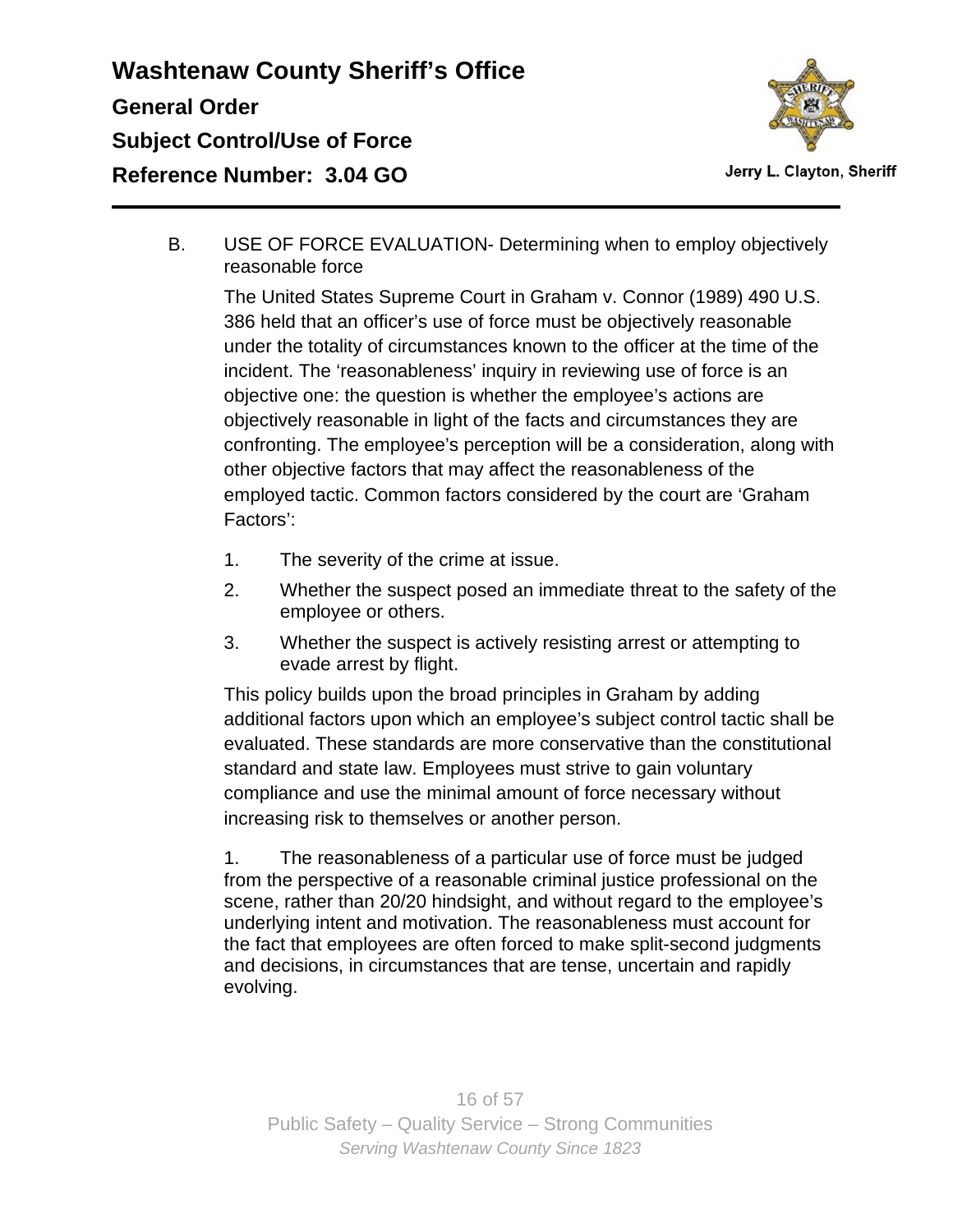B. USE OF FORCE EVALUATION- Determining when to employ objectively reasonable force

The United States Supreme Court in Graham v. Connor (1989) 490 U.S. 386 held that an officer's use of force must be objectively reasonable under the totality of circumstances known to the officer at the time of the incident. The 'reasonableness' inquiry in reviewing use of force is an objective one: the question is whether the employee's actions are objectively reasonable in light of the facts and circumstances they are confronting. The employee's perception will be a consideration, along with other objective factors that may affect the reasonableness of the employed tactic. Common factors considered by the court are 'Graham Factors':

1. The severity of the crime at issue.
2. Whether the suspect posed an immediate threat to the safety of the employee or others.
3. Whether the suspect is actively resisting arrest or attempting to evade arrest by flight.

This policy builds upon the broad principles in Graham by adding additional factors upon which an employee's subject control tactic shall be evaluated. These standards are more conservative than the constitutional standard and state law. Employees must strive to gain voluntary compliance and use the minimal amount of force necessary without increasing risk to themselves or another person.

1. The reasonableness of a particular use of force must be judged from the perspective of a reasonable criminal justice professional on the scene, rather than 20/20 hindsight, and without regard to the employee's underlying intent and motivation. The reasonableness must account for the fact that employees are often forced to make split-second judgments and decisions, in circumstances that are tense, uncertain and rapidly evolving.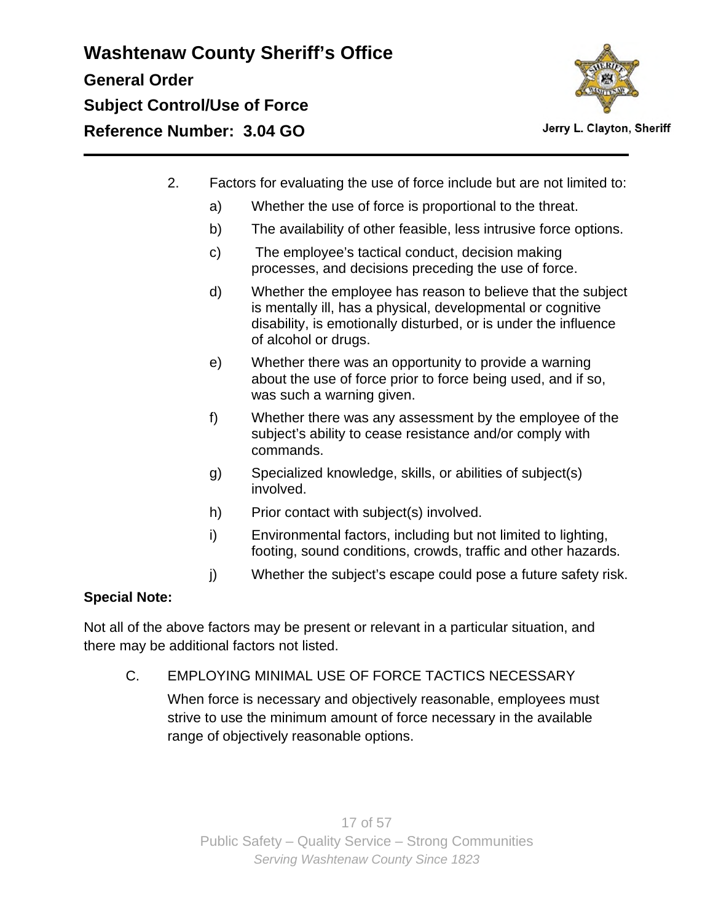2. Factors for evaluating the use of force include but are not limited to:

   a) Whether the use of force is proportional to the threat.

   b) The availability of other feasible, less intrusive force options.

   c) The employee's tactical conduct, decision making processes, and decisions preceding the use of force.

   d) Whether the employee has reason to believe that the subject is mentally ill, has a physical, developmental or cognitive disability, is emotionally disturbed, or is under the influence of alcohol or drugs.

   e) Whether there was an opportunity to provide a warning about the use of force prior to force being used, and if so, was such a warning given.

   f) Whether there was any assessment by the employee of the subject's ability to cease resistance and/or comply with commands.

   g) Specialized knowledge, skills, or abilities of subject(s) involved.

   h) Prior contact with subject(s) involved.

   i) Environmental factors, including but not limited to lighting, footing, sound conditions, crowds, traffic and other hazards.

   j) Whether the subject's escape could pose a future safety risk.

**Special Note:**

Not all of the above factors may be present or relevant in a particular situation, and there may be additional factors not listed.

C. EMPLOYING MINIMAL USE OF FORCE TACTICS NECESSARY

When force is necessary and objectively reasonable, employees must strive to use the minimum amount of force necessary in the available range of objectively reasonable options.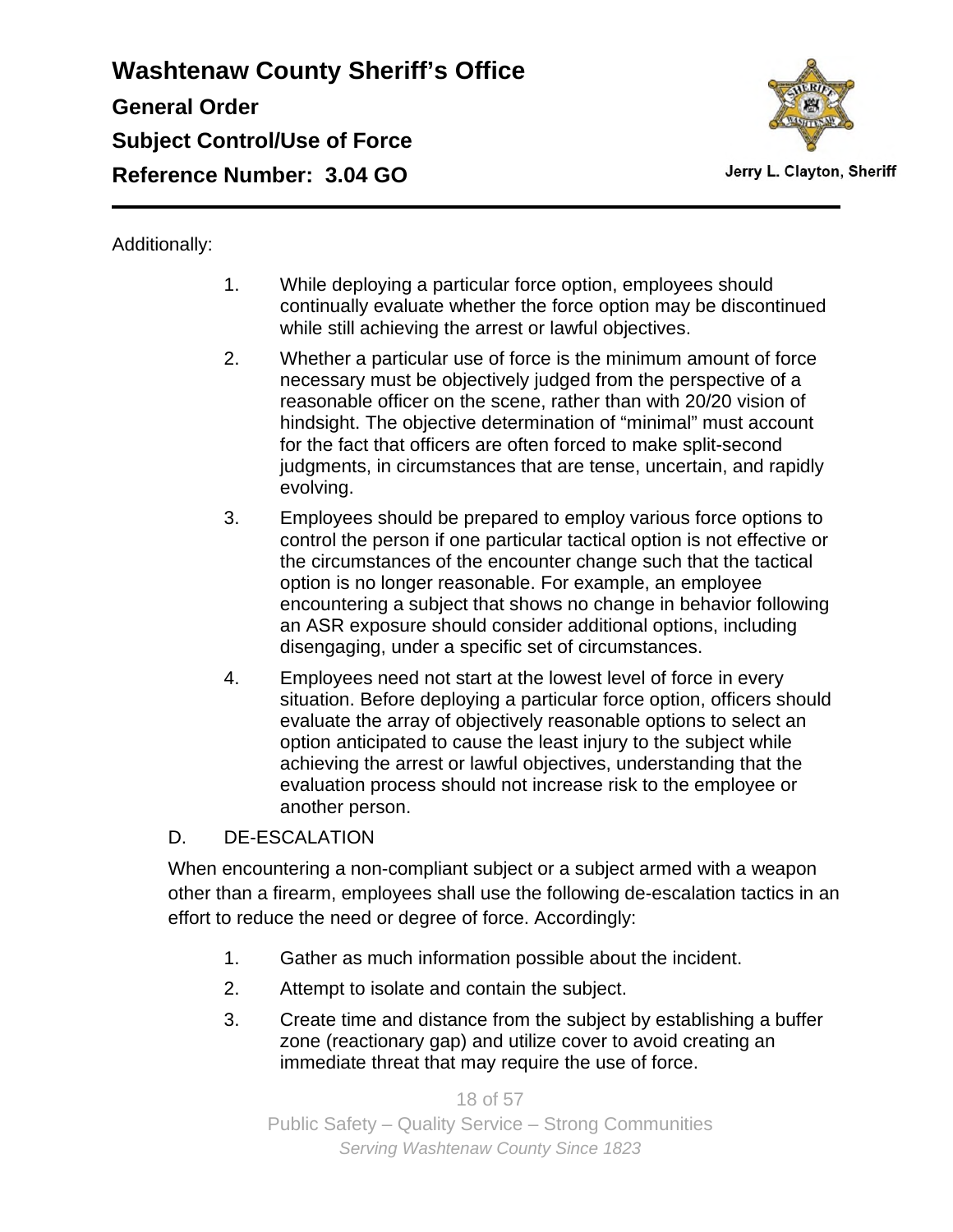Additionally:

1. While deploying a particular force option, employees should continually evaluate whether the force option may be discontinued while still achieving the arrest or lawful objectives.
2. Whether a particular use of force is the minimum amount of force necessary must be objectively judged from the perspective of a reasonable officer on the scene, rather than with 20/20 vision of hindsight. The objective determination of "minimal" must account for the fact that officers are often forced to make split-second judgments, in circumstances that are tense, uncertain, and rapidly evolving.
3. Employees should be prepared to employ various force options to control the person if one particular tactical option is not effective or the circumstances of the encounter change such that the tactical option is no longer reasonable. For example, an employee encountering a subject that shows no change in behavior following an ASR exposure should consider additional options, including disengaging, under a specific set of circumstances.
4. Employees need not start at the lowest level of force in every situation. Before deploying a particular force option, officers should evaluate the array of objectively reasonable options to select an option anticipated to cause the least injury to the subject while achieving the arrest or lawful objectives, understanding that the evaluation process should not increase risk to the employee or another person.

D. DE-ESCALATION

When encountering a non-compliant subject or a subject armed with a weapon other than a firearm, employees shall use the following de-escalation tactics in an effort to reduce the need or degree of force. Accordingly:

1. Gather as much information possible about the incident.
2. Attempt to isolate and contain the subject.
3. Create time and distance from the subject by establishing a buffer zone (reactionary gap) and utilize cover to avoid creating an immediate threat that may require the use of force.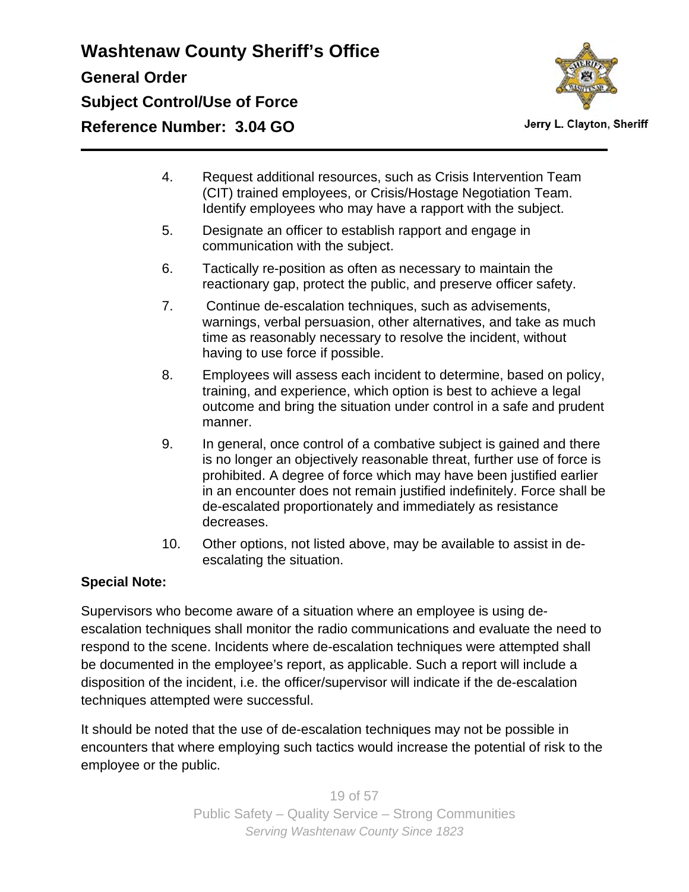4. Request additional resources, such as Crisis Intervention Team (CIT) trained employees, or Crisis/Hostage Negotiation Team. Identify employees who may have a rapport with the subject.
5. Designate an officer to establish rapport and engage in communication with the subject.
6. Tactically re-position as often as necessary to maintain the reactionary gap, protect the public, and preserve officer safety.
7. Continue de-escalation techniques, such as advisements, warnings, verbal persuasion, other alternatives, and take as much time as reasonably necessary to resolve the incident, without having to use force if possible.
8. Employees will assess each incident to determine, based on policy, training, and experience, which option is best to achieve a legal outcome and bring the situation under control in a safe and prudent manner.
9. In general, once control of a combative subject is gained and there is no longer an objectively reasonable threat, further use of force is prohibited. A degree of force which may have been justified earlier in an encounter does not remain justified indefinitely. Force shall be de-escalated proportionately and immediately as resistance decreases.
10. Other options, not listed above, may be available to assist in de-escalating the situation.

**Special Note:**

Supervisors who become aware of a situation where an employee is using de-escalation techniques shall monitor the radio communications and evaluate the need to respond to the scene. Incidents where de-escalation techniques were attempted shall be documented in the employee's report, as applicable. Such a report will include a disposition of the incident, i.e. the officer/supervisor will indicate if the de-escalation techniques attempted were successful.

It should be noted that the use of de-escalation techniques may not be possible in encounters that where employing such tactics would increase the potential of risk to the employee or the public.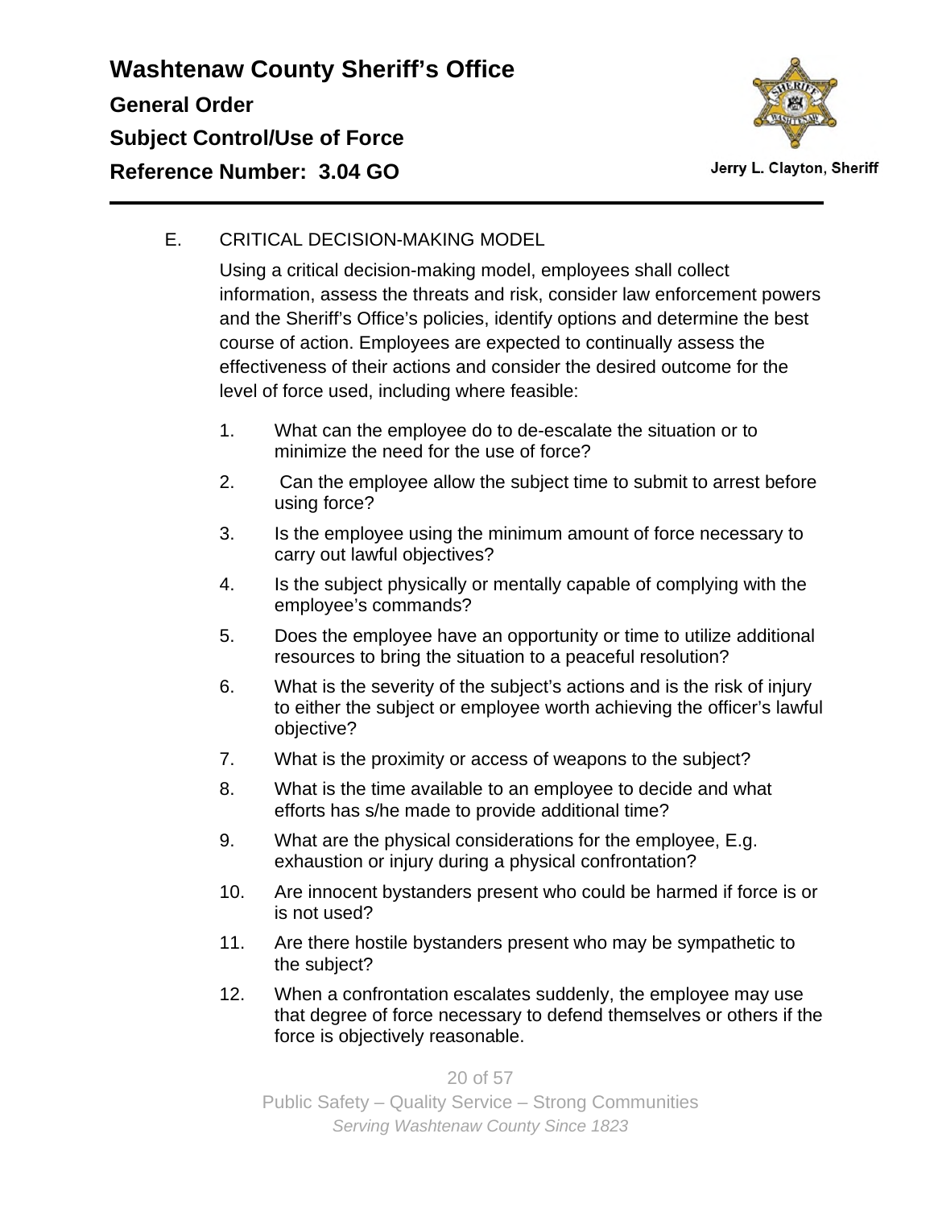E. CRITICAL DECISION-MAKING MODEL

Using a critical decision-making model, employees shall collect information, assess the threats and risk, consider law enforcement powers and the Sheriff's Office's policies, identify options and determine the best course of action. Employees are expected to continually assess the effectiveness of their actions and consider the desired outcome for the level of force used, including where feasible:

1. What can the employee do to de-escalate the situation or to minimize the need for the use of force?
2. Can the employee allow the subject time to submit to arrest before using force?
3. Is the employee using the minimum amount of force necessary to carry out lawful objectives?
4. Is the subject physically or mentally capable of complying with the employee's commands?
5. Does the employee have an opportunity or time to utilize additional resources to bring the situation to a peaceful resolution?
6. What is the severity of the subject's actions and is the risk of injury to either the subject or employee worth achieving the officer's lawful objective?
7. What is the proximity or access of weapons to the subject?
8. What is the time available to an employee to decide and what efforts has s/he made to provide additional time?
9. What are the physical considerations for the employee, E.g. exhaustion or injury during a physical confrontation?
10. Are innocent bystanders present who could be harmed if force is or is not used?
11. Are there hostile bystanders present who may be sympathetic to the subject?
12. When a confrontation escalates suddenly, the employee may use that degree of force necessary to defend themselves or others if the force is objectively reasonable.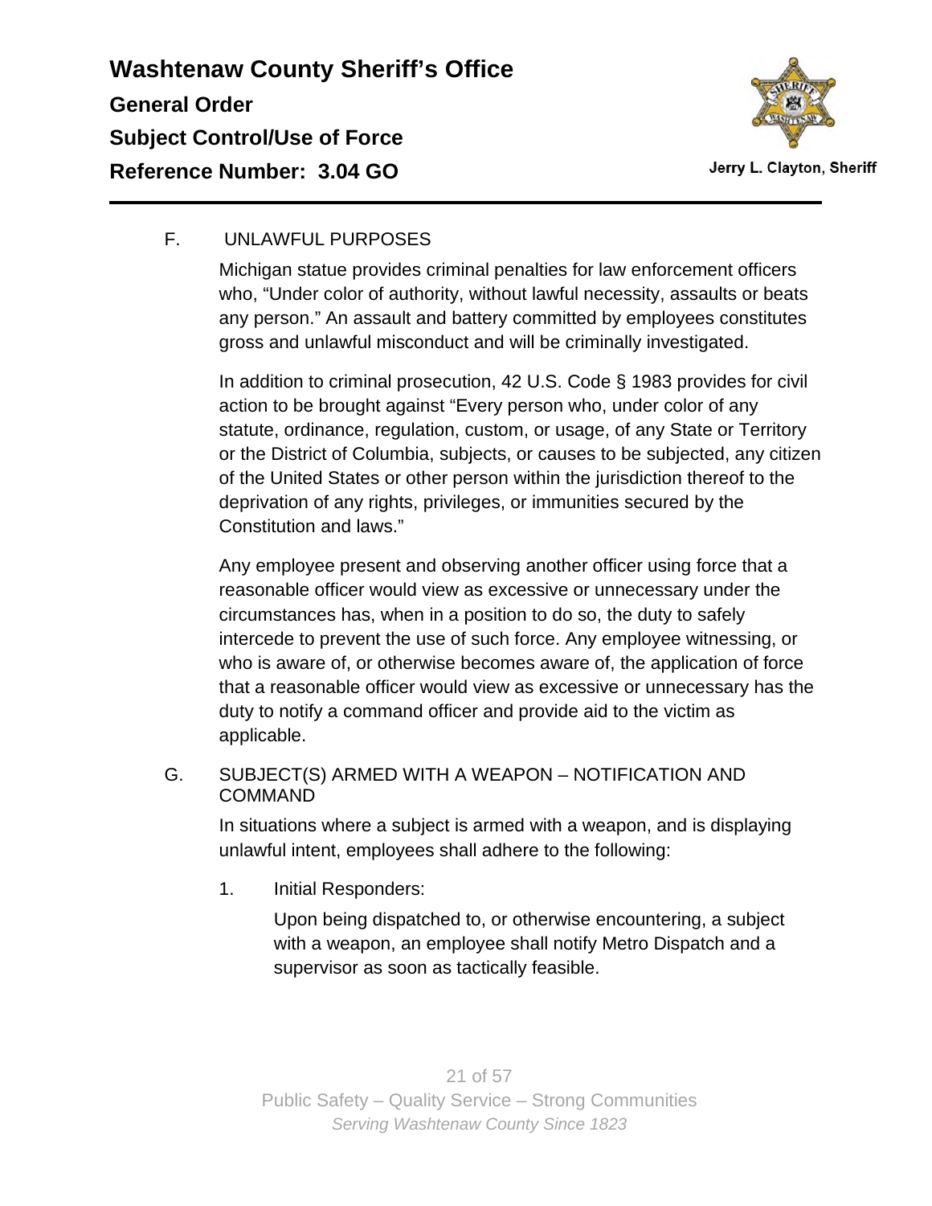F. UNLAWFUL PURPOSES

Michigan statue provides criminal penalties for law enforcement officers who, “Under color of authority, without lawful necessity, assaults or beats any person.” An assault and battery committed by employees constitutes gross and unlawful misconduct and will be criminally investigated.

In addition to criminal prosecution, 42 U.S. Code § 1983 provides for civil action to be brought against “Every person who, under color of any statute, ordinance, regulation, custom, or usage, of any State or Territory or the District of Columbia, subjects, or causes to be subjected, any citizen of the United States or other person within the jurisdiction thereof to the deprivation of any rights, privileges, or immunities secured by the Constitution and laws.”

Any employee present and observing another officer using force that a reasonable officer would view as excessive or unnecessary under the circumstances has, when in a position to do so, the duty to safely intercede to prevent the use of such force. Any employee witnessing, or who is aware of, or otherwise becomes aware of, the application of force that a reasonable officer would view as excessive or unnecessary has the duty to notify a command officer and provide aid to the victim as applicable.

G. SUBJECT(S) ARMED WITH A WEAPON – NOTIFICATION AND COMMAND

In situations where a subject is armed with a weapon, and is displaying unlawful intent, employees shall adhere to the following:

1. Initial Responders:

   Upon being dispatched to, or otherwise encountering, a subject with a weapon, an employee shall notify Metro Dispatch and a supervisor as soon as tactically feasible.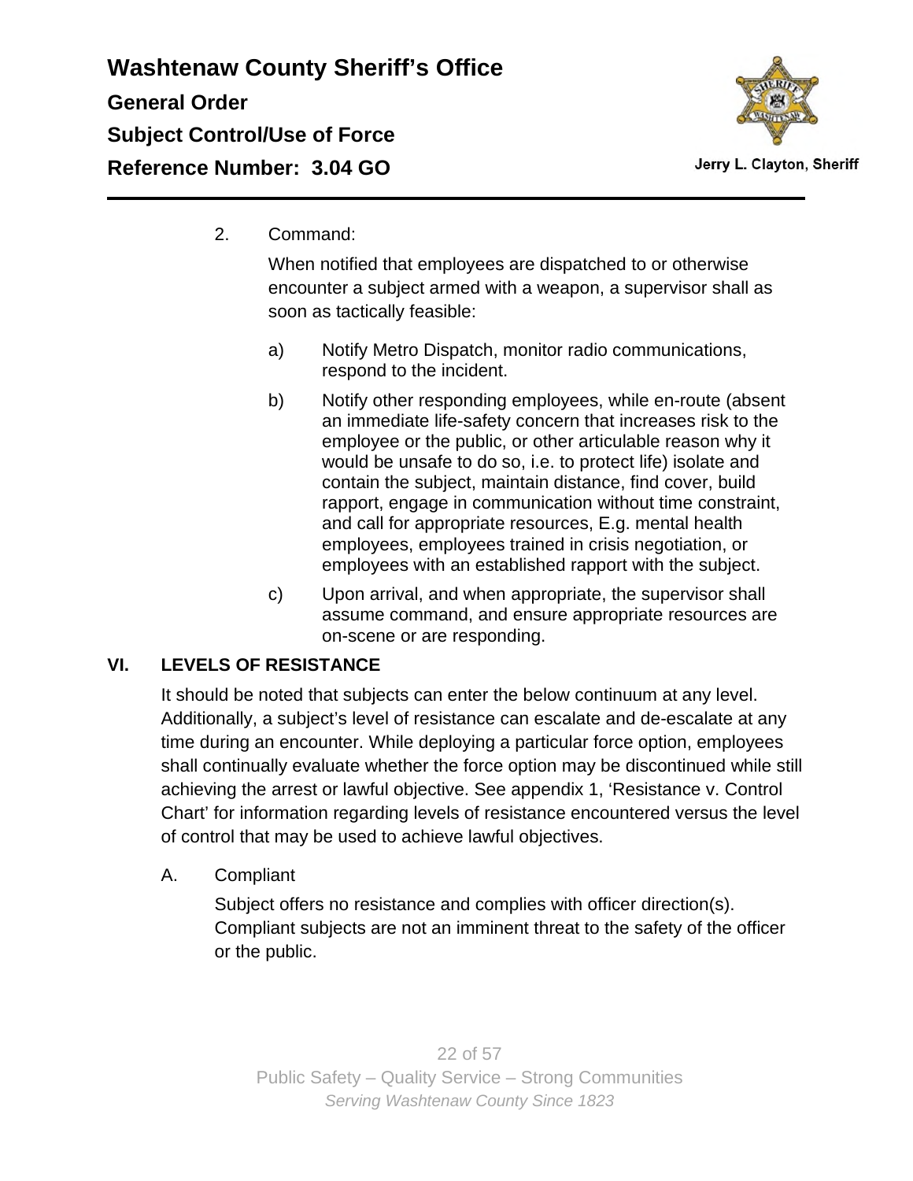2. Command:

   When notified that employees are dispatched to or otherwise encounter a subject armed with a weapon, a supervisor shall as soon as tactically feasible:

   a) Notify Metro Dispatch, monitor radio communications, respond to the incident.

   b) Notify other responding employees, while en-route (absent an immediate life-safety concern that increases risk to the employee or the public, or other articulable reason why it would be unsafe to do so, i.e. to protect life) isolate and contain the subject, maintain distance, find cover, build rapport, engage in communication without time constraint, and call for appropriate resources, E.g. mental health employees, employees trained in crisis negotiation, or employees with an established rapport with the subject.

   c) Upon arrival, and when appropriate, the supervisor shall assume command, and ensure appropriate resources are on-scene or are responding.

## VI. LEVELS OF RESISTANCE

It should be noted that subjects can enter the below continuum at any level. Additionally, a subject's level of resistance can escalate and de-escalate at any time during an encounter. While deploying a particular force option, employees shall continually evaluate whether the force option may be discontinued while still achieving the arrest or lawful objective. See appendix 1, 'Resistance v. Control Chart' for information regarding levels of resistance encountered versus the level of control that may be used to achieve lawful objectives.

A. Compliant

   Subject offers no resistance and complies with officer direction(s). Compliant subjects are not an imminent threat to the safety of the officer or the public.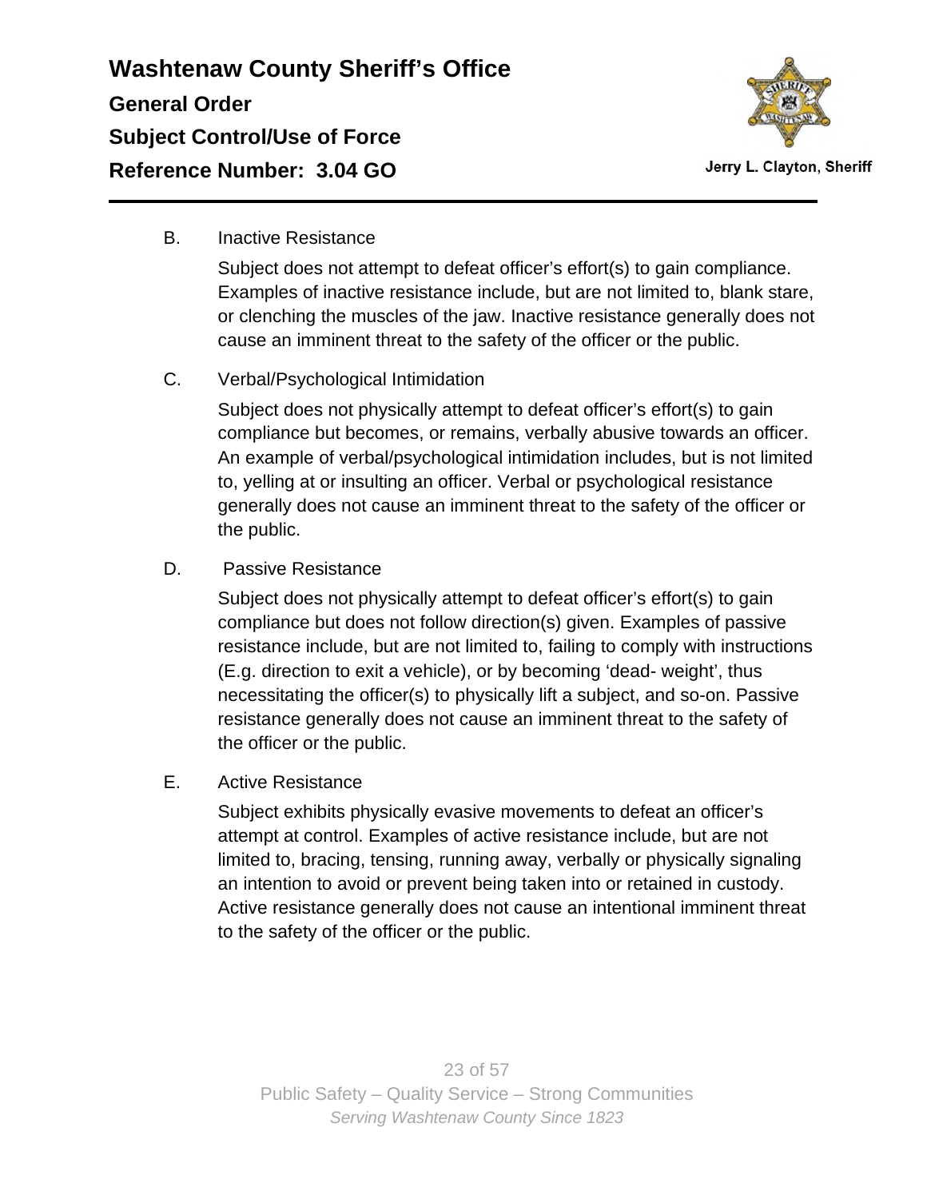B. Inactive Resistance

Subject does not attempt to defeat officer's effort(s) to gain compliance. Examples of inactive resistance include, but are not limited to, blank stare, or clenching the muscles of the jaw. Inactive resistance generally does not cause an imminent threat to the safety of the officer or the public.

C. Verbal/Psychological Intimidation

Subject does not physically attempt to defeat officer's effort(s) to gain compliance but becomes, or remains, verbally abusive towards an officer. An example of verbal/psychological intimidation includes, but is not limited to, yelling at or insulting an officer. Verbal or psychological resistance generally does not cause an imminent threat to the safety of the officer or the public.

D. Passive Resistance

Subject does not physically attempt to defeat officer's effort(s) to gain compliance but does not follow direction(s) given. Examples of passive resistance include, but are not limited to, failing to comply with instructions (E.g. direction to exit a vehicle), or by becoming 'dead- weight', thus necessitating the officer(s) to physically lift a subject, and so-on. Passive resistance generally does not cause an imminent threat to the safety of the officer or the public.

E. Active Resistance

Subject exhibits physically evasive movements to defeat an officer's attempt at control. Examples of active resistance include, but are not limited to, bracing, tensing, running away, verbally or physically signaling an intention to avoid or prevent being taken into or retained in custody. Active resistance generally does not cause an intentional imminent threat to the safety of the officer or the public.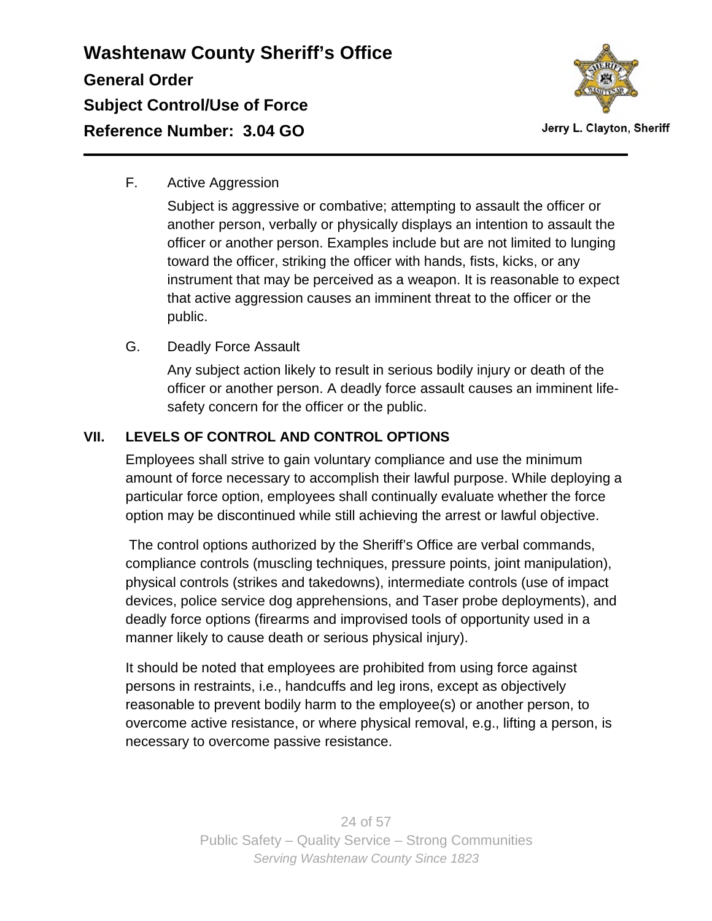F. Active Aggression

Subject is aggressive or combative; attempting to assault the officer or another person, verbally or physically displays an intention to assault the officer or another person. Examples include but are not limited to lunging toward the officer, striking the officer with hands, fists, kicks, or any instrument that may be perceived as a weapon. It is reasonable to expect that active aggression causes an imminent threat to the officer or the public.

G. Deadly Force Assault

Any subject action likely to result in serious bodily injury or death of the officer or another person. A deadly force assault causes an imminent life-safety concern for the officer or the public.

## VII. LEVELS OF CONTROL AND CONTROL OPTIONS

Employees shall strive to gain voluntary compliance and use the minimum amount of force necessary to accomplish their lawful purpose. While deploying a particular force option, employees shall continually evaluate whether the force option may be discontinued while still achieving the arrest or lawful objective.

The control options authorized by the Sheriff's Office are verbal commands, compliance controls (muscling techniques, pressure points, joint manipulation), physical controls (strikes and takedowns), intermediate controls (use of impact devices, police service dog apprehensions, and Taser probe deployments), and deadly force options (firearms and improvised tools of opportunity used in a manner likely to cause death or serious physical injury).

It should be noted that employees are prohibited from using force against persons in restraints, i.e., handcuffs and leg irons, except as objectively reasonable to prevent bodily harm to the employee(s) or another person, to overcome active resistance, or where physical removal, e.g., lifting a person, is necessary to overcome passive resistance.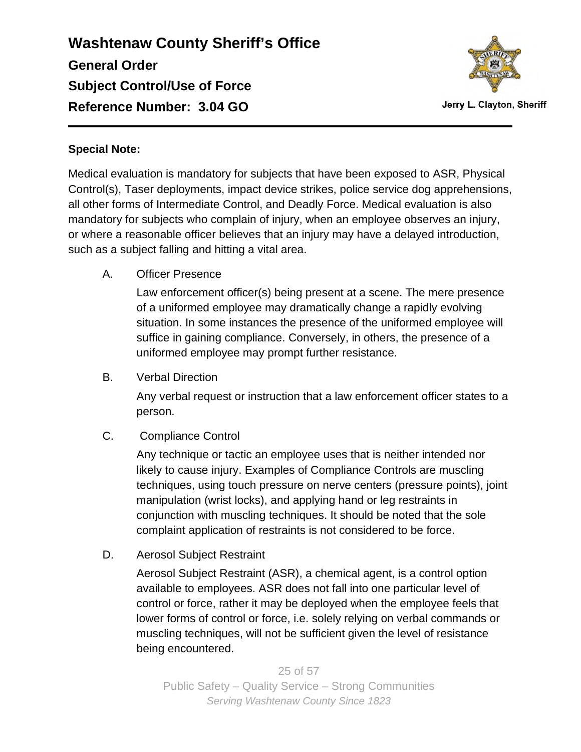# Washtenaw County Sheriff's Office

**General Order**

**Subject Control/Use of Force**

**Reference Number: 3.04 GO**

Jerry L. Clayton, Sheriff

**Special Note:**

Medical evaluation is mandatory for subjects that have been exposed to ASR, Physical Control(s), Taser deployments, impact device strikes, police service dog apprehensions, all other forms of Intermediate Control, and Deadly Force. Medical evaluation is also mandatory for subjects who complain of injury, when an employee observes an injury, or where a reasonable officer believes that an injury may have a delayed introduction, such as a subject falling and hitting a vital area.

A. Officer Presence

Law enforcement officer(s) being present at a scene. The mere presence of a uniformed employee may dramatically change a rapidly evolving situation. In some instances the presence of the uniformed employee will suffice in gaining compliance. Conversely, in others, the presence of a uniformed employee may prompt further resistance.

B. Verbal Direction

Any verbal request or instruction that a law enforcement officer states to a person.

C. Compliance Control

Any technique or tactic an employee uses that is neither intended nor likely to cause injury. Examples of Compliance Controls are muscling techniques, using touch pressure on nerve centers (pressure points), joint manipulation (wrist locks), and applying hand or leg restraints in conjunction with muscling techniques. It should be noted that the sole complaint application of restraints is not considered to be force.

D. Aerosol Subject Restraint

Aerosol Subject Restraint (ASR), a chemical agent, is a control option available to employees. ASR does not fall into one particular level of control or force, rather it may be deployed when the employee feels that lower forms of control or force, i.e. solely relying on verbal commands or muscling techniques, will not be sufficient given the level of resistance being encountered.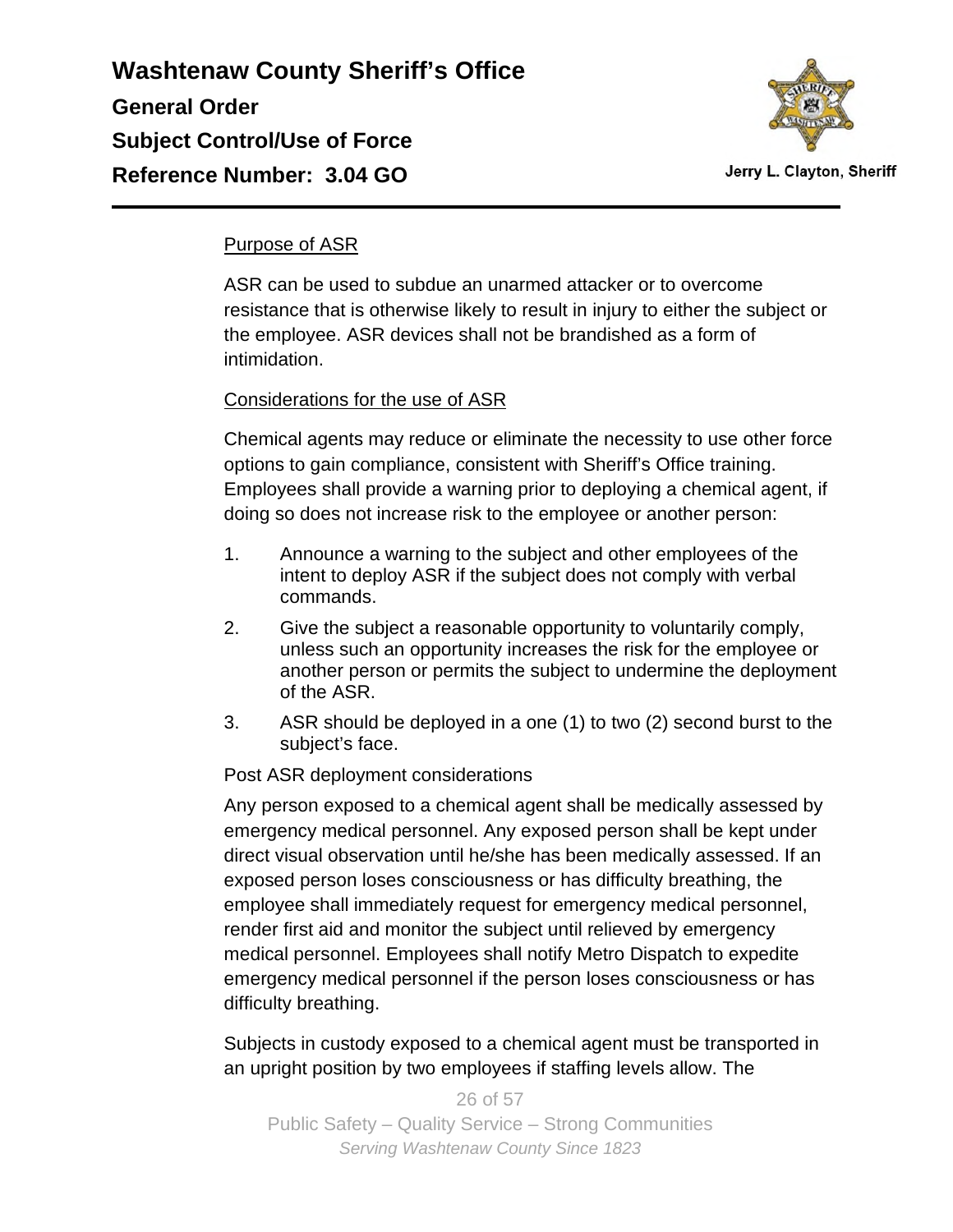Purpose of ASR

ASR can be used to subdue an unarmed attacker or to overcome resistance that is otherwise likely to result in injury to either the subject or the employee. ASR devices shall not be brandished as a form of intimidation.

Considerations for the use of ASR

Chemical agents may reduce or eliminate the necessity to use other force options to gain compliance, consistent with Sheriff's Office training. Employees shall provide a warning prior to deploying a chemical agent, if doing so does not increase risk to the employee or another person:

1. Announce a warning to the subject and other employees of the intent to deploy ASR if the subject does not comply with verbal commands.
2. Give the subject a reasonable opportunity to voluntarily comply, unless such an opportunity increases the risk for the employee or another person or permits the subject to undermine the deployment of the ASR.
3. ASR should be deployed in a one (1) to two (2) second burst to the subject's face.

Post ASR deployment considerations

Any person exposed to a chemical agent shall be medically assessed by emergency medical personnel. Any exposed person shall be kept under direct visual observation until he/she has been medically assessed. If an exposed person loses consciousness or has difficulty breathing, the employee shall immediately request for emergency medical personnel, render first aid and monitor the subject until relieved by emergency medical personnel. Employees shall notify Metro Dispatch to expedite emergency medical personnel if the person loses consciousness or has difficulty breathing.

Subjects in custody exposed to a chemical agent must be transported in an upright position by two employees if staffing levels allow. The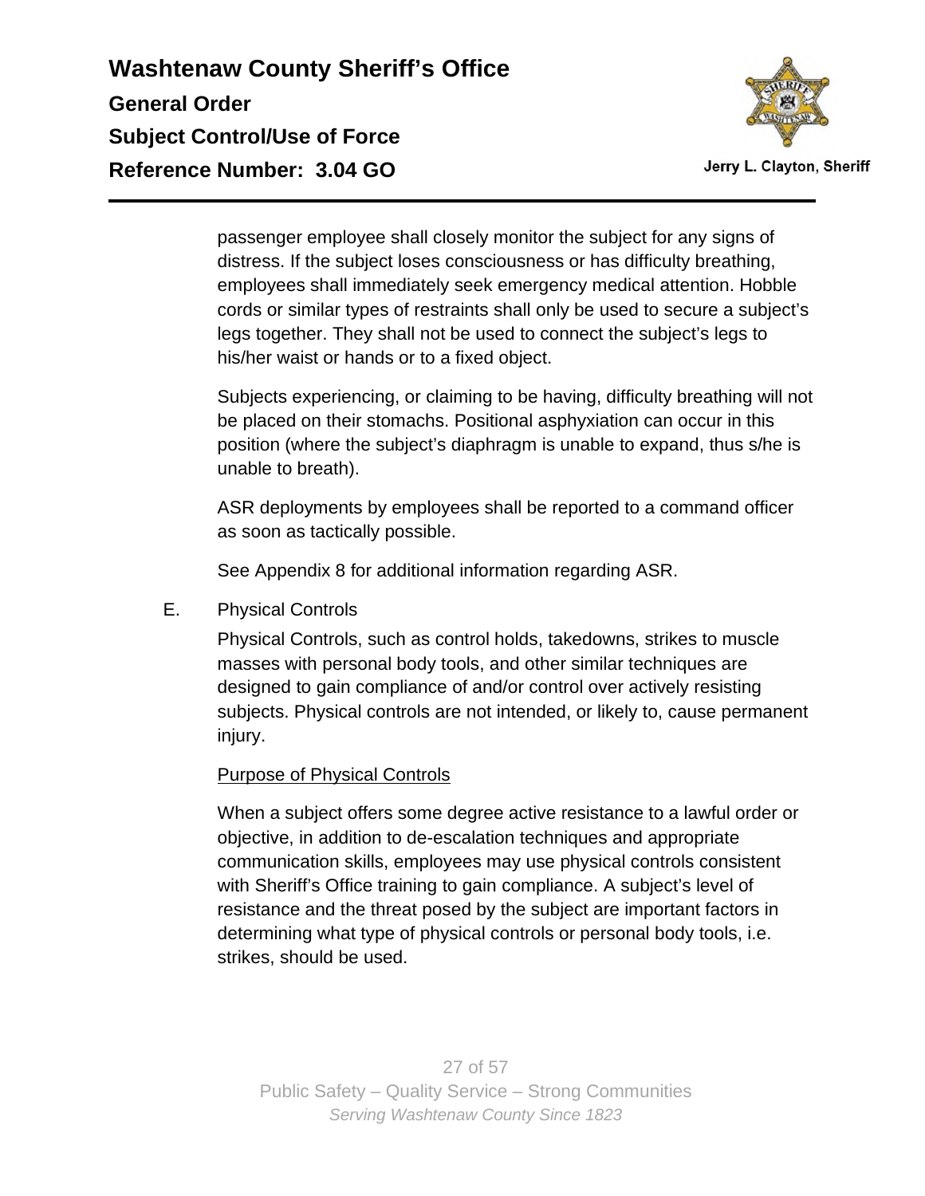passenger employee shall closely monitor the subject for any signs of distress. If the subject loses consciousness or has difficulty breathing, employees shall immediately seek emergency medical attention. Hobble cords or similar types of restraints shall only be used to secure a subject's legs together. They shall not be used to connect the subject's legs to his/her waist or hands or to a fixed object.

Subjects experiencing, or claiming to be having, difficulty breathing will not be placed on their stomachs. Positional asphyxiation can occur in this position (where the subject's diaphragm is unable to expand, thus s/he is unable to breath).

ASR deployments by employees shall be reported to a command officer as soon as tactically possible.

See Appendix 8 for additional information regarding ASR.

E. Physical Controls

Physical Controls, such as control holds, takedowns, strikes to muscle masses with personal body tools, and other similar techniques are designed to gain compliance of and/or control over actively resisting subjects. Physical controls are not intended, or likely to, cause permanent injury.

<u>Purpose of Physical Controls</u>

When a subject offers some degree active resistance to a lawful order or objective, in addition to de-escalation techniques and appropriate communication skills, employees may use physical controls consistent with Sheriff's Office training to gain compliance. A subject's level of resistance and the threat posed by the subject are important factors in determining what type of physical controls or personal body tools, i.e. strikes, should be used.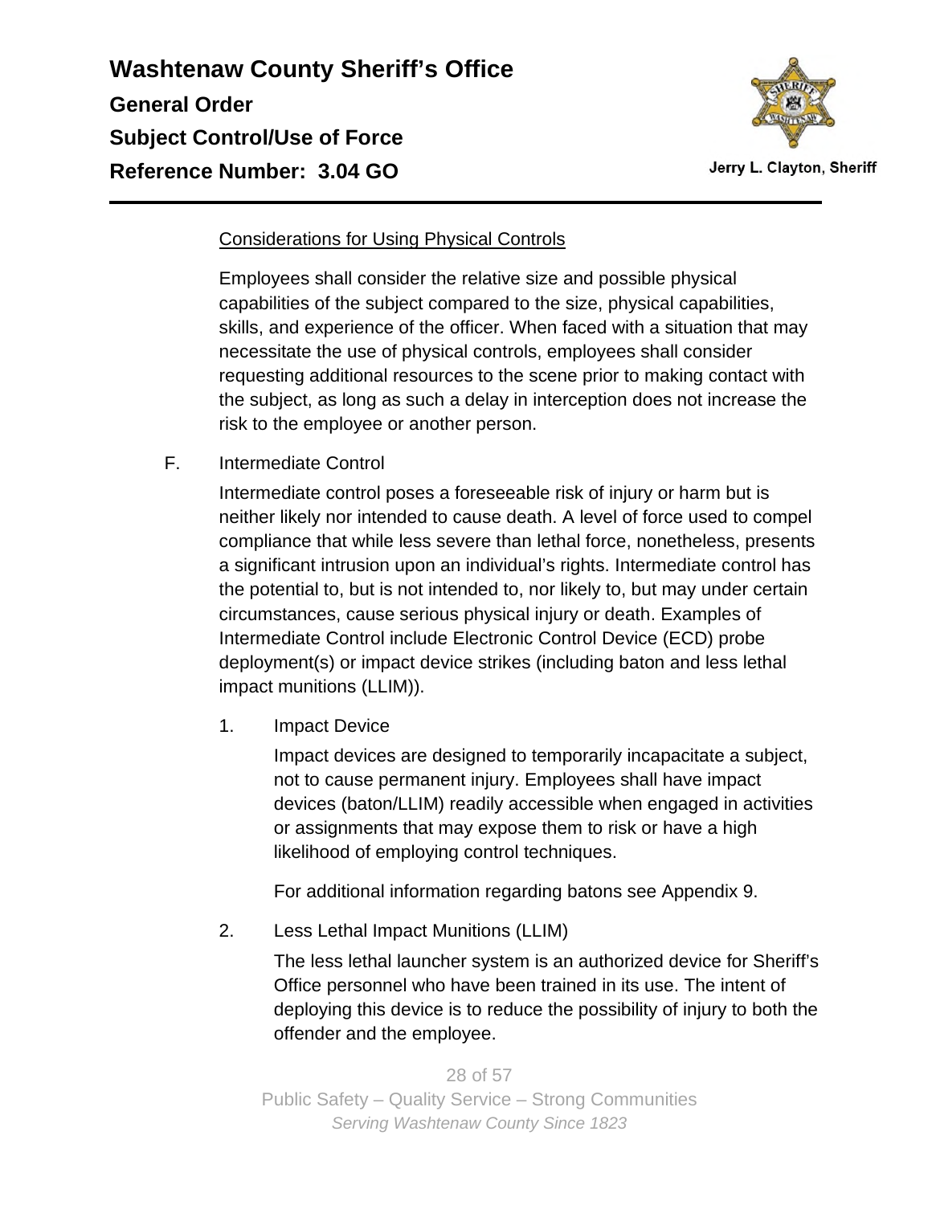Considerations for Using Physical Controls

Employees shall consider the relative size and possible physical capabilities of the subject compared to the size, physical capabilities, skills, and experience of the officer. When faced with a situation that may necessitate the use of physical controls, employees shall consider requesting additional resources to the scene prior to making contact with the subject, as long as such a delay in interception does not increase the risk to the employee or another person.

F. Intermediate Control

Intermediate control poses a foreseeable risk of injury or harm but is neither likely nor intended to cause death. A level of force used to compel compliance that while less severe than lethal force, nonetheless, presents a significant intrusion upon an individual's rights. Intermediate control has the potential to, but is not intended to, nor likely to, but may under certain circumstances, cause serious physical injury or death. Examples of Intermediate Control include Electronic Control Device (ECD) probe deployment(s) or impact device strikes (including baton and less lethal impact munitions (LLIM)).

1. Impact Device

   Impact devices are designed to temporarily incapacitate a subject, not to cause permanent injury. Employees shall have impact devices (baton/LLIM) readily accessible when engaged in activities or assignments that may expose them to risk or have a high likelihood of employing control techniques.

   For additional information regarding batons see Appendix 9.

2. Less Lethal Impact Munitions (LLIM)

   The less lethal launcher system is an authorized device for Sheriff's Office personnel who have been trained in its use. The intent of deploying this device is to reduce the possibility of injury to both the offender and the employee.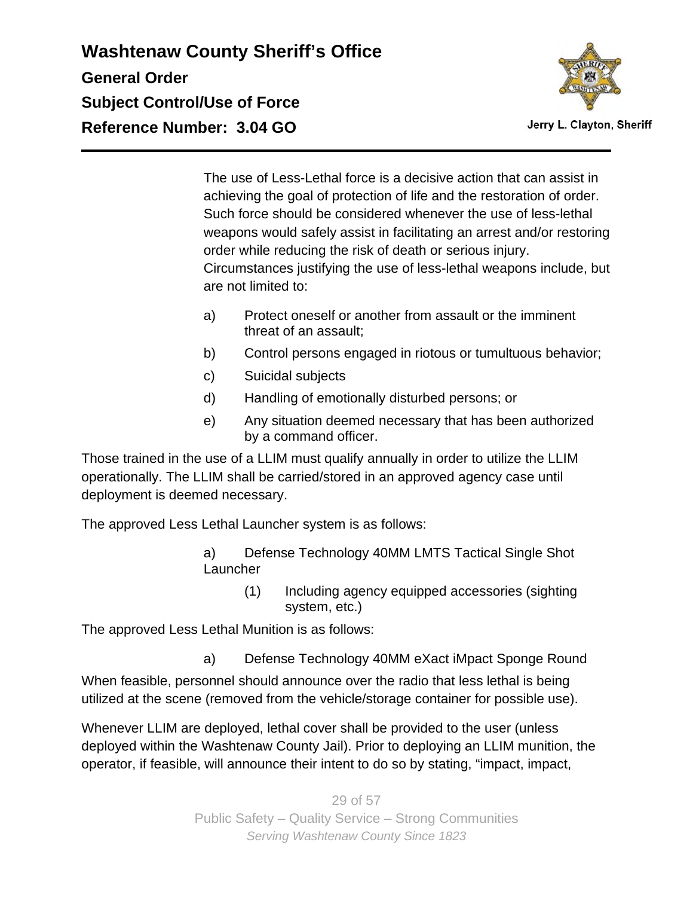The use of Less-Lethal force is a decisive action that can assist in achieving the goal of protection of life and the restoration of order. Such force should be considered whenever the use of less-lethal weapons would safely assist in facilitating an arrest and/or restoring order while reducing the risk of death or serious injury. Circumstances justifying the use of less-lethal weapons include, but are not limited to:

a) Protect oneself or another from assault or the imminent threat of an assault;

b) Control persons engaged in riotous or tumultuous behavior;

c) Suicidal subjects

d) Handling of emotionally disturbed persons; or

e) Any situation deemed necessary that has been authorized by a command officer.

Those trained in the use of a LLIM must qualify annually in order to utilize the LLIM operationally. The LLIM shall be carried/stored in an approved agency case until deployment is deemed necessary.

The approved Less Lethal Launcher system is as follows:

a) Defense Technology 40MM LMTS Tactical Single Shot Launcher

(1) Including agency equipped accessories (sighting system, etc.)

The approved Less Lethal Munition is as follows:

a) Defense Technology 40MM eXact iMpact Sponge Round

When feasible, personnel should announce over the radio that less lethal is being utilized at the scene (removed from the vehicle/storage container for possible use).

Whenever LLIM are deployed, lethal cover shall be provided to the user (unless deployed within the Washtenaw County Jail). Prior to deploying an LLIM munition, the operator, if feasible, will announce their intent to do so by stating, “impact, impact,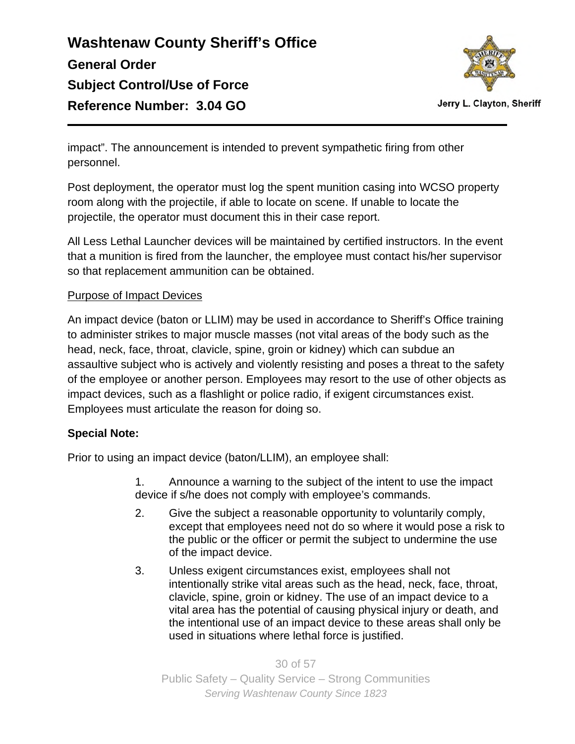impact". The announcement is intended to prevent sympathetic firing from other personnel.

Post deployment, the operator must log the spent munition casing into WCSO property room along with the projectile, if able to locate on scene. If unable to locate the projectile, the operator must document this in their case report.

All Less Lethal Launcher devices will be maintained by certified instructors. In the event that a munition is fired from the launcher, the employee must contact his/her supervisor so that replacement ammunition can be obtained.

Purpose of Impact Devices

An impact device (baton or LLIM) may be used in accordance to Sheriff's Office training to administer strikes to major muscle masses (not vital areas of the body such as the head, neck, face, throat, clavicle, spine, groin or kidney) which can subdue an assaultive subject who is actively and violently resisting and poses a threat to the safety of the employee or another person. Employees may resort to the use of other objects as impact devices, such as a flashlight or police radio, if exigent circumstances exist. Employees must articulate the reason for doing so.

**Special Note:**

Prior to using an impact device (baton/LLIM), an employee shall:

1. Announce a warning to the subject of the intent to use the impact device if s/he does not comply with employee's commands.
2. Give the subject a reasonable opportunity to voluntarily comply, except that employees need not do so where it would pose a risk to the public or the officer or permit the subject to undermine the use of the impact device.
3. Unless exigent circumstances exist, employees shall not intentionally strike vital areas such as the head, neck, face, throat, clavicle, spine, groin or kidney. The use of an impact device to a vital area has the potential of causing physical injury or death, and the intentional use of an impact device to these areas shall only be used in situations where lethal force is justified.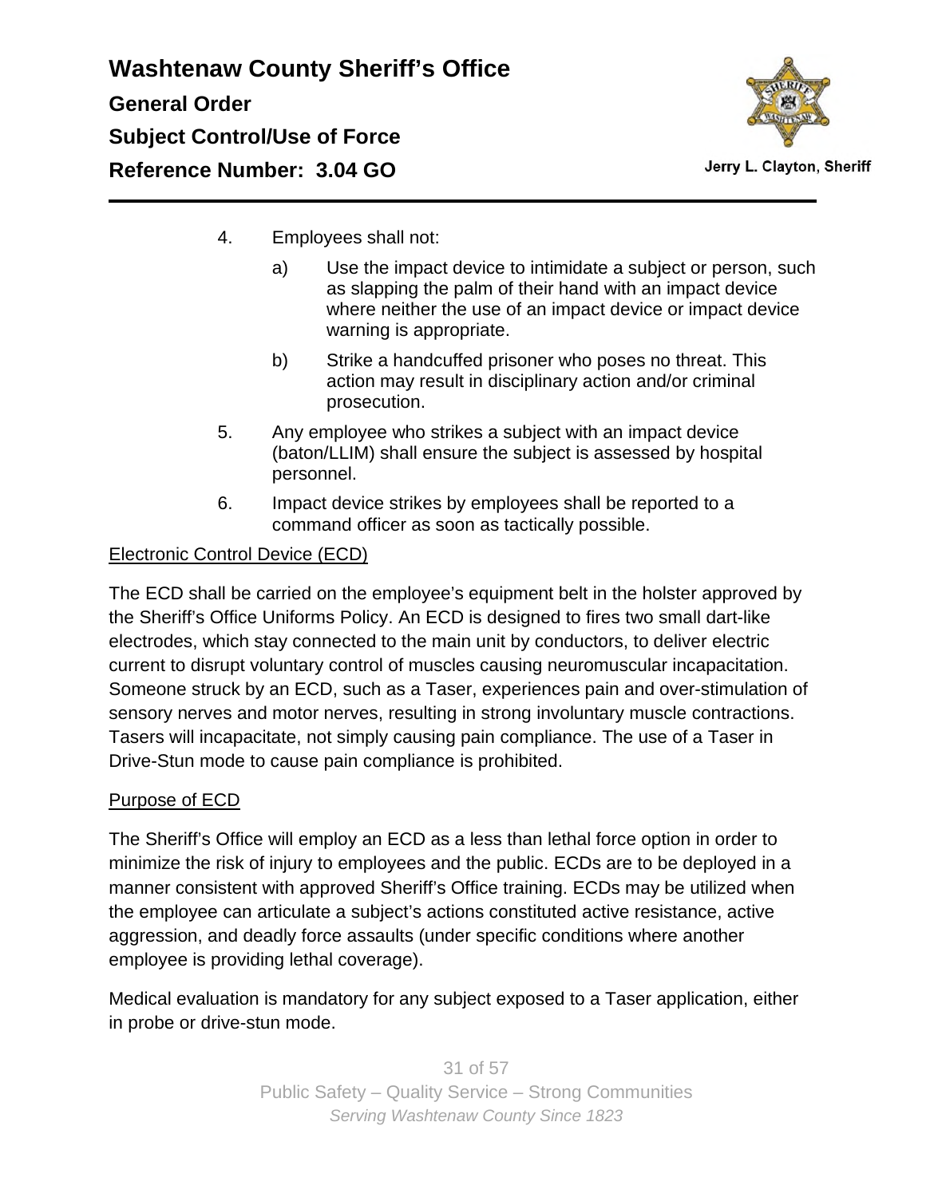4. Employees shall not:

   a) Use the impact device to intimidate a subject or person, such as slapping the palm of their hand with an impact device where neither the use of an impact device or impact device warning is appropriate.

   b) Strike a handcuffed prisoner who poses no threat. This action may result in disciplinary action and/or criminal prosecution.

5. Any employee who strikes a subject with an impact device (baton/LLIM) shall ensure the subject is assessed by hospital personnel.

6. Impact device strikes by employees shall be reported to a command officer as soon as tactically possible.

<u>Electronic Control Device (ECD)</u>

The ECD shall be carried on the employee's equipment belt in the holster approved by the Sheriff's Office Uniforms Policy. An ECD is designed to fires two small dart-like electrodes, which stay connected to the main unit by conductors, to deliver electric current to disrupt voluntary control of muscles causing neuromuscular incapacitation. Someone struck by an ECD, such as a Taser, experiences pain and over-stimulation of sensory nerves and motor nerves, resulting in strong involuntary muscle contractions. Tasers will incapacitate, not simply causing pain compliance. The use of a Taser in Drive-Stun mode to cause pain compliance is prohibited.

<u>Purpose of ECD</u>

The Sheriff's Office will employ an ECD as a less than lethal force option in order to minimize the risk of injury to employees and the public. ECDs are to be deployed in a manner consistent with approved Sheriff's Office training. ECDs may be utilized when the employee can articulate a subject's actions constituted active resistance, active aggression, and deadly force assaults (under specific conditions where another employee is providing lethal coverage).

Medical evaluation is mandatory for any subject exposed to a Taser application, either in probe or drive-stun mode.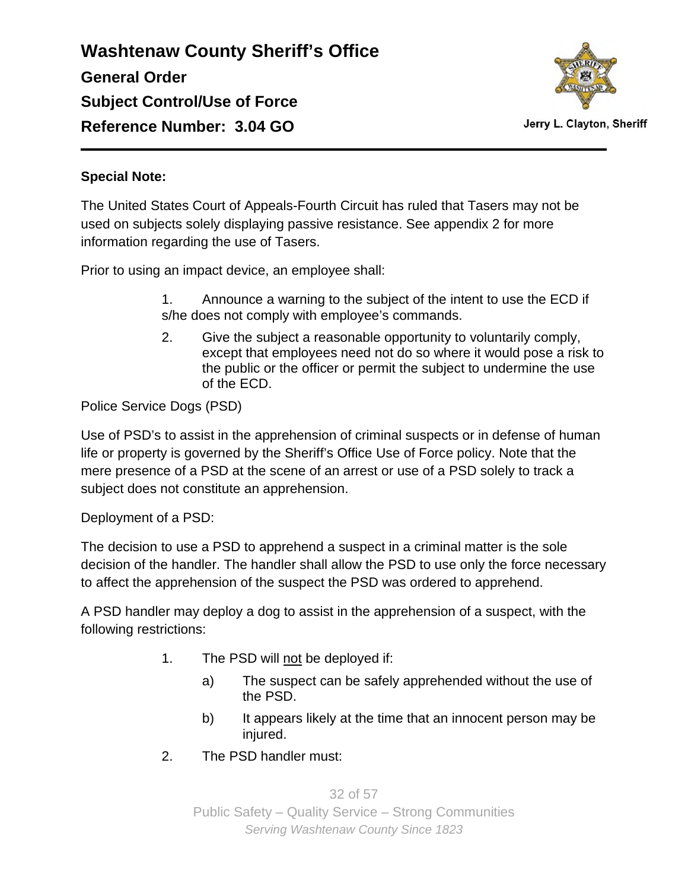**Special Note:**

The United States Court of Appeals-Fourth Circuit has ruled that Tasers may not be used on subjects solely displaying passive resistance. See appendix 2 for more information regarding the use of Tasers.

Prior to using an impact device, an employee shall:

1. Announce a warning to the subject of the intent to use the ECD if s/he does not comply with employee's commands.
2. Give the subject a reasonable opportunity to voluntarily comply, except that employees need not do so where it would pose a risk to the public or the officer or permit the subject to undermine the use of the ECD.

Police Service Dogs (PSD)

Use of PSD's to assist in the apprehension of criminal suspects or in defense of human life or property is governed by the Sheriff's Office Use of Force policy. Note that the mere presence of a PSD at the scene of an arrest or use of a PSD solely to track a subject does not constitute an apprehension.

Deployment of a PSD:

The decision to use a PSD to apprehend a suspect in a criminal matter is the sole decision of the handler. The handler shall allow the PSD to use only the force necessary to affect the apprehension of the suspect the PSD was ordered to apprehend.

A PSD handler may deploy a dog to assist in the apprehension of a suspect, with the following restrictions:

1. The PSD will <u>not</u> be deployed if:
   a) The suspect can be safely apprehended without the use of the PSD.
   b) It appears likely at the time that an innocent person may be injured.
2. The PSD handler must: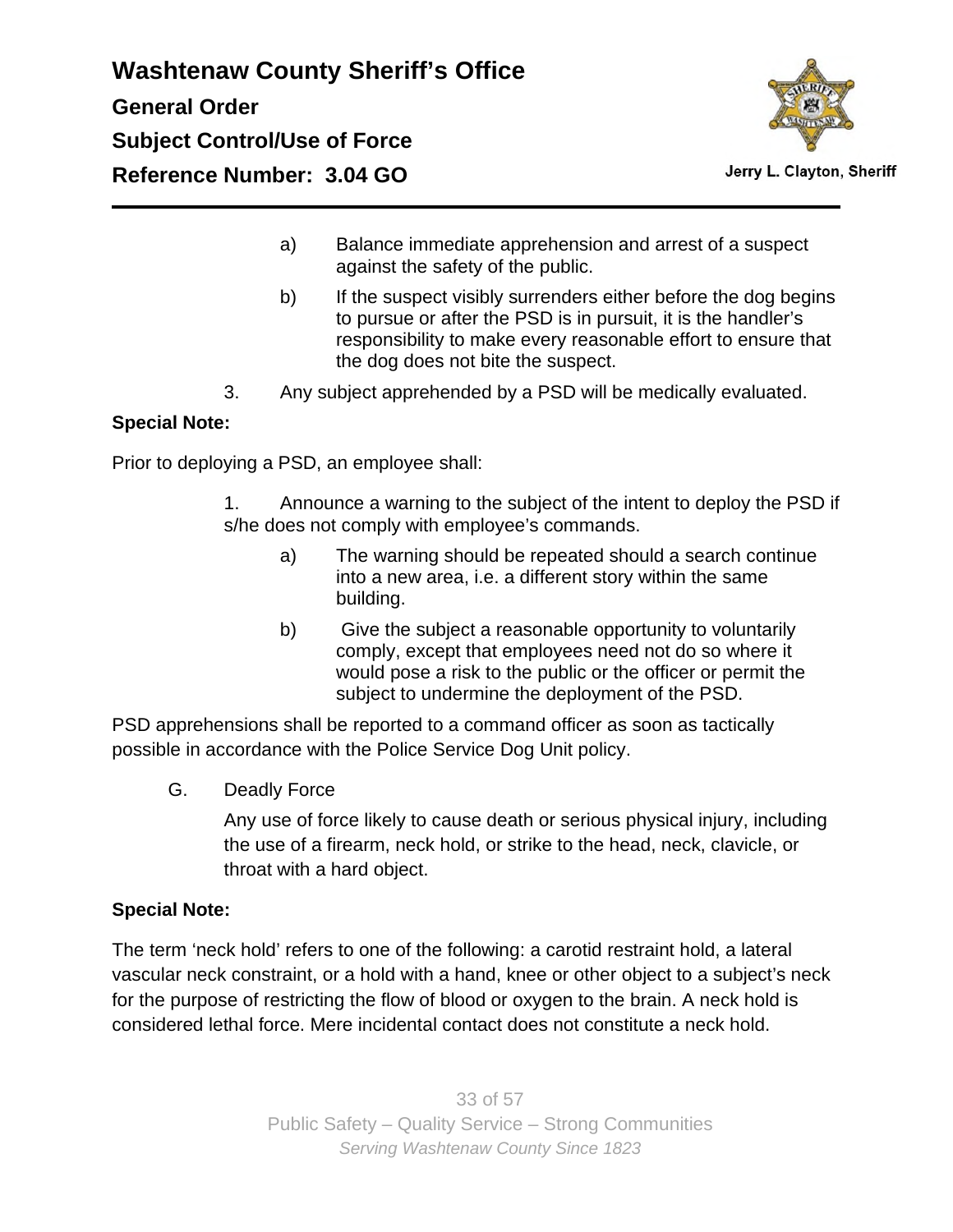a) Balance immediate apprehension and arrest of a suspect against the safety of the public.

b) If the suspect visibly surrenders either before the dog begins to pursue or after the PSD is in pursuit, it is the handler's responsibility to make every reasonable effort to ensure that the dog does not bite the suspect.

3. Any subject apprehended by a PSD will be medically evaluated.

**Special Note:**

Prior to deploying a PSD, an employee shall:

1. Announce a warning to the subject of the intent to deploy the PSD if s/he does not comply with employee's commands.

a) The warning should be repeated should a search continue into a new area, i.e. a different story within the same building.

b) Give the subject a reasonable opportunity to voluntarily comply, except that employees need not do so where it would pose a risk to the public or the officer or permit the subject to undermine the deployment of the PSD.

PSD apprehensions shall be reported to a command officer as soon as tactically possible in accordance with the Police Service Dog Unit policy.

G. Deadly Force

Any use of force likely to cause death or serious physical injury, including the use of a firearm, neck hold, or strike to the head, neck, clavicle, or throat with a hard object.

**Special Note:**

The term 'neck hold' refers to one of the following: a carotid restraint hold, a lateral vascular neck constraint, or a hold with a hand, knee or other object to a subject's neck for the purpose of restricting the flow of blood or oxygen to the brain. A neck hold is considered lethal force. Mere incidental contact does not constitute a neck hold.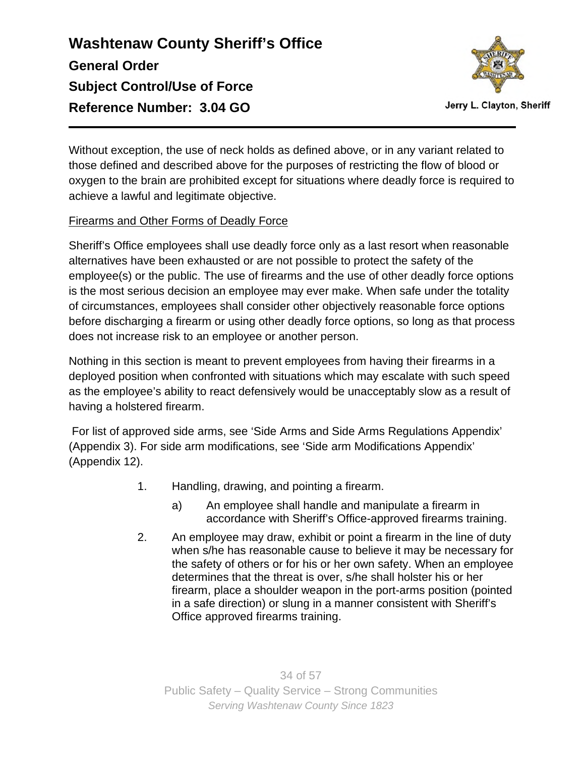Without exception, the use of neck holds as defined above, or in any variant related to those defined and described above for the purposes of restricting the flow of blood or oxygen to the brain are prohibited except for situations where deadly force is required to achieve a lawful and legitimate objective.

Firearms and Other Forms of Deadly Force

Sheriff's Office employees shall use deadly force only as a last resort when reasonable alternatives have been exhausted or are not possible to protect the safety of the employee(s) or the public. The use of firearms and the use of other deadly force options is the most serious decision an employee may ever make. When safe under the totality of circumstances, employees shall consider other objectively reasonable force options before discharging a firearm or using other deadly force options, so long as that process does not increase risk to an employee or another person.

Nothing in this section is meant to prevent employees from having their firearms in a deployed position when confronted with situations which may escalate with such speed as the employee's ability to react defensively would be unacceptably slow as a result of having a holstered firearm.

For list of approved side arms, see 'Side Arms and Side Arms Regulations Appendix' (Appendix 3). For side arm modifications, see 'Side arm Modifications Appendix' (Appendix 12).

1. Handling, drawing, and pointing a firearm.
    a) An employee shall handle and manipulate a firearm in accordance with Sheriff's Office-approved firearms training.
2. An employee may draw, exhibit or point a firearm in the line of duty when s/he has reasonable cause to believe it may be necessary for the safety of others or for his or her own safety. When an employee determines that the threat is over, s/he shall holster his or her firearm, place a shoulder weapon in the port-arms position (pointed in a safe direction) or slung in a manner consistent with Sheriff's Office approved firearms training.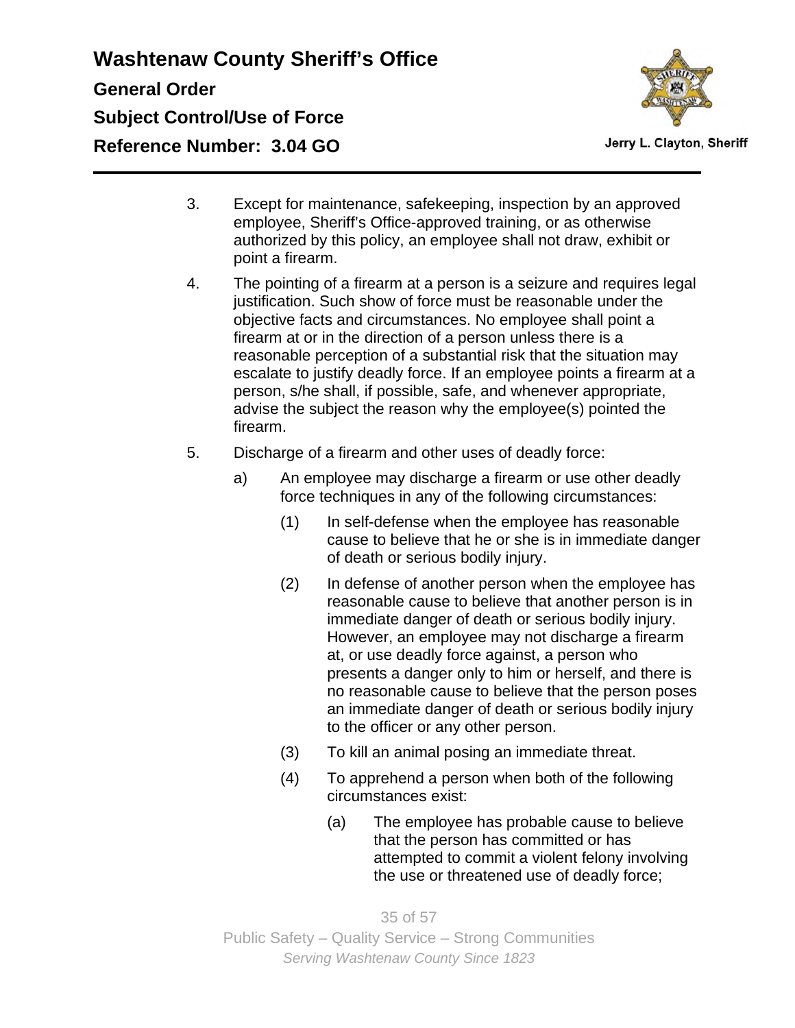3. Except for maintenance, safekeeping, inspection by an approved employee, Sheriff's Office-approved training, or as otherwise authorized by this policy, an employee shall not draw, exhibit or point a firearm.

4. The pointing of a firearm at a person is a seizure and requires legal justification. Such show of force must be reasonable under the objective facts and circumstances. No employee shall point a firearm at or in the direction of a person unless there is a reasonable perception of a substantial risk that the situation may escalate to justify deadly force. If an employee points a firearm at a person, s/he shall, if possible, safe, and whenever appropriate, advise the subject the reason why the employee(s) pointed the firearm.

5. Discharge of a firearm and other uses of deadly force:

   a) An employee may discharge a firearm or use other deadly force techniques in any of the following circumstances:

      (1) In self-defense when the employee has reasonable cause to believe that he or she is in immediate danger of death or serious bodily injury.

      (2) In defense of another person when the employee has reasonable cause to believe that another person is in immediate danger of death or serious bodily injury. However, an employee may not discharge a firearm at, or use deadly force against, a person who presents a danger only to him or herself, and there is no reasonable cause to believe that the person poses an immediate danger of death or serious bodily injury to the officer or any other person.

      (3) To kill an animal posing an immediate threat.

      (4) To apprehend a person when both of the following circumstances exist:

         (a) The employee has probable cause to believe that the person has committed or has attempted to commit a violent felony involving the use or threatened use of deadly force;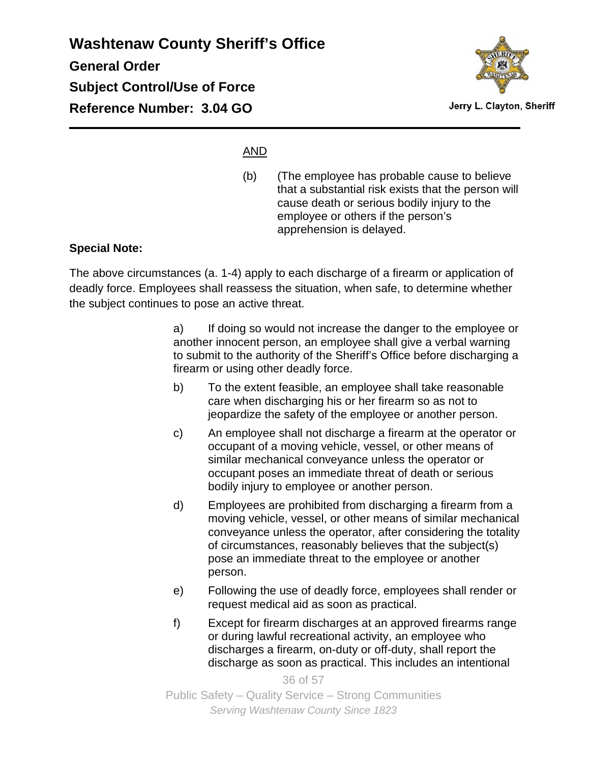AND

(b) (The employee has probable cause to believe that a substantial risk exists that the person will cause death or serious bodily injury to the employee or others if the person's apprehension is delayed.

**Special Note:**

The above circumstances (a. 1-4) apply to each discharge of a firearm or application of deadly force. Employees shall reassess the situation, when safe, to determine whether the subject continues to pose an active threat.

a) If doing so would not increase the danger to the employee or another innocent person, an employee shall give a verbal warning to submit to the authority of the Sheriff's Office before discharging a firearm or using other deadly force.

b) To the extent feasible, an employee shall take reasonable care when discharging his or her firearm so as not to jeopardize the safety of the employee or another person.

c) An employee shall not discharge a firearm at the operator or occupant of a moving vehicle, vessel, or other means of similar mechanical conveyance unless the operator or occupant poses an immediate threat of death or serious bodily injury to employee or another person.

d) Employees are prohibited from discharging a firearm from a moving vehicle, vessel, or other means of similar mechanical conveyance unless the operator, after considering the totality of circumstances, reasonably believes that the subject(s) pose an immediate threat to the employee or another person.

e) Following the use of deadly force, employees shall render or request medical aid as soon as practical.

f) Except for firearm discharges at an approved firearms range or during lawful recreational activity, an employee who discharges a firearm, on-duty or off-duty, shall report the discharge as soon as practical. This includes an intentional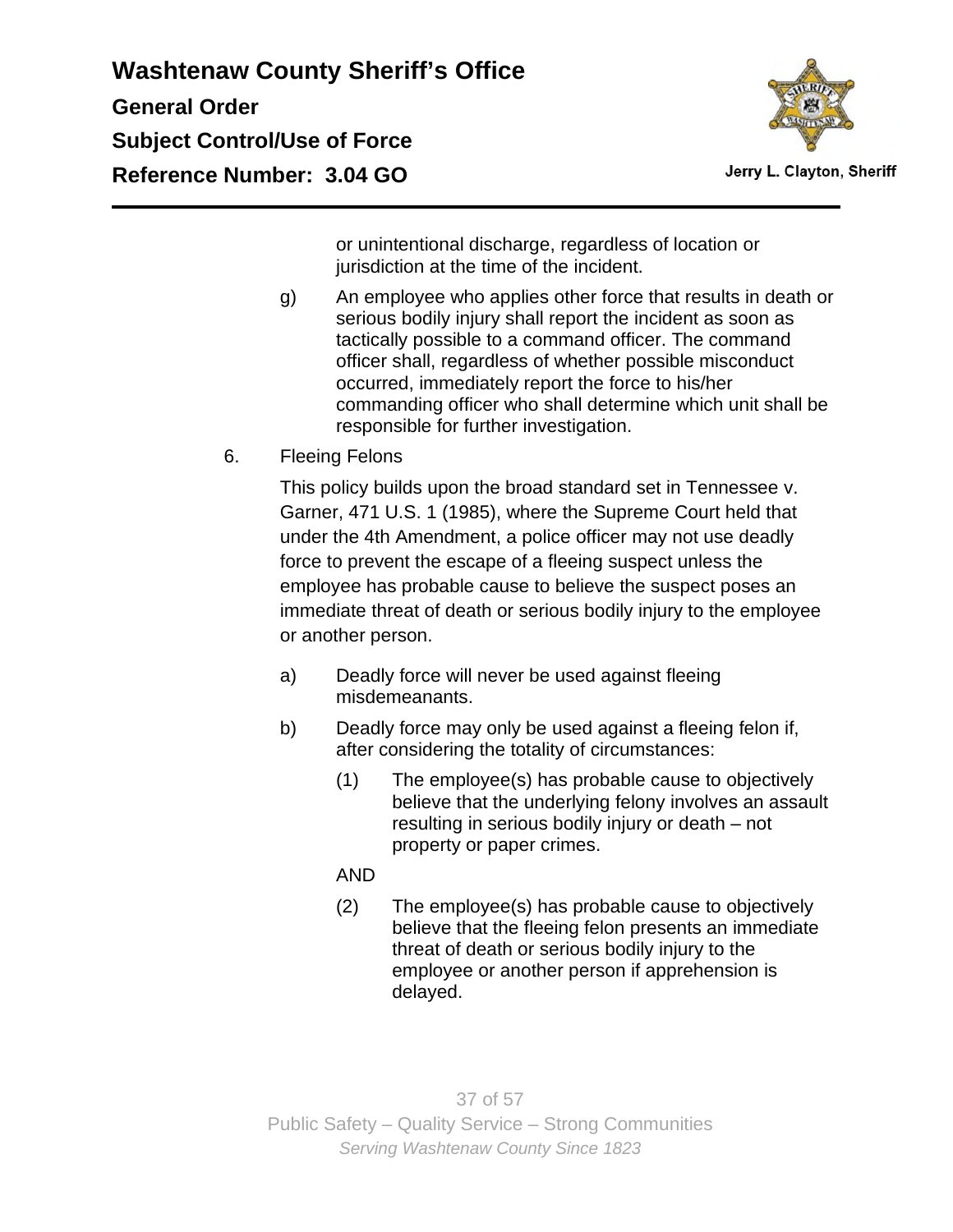or unintentional discharge, regardless of location or jurisdiction at the time of the incident.

g) An employee who applies other force that results in death or serious bodily injury shall report the incident as soon as tactically possible to a command officer. The command officer shall, regardless of whether possible misconduct occurred, immediately report the force to his/her commanding officer who shall determine which unit shall be responsible for further investigation.

6. Fleeing Felons

This policy builds upon the broad standard set in Tennessee v. Garner, 471 U.S. 1 (1985), where the Supreme Court held that under the 4th Amendment, a police officer may not use deadly force to prevent the escape of a fleeing suspect unless the employee has probable cause to believe the suspect poses an immediate threat of death or serious bodily injury to the employee or another person.

a) Deadly force will never be used against fleeing misdemeanants.

b) Deadly force may only be used against a fleeing felon if, after considering the totality of circumstances:

(1) The employee(s) has probable cause to objectively believe that the underlying felony involves an assault resulting in serious bodily injury or death – not property or paper crimes.

AND

(2) The employee(s) has probable cause to objectively believe that the fleeing felon presents an immediate threat of death or serious bodily injury to the employee or another person if apprehension is delayed.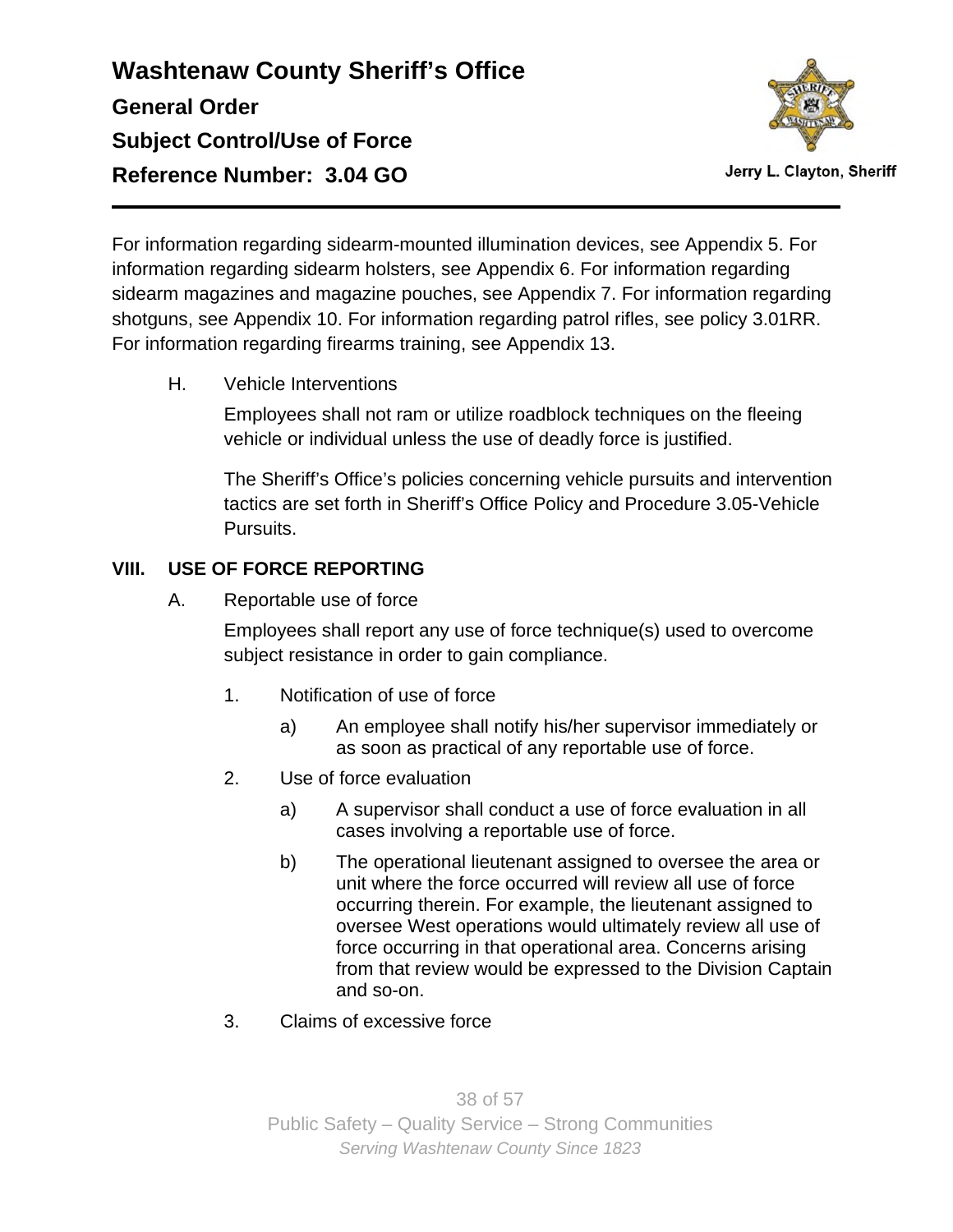For information regarding sidearm-mounted illumination devices, see Appendix 5. For information regarding sidearm holsters, see Appendix 6. For information regarding sidearm magazines and magazine pouches, see Appendix 7. For information regarding shotguns, see Appendix 10. For information regarding patrol rifles, see policy 3.01RR. For information regarding firearms training, see Appendix 13.

H. Vehicle Interventions

Employees shall not ram or utilize roadblock techniques on the fleeing vehicle or individual unless the use of deadly force is justified.

The Sheriff's Office's policies concerning vehicle pursuits and intervention tactics are set forth in Sheriff's Office Policy and Procedure 3.05-Vehicle Pursuits.

## VIII. USE OF FORCE REPORTING

A. Reportable use of force

Employees shall report any use of force technique(s) used to overcome subject resistance in order to gain compliance.

1. Notification of use of force
   - a) An employee shall notify his/her supervisor immediately or as soon as practical of any reportable use of force.
2. Use of force evaluation
   - a) A supervisor shall conduct a use of force evaluation in all cases involving a reportable use of force.
   - b) The operational lieutenant assigned to oversee the area or unit where the force occurred will review all use of force occurring therein. For example, the lieutenant assigned to oversee West operations would ultimately review all use of force occurring in that operational area. Concerns arising from that review would be expressed to the Division Captain and so-on.
3. Claims of excessive force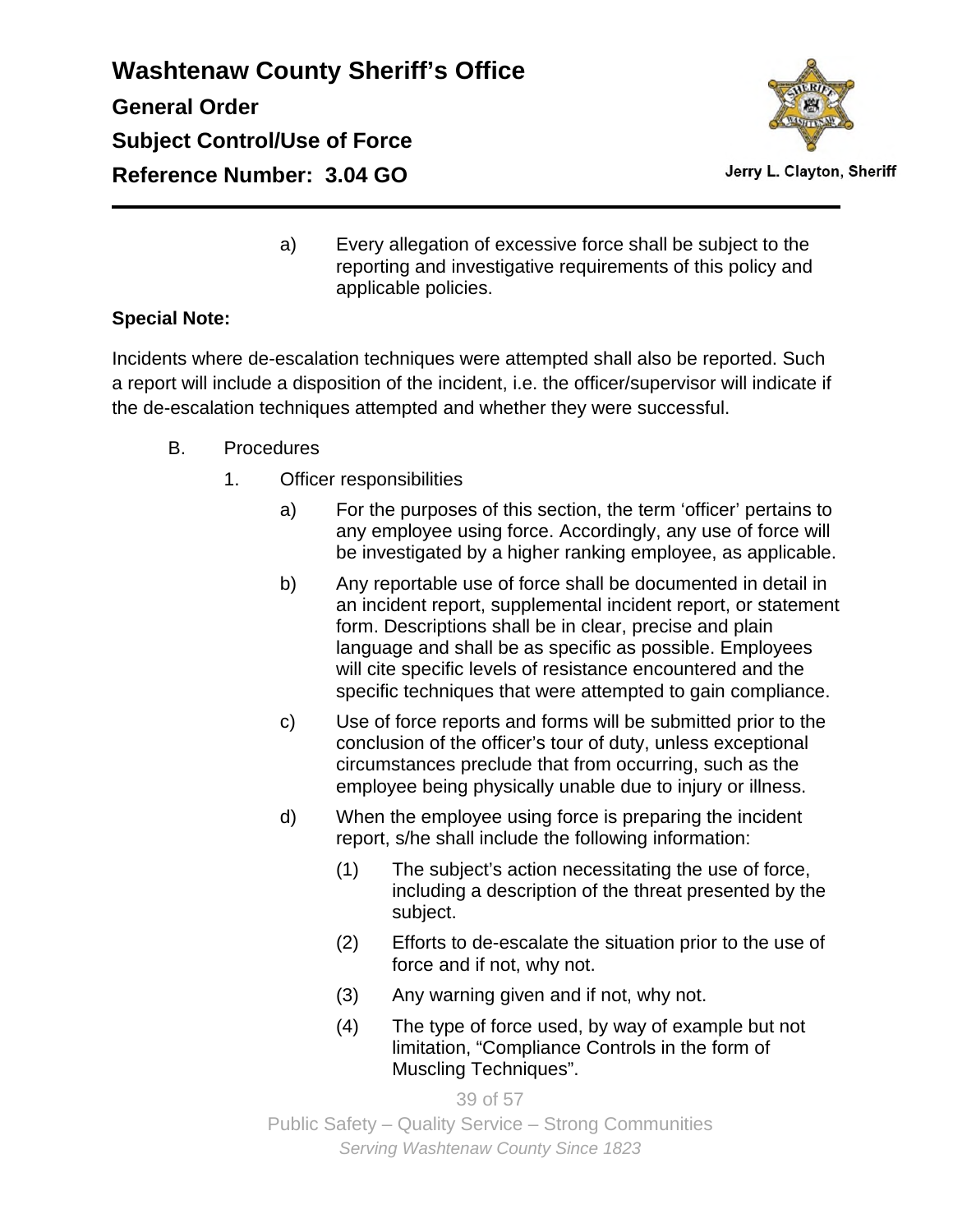a) Every allegation of excessive force shall be subject to the reporting and investigative requirements of this policy and applicable policies.

**Special Note:**

Incidents where de-escalation techniques were attempted shall also be reported. Such a report will include a disposition of the incident, i.e. the officer/supervisor will indicate if the de-escalation techniques attempted and whether they were successful.

B. Procedures

1. Officer responsibilities

a) For the purposes of this section, the term ‘officer’ pertains to any employee using force. Accordingly, any use of force will be investigated by a higher ranking employee, as applicable.

b) Any reportable use of force shall be documented in detail in an incident report, supplemental incident report, or statement form. Descriptions shall be in clear, precise and plain language and shall be as specific as possible. Employees will cite specific levels of resistance encountered and the specific techniques that were attempted to gain compliance.

c) Use of force reports and forms will be submitted prior to the conclusion of the officer’s tour of duty, unless exceptional circumstances preclude that from occurring, such as the employee being physically unable due to injury or illness.

d) When the employee using force is preparing the incident report, s/he shall include the following information:

(1) The subject’s action necessitating the use of force, including a description of the threat presented by the subject.

(2) Efforts to de-escalate the situation prior to the use of force and if not, why not.

(3) Any warning given and if not, why not.

(4) The type of force used, by way of example but not limitation, “Compliance Controls in the form of Muscling Techniques”.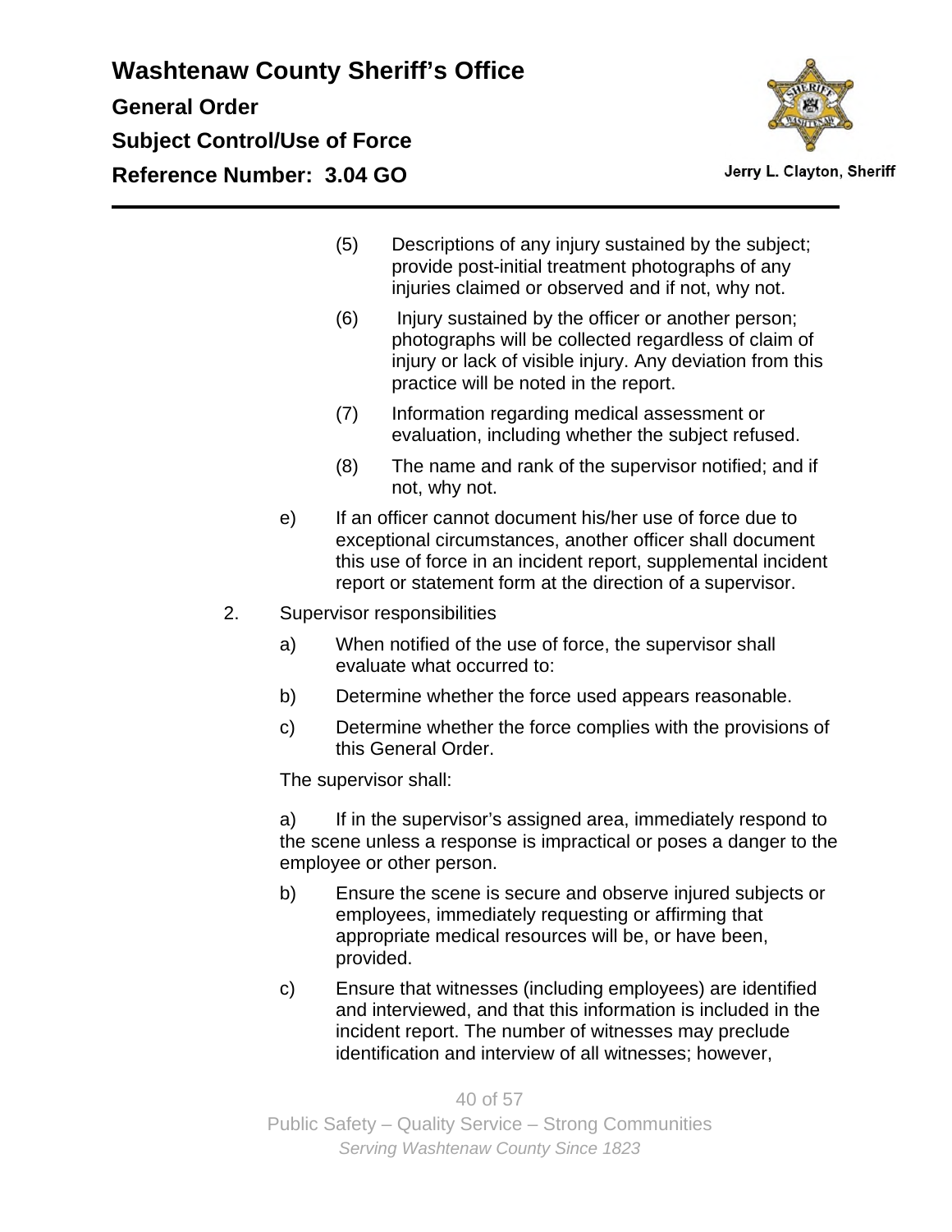(5) Descriptions of any injury sustained by the subject; provide post-initial treatment photographs of any injuries claimed or observed and if not, why not.

(6) Injury sustained by the officer or another person; photographs will be collected regardless of claim of injury or lack of visible injury. Any deviation from this practice will be noted in the report.

(7) Information regarding medical assessment or evaluation, including whether the subject refused.

(8) The name and rank of the supervisor notified; and if not, why not.

e) If an officer cannot document his/her use of force due to exceptional circumstances, another officer shall document this use of force in an incident report, supplemental incident report or statement form at the direction of a supervisor.

2. Supervisor responsibilities

a) When notified of the use of force, the supervisor shall evaluate what occurred to:

b) Determine whether the force used appears reasonable.

c) Determine whether the force complies with the provisions of this General Order.

The supervisor shall:

a) If in the supervisor's assigned area, immediately respond to the scene unless a response is impractical or poses a danger to the employee or other person.

b) Ensure the scene is secure and observe injured subjects or employees, immediately requesting or affirming that appropriate medical resources will be, or have been, provided.

c) Ensure that witnesses (including employees) are identified and interviewed, and that this information is included in the incident report. The number of witnesses may preclude identification and interview of all witnesses; however,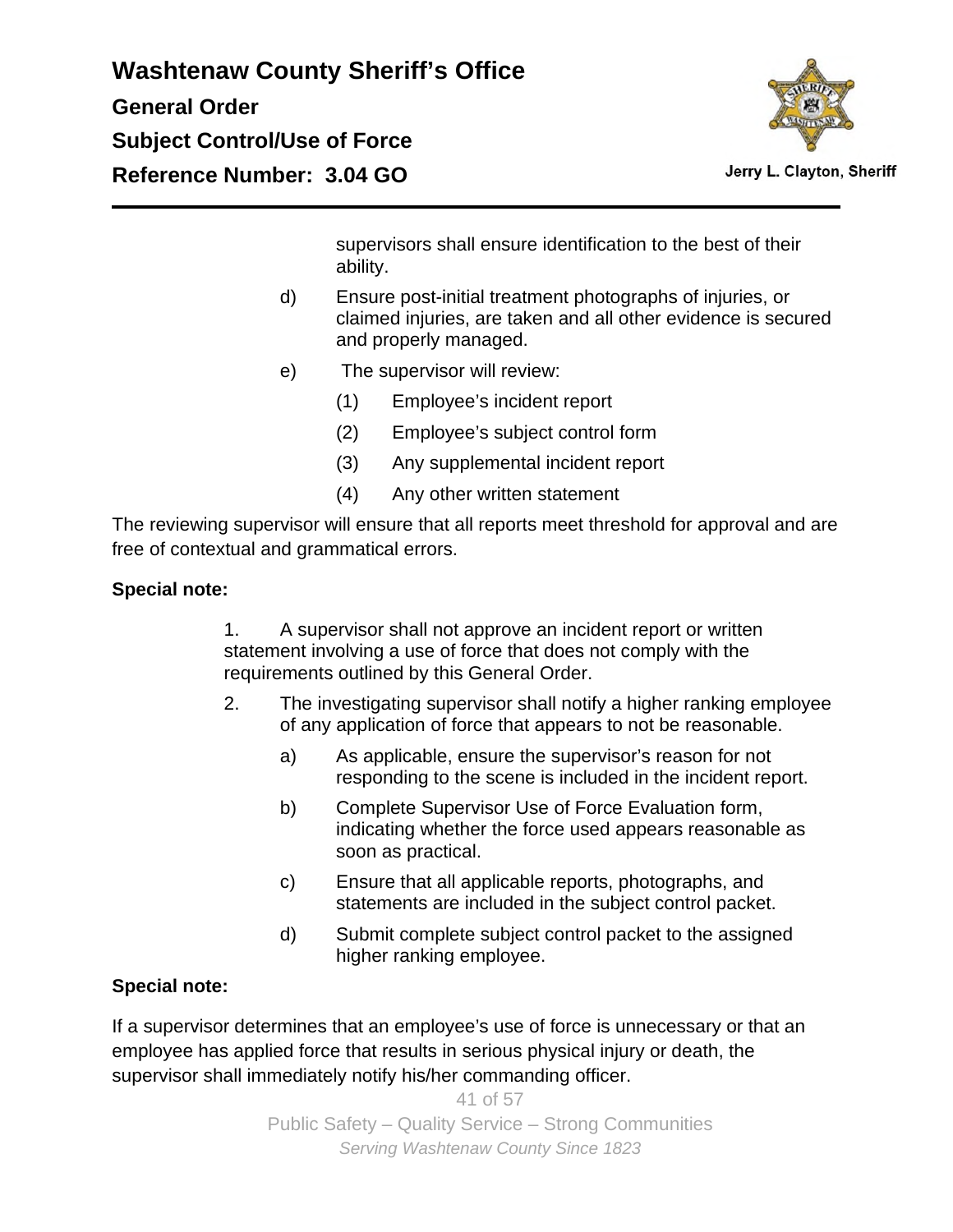supervisors shall ensure identification to the best of their ability.

d) Ensure post-initial treatment photographs of injuries, or claimed injuries, are taken and all other evidence is secured and properly managed.

e) The supervisor will review:

(1) Employee's incident report

(2) Employee's subject control form

(3) Any supplemental incident report

(4) Any other written statement

The reviewing supervisor will ensure that all reports meet threshold for approval and are free of contextual and grammatical errors.

**Special note:**

1. A supervisor shall not approve an incident report or written statement involving a use of force that does not comply with the requirements outlined by this General Order.

2. The investigating supervisor shall notify a higher ranking employee of any application of force that appears to not be reasonable.

a) As applicable, ensure the supervisor's reason for not responding to the scene is included in the incident report.

b) Complete Supervisor Use of Force Evaluation form, indicating whether the force used appears reasonable as soon as practical.

c) Ensure that all applicable reports, photographs, and statements are included in the subject control packet.

d) Submit complete subject control packet to the assigned higher ranking employee.

**Special note:**

If a supervisor determines that an employee's use of force is unnecessary or that an employee has applied force that results in serious physical injury or death, the supervisor shall immediately notify his/her commanding officer.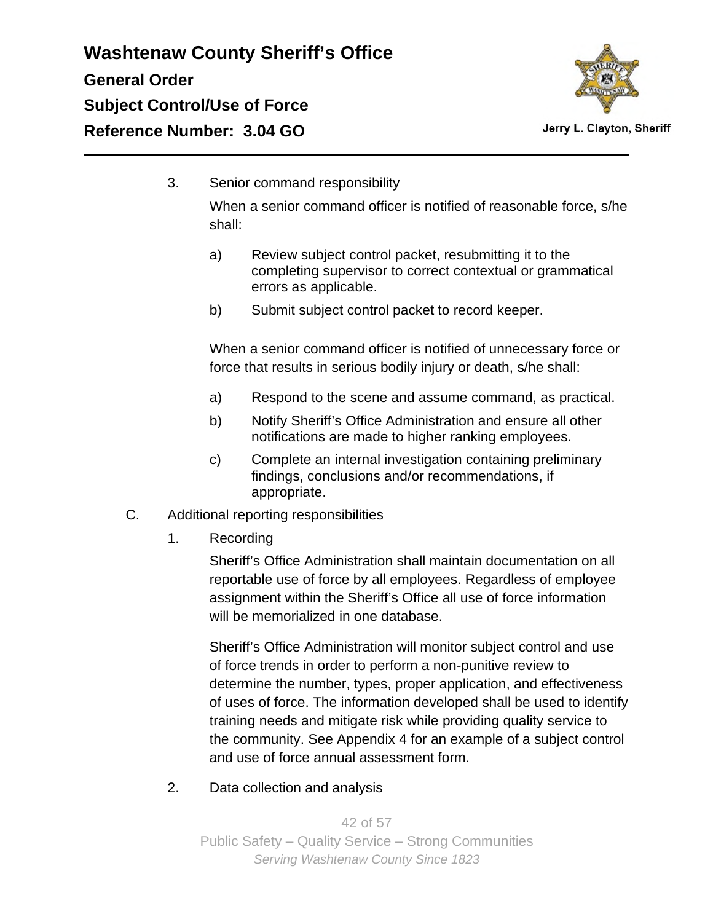3. Senior command responsibility

   When a senior command officer is notified of reasonable force, s/he shall:

   a) Review subject control packet, resubmitting it to the completing supervisor to correct contextual or grammatical errors as applicable.

   b) Submit subject control packet to record keeper.

   When a senior command officer is notified of unnecessary force or force that results in serious bodily injury or death, s/he shall:

   a) Respond to the scene and assume command, as practical.

   b) Notify Sheriff's Office Administration and ensure all other notifications are made to higher ranking employees.

   c) Complete an internal investigation containing preliminary findings, conclusions and/or recommendations, if appropriate.

C. Additional reporting responsibilities

1. Recording

   Sheriff's Office Administration shall maintain documentation on all reportable use of force by all employees. Regardless of employee assignment within the Sheriff's Office all use of force information will be memorialized in one database.

   Sheriff's Office Administration will monitor subject control and use of force trends in order to perform a non-punitive review to determine the number, types, proper application, and effectiveness of uses of force. The information developed shall be used to identify training needs and mitigate risk while providing quality service to the community. See Appendix 4 for an example of a subject control and use of force annual assessment form.

2. Data collection and analysis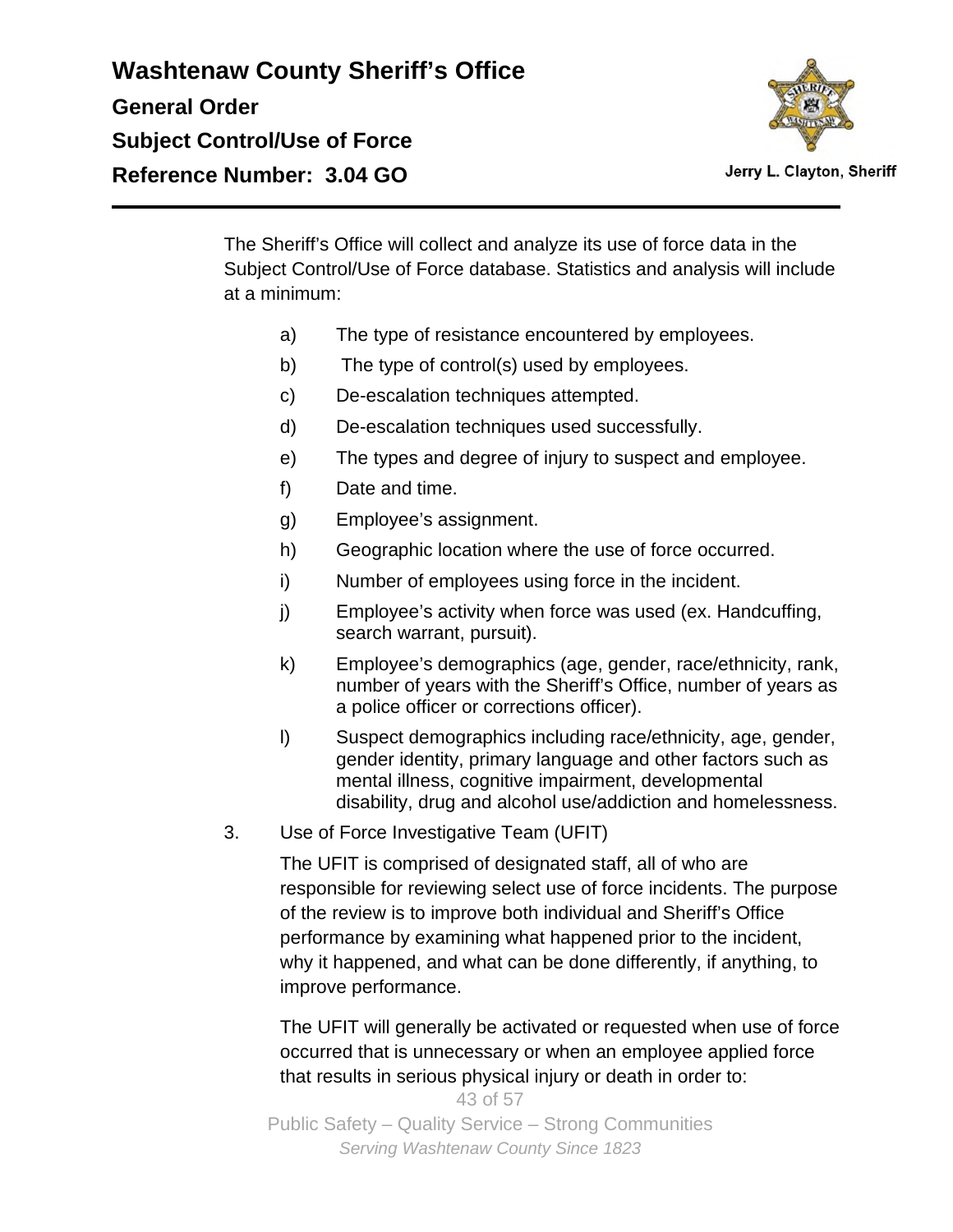The Sheriff's Office will collect and analyze its use of force data in the Subject Control/Use of Force database. Statistics and analysis will include at a minimum:

a) The type of resistance encountered by employees.

b) The type of control(s) used by employees.

c) De-escalation techniques attempted.

d) De-escalation techniques used successfully.

e) The types and degree of injury to suspect and employee.

f) Date and time.

g) Employee's assignment.

h) Geographic location where the use of force occurred.

i) Number of employees using force in the incident.

j) Employee's activity when force was used (ex. Handcuffing, search warrant, pursuit).

k) Employee's demographics (age, gender, race/ethnicity, rank, number of years with the Sheriff's Office, number of years as a police officer or corrections officer).

l) Suspect demographics including race/ethnicity, age, gender, gender identity, primary language and other factors such as mental illness, cognitive impairment, developmental disability, drug and alcohol use/addiction and homelessness.

3. Use of Force Investigative Team (UFIT)

The UFIT is comprised of designated staff, all of who are responsible for reviewing select use of force incidents. The purpose of the review is to improve both individual and Sheriff's Office performance by examining what happened prior to the incident, why it happened, and what can be done differently, if anything, to improve performance.

The UFIT will generally be activated or requested when use of force occurred that is unnecessary or when an employee applied force that results in serious physical injury or death in order to: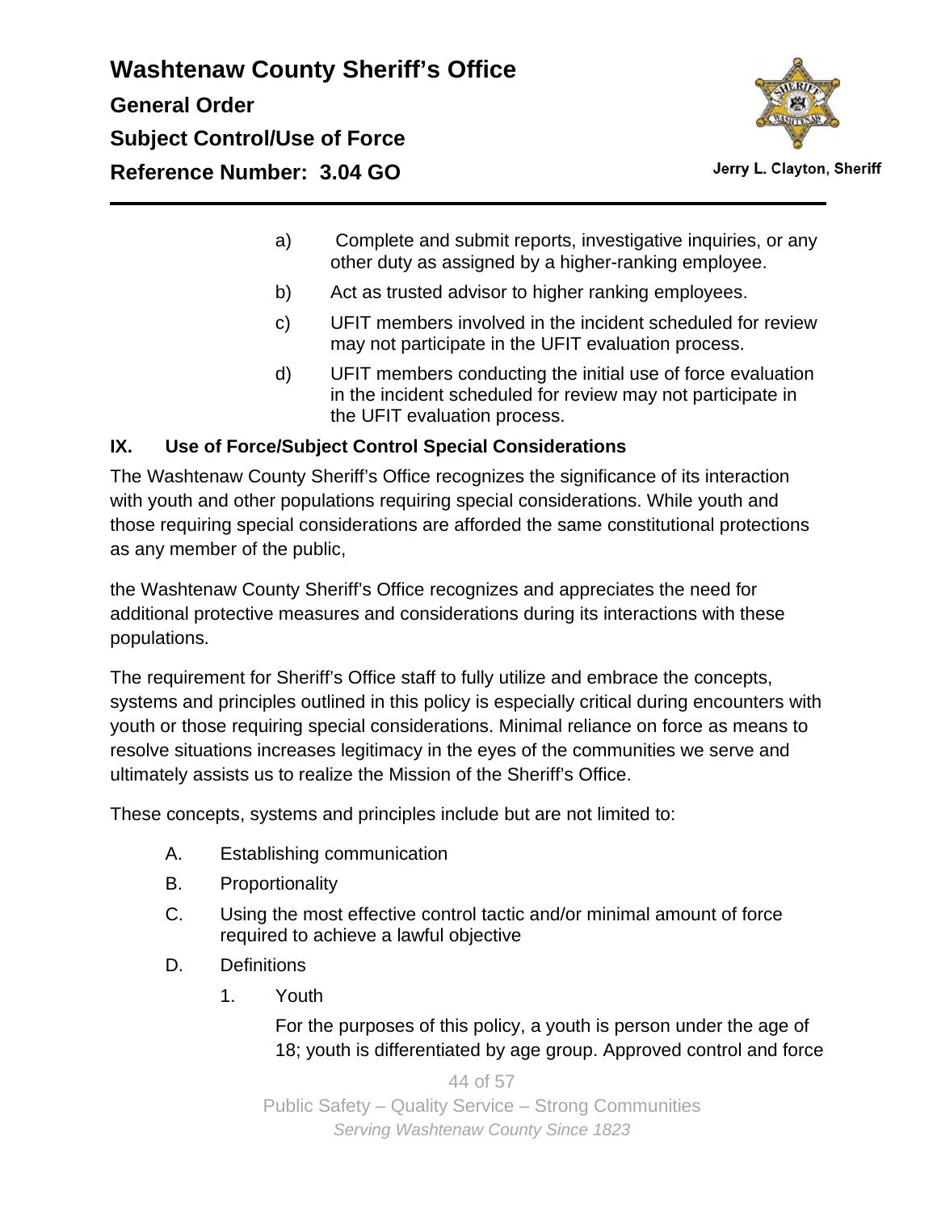a) Complete and submit reports, investigative inquiries, or any other duty as assigned by a higher-ranking employee.

b) Act as trusted advisor to higher ranking employees.

c) UFIT members involved in the incident scheduled for review may not participate in the UFIT evaluation process.

d) UFIT members conducting the initial use of force evaluation in the incident scheduled for review may not participate in the UFIT evaluation process.

## IX. Use of Force/Subject Control Special Considerations

The Washtenaw County Sheriff's Office recognizes the significance of its interaction with youth and other populations requiring special considerations. While youth and those requiring special considerations are afforded the same constitutional protections as any member of the public,

the Washtenaw County Sheriff's Office recognizes and appreciates the need for additional protective measures and considerations during its interactions with these populations.

The requirement for Sheriff's Office staff to fully utilize and embrace the concepts, systems and principles outlined in this policy is especially critical during encounters with youth or those requiring special considerations. Minimal reliance on force as means to resolve situations increases legitimacy in the eyes of the communities we serve and ultimately assists us to realize the Mission of the Sheriff's Office.

These concepts, systems and principles include but are not limited to:

A. Establishing communication

B. Proportionality

C. Using the most effective control tactic and/or minimal amount of force required to achieve a lawful objective

D. Definitions

1. Youth

   For the purposes of this policy, a youth is person under the age of 18; youth is differentiated by age group. Approved control and force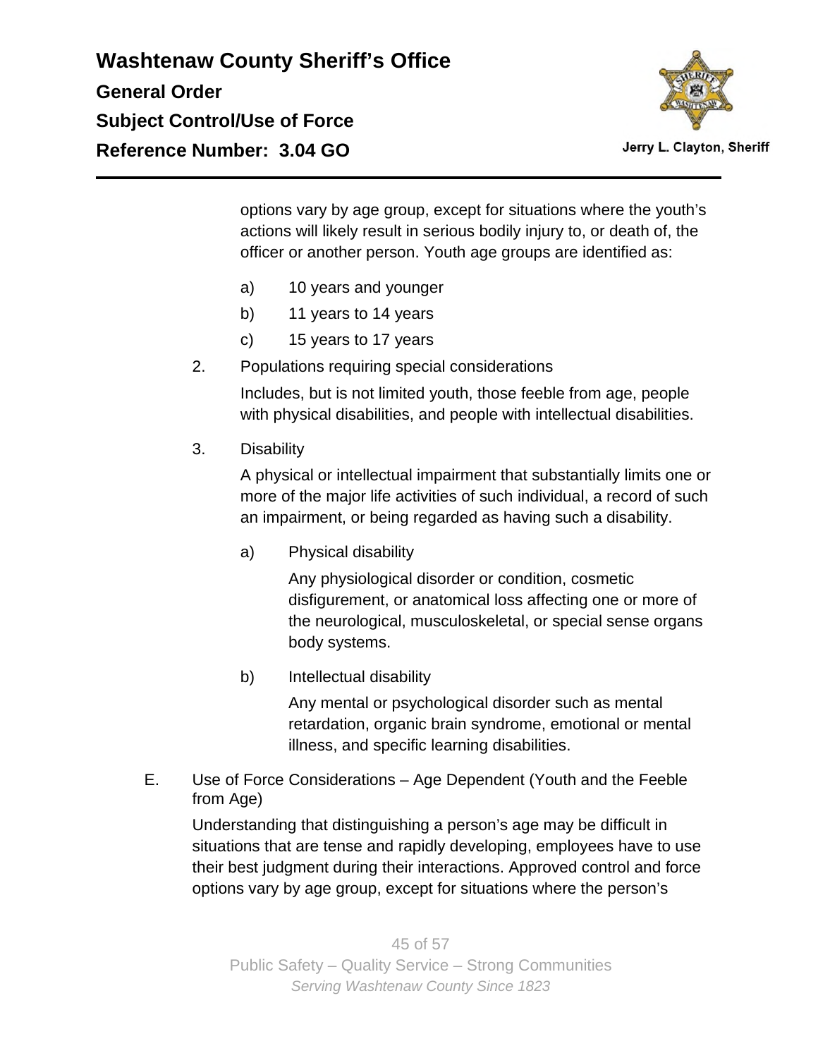options vary by age group, except for situations where the youth's actions will likely result in serious bodily injury to, or death of, the officer or another person. Youth age groups are identified as:

a) 10 years and younger

b) 11 years to 14 years

c) 15 years to 17 years

2. Populations requiring special considerations

Includes, but is not limited youth, those feeble from age, people with physical disabilities, and people with intellectual disabilities.

3. Disability

A physical or intellectual impairment that substantially limits one or more of the major life activities of such individual, a record of such an impairment, or being regarded as having such a disability.

a) Physical disability

Any physiological disorder or condition, cosmetic disfigurement, or anatomical loss affecting one or more of the neurological, musculoskeletal, or special sense organs body systems.

b) Intellectual disability

Any mental or psychological disorder such as mental retardation, organic brain syndrome, emotional or mental illness, and specific learning disabilities.

E. Use of Force Considerations – Age Dependent (Youth and the Feeble from Age)

Understanding that distinguishing a person's age may be difficult in situations that are tense and rapidly developing, employees have to use their best judgment during their interactions. Approved control and force options vary by age group, except for situations where the person's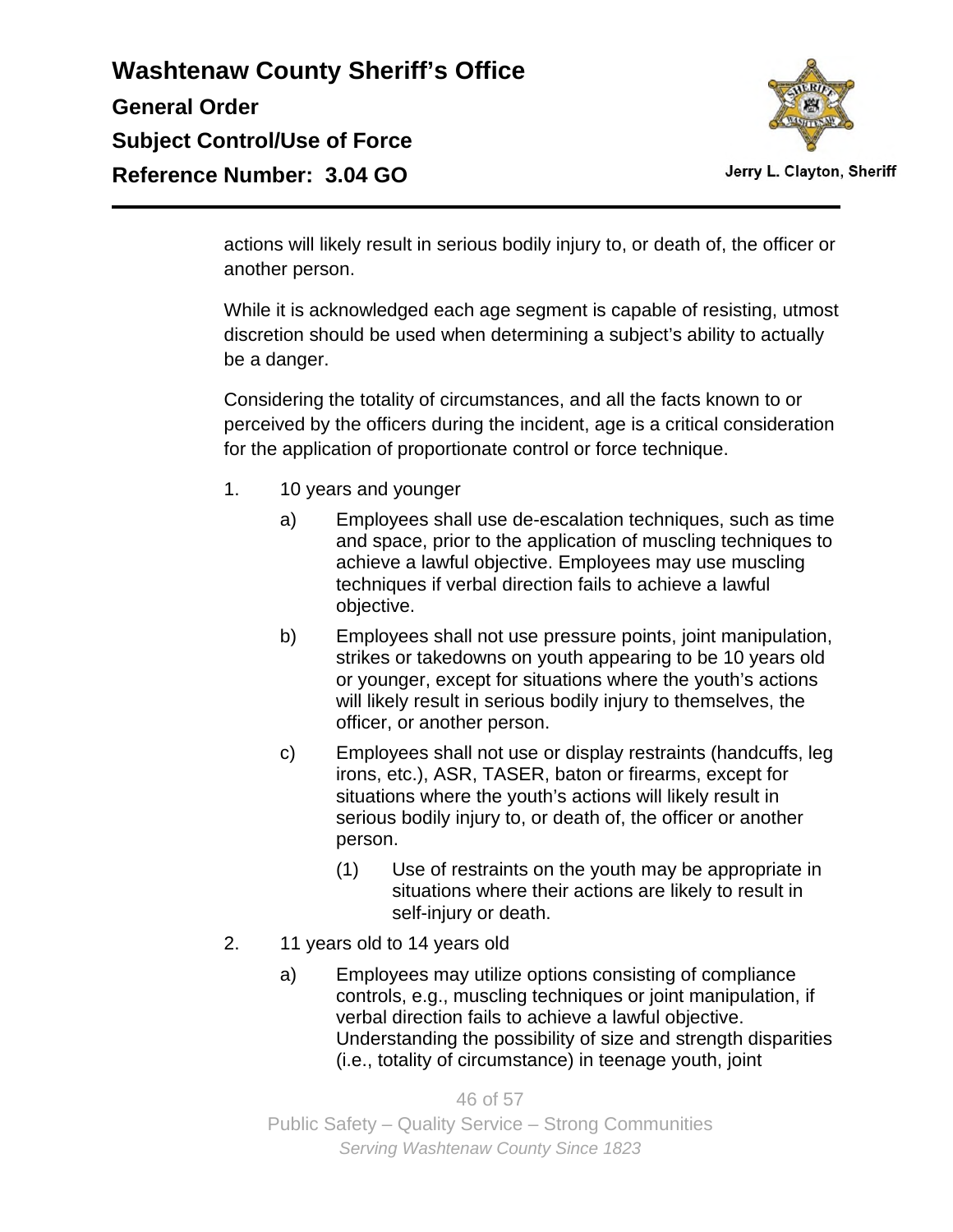actions will likely result in serious bodily injury to, or death of, the officer or another person.

While it is acknowledged each age segment is capable of resisting, utmost discretion should be used when determining a subject's ability to actually be a danger.

Considering the totality of circumstances, and all the facts known to or perceived by the officers during the incident, age is a critical consideration for the application of proportionate control or force technique.

1. 10 years and younger
   - a) Employees shall use de-escalation techniques, such as time and space, prior to the application of muscling techniques to achieve a lawful objective. Employees may use muscling techniques if verbal direction fails to achieve a lawful objective.
   - b) Employees shall not use pressure points, joint manipulation, strikes or takedowns on youth appearing to be 10 years old or younger, except for situations where the youth's actions will likely result in serious bodily injury to themselves, the officer, or another person.
   - c) Employees shall not use or display restraints (handcuffs, leg irons, etc.), ASR, TASER, baton or firearms, except for situations where the youth's actions will likely result in serious bodily injury to, or death of, the officer or another person.
     - (1) Use of restraints on the youth may be appropriate in situations where their actions are likely to result in self-injury or death.
2. 11 years old to 14 years old
   - a) Employees may utilize options consisting of compliance controls, e.g., muscling techniques or joint manipulation, if verbal direction fails to achieve a lawful objective. Understanding the possibility of size and strength disparities (i.e., totality of circumstance) in teenage youth, joint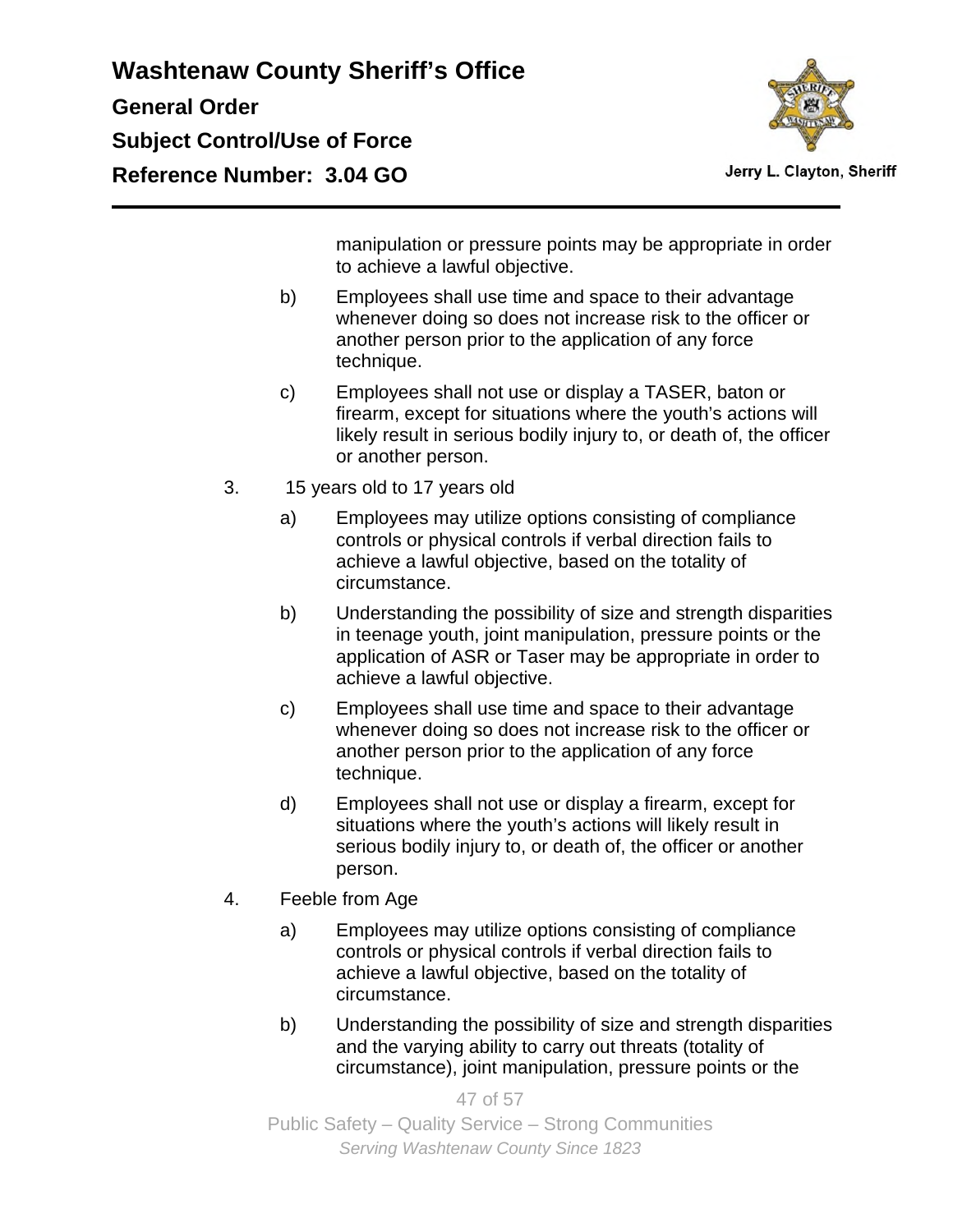manipulation or pressure points may be appropriate in order to achieve a lawful objective.

b) Employees shall use time and space to their advantage whenever doing so does not increase risk to the officer or another person prior to the application of any force technique.

c) Employees shall not use or display a TASER, baton or firearm, except for situations where the youth's actions will likely result in serious bodily injury to, or death of, the officer or another person.

3. 15 years old to 17 years old

a) Employees may utilize options consisting of compliance controls or physical controls if verbal direction fails to achieve a lawful objective, based on the totality of circumstance.

b) Understanding the possibility of size and strength disparities in teenage youth, joint manipulation, pressure points or the application of ASR or Taser may be appropriate in order to achieve a lawful objective.

c) Employees shall use time and space to their advantage whenever doing so does not increase risk to the officer or another person prior to the application of any force technique.

d) Employees shall not use or display a firearm, except for situations where the youth's actions will likely result in serious bodily injury to, or death of, the officer or another person.

4. Feeble from Age

a) Employees may utilize options consisting of compliance controls or physical controls if verbal direction fails to achieve a lawful objective, based on the totality of circumstance.

b) Understanding the possibility of size and strength disparities and the varying ability to carry out threats (totality of circumstance), joint manipulation, pressure points or the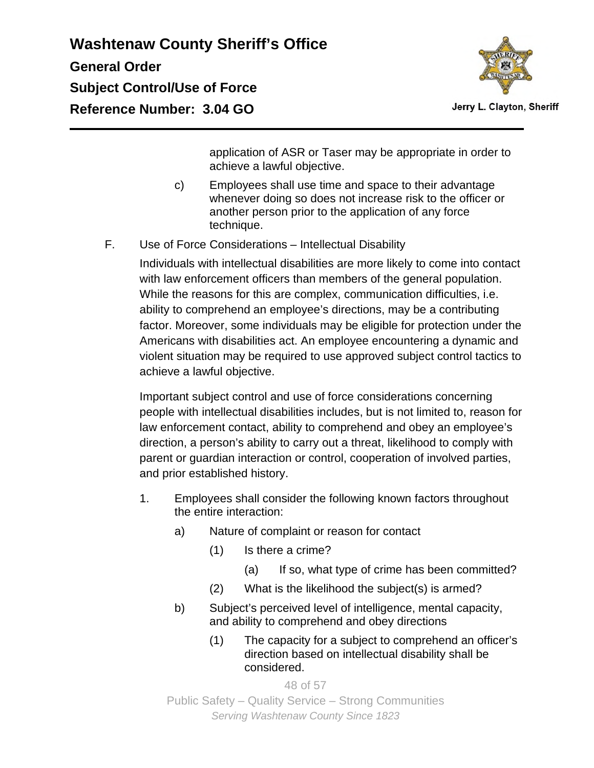application of ASR or Taser may be appropriate in order to achieve a lawful objective.

c) Employees shall use time and space to their advantage whenever doing so does not increase risk to the officer or another person prior to the application of any force technique.

F. Use of Force Considerations – Intellectual Disability

Individuals with intellectual disabilities are more likely to come into contact with law enforcement officers than members of the general population. While the reasons for this are complex, communication difficulties, i.e. ability to comprehend an employee's directions, may be a contributing factor. Moreover, some individuals may be eligible for protection under the Americans with disabilities act. An employee encountering a dynamic and violent situation may be required to use approved subject control tactics to achieve a lawful objective.

Important subject control and use of force considerations concerning people with intellectual disabilities includes, but is not limited to, reason for law enforcement contact, ability to comprehend and obey an employee's direction, a person's ability to carry out a threat, likelihood to comply with parent or guardian interaction or control, cooperation of involved parties, and prior established history.

1. Employees shall consider the following known factors throughout the entire interaction:

   a) Nature of complaint or reason for contact

      (1) Is there a crime?

         (a) If so, what type of crime has been committed?

      (2) What is the likelihood the subject(s) is armed?

   b) Subject's perceived level of intelligence, mental capacity, and ability to comprehend and obey directions

      (1) The capacity for a subject to comprehend an officer's direction based on intellectual disability shall be considered.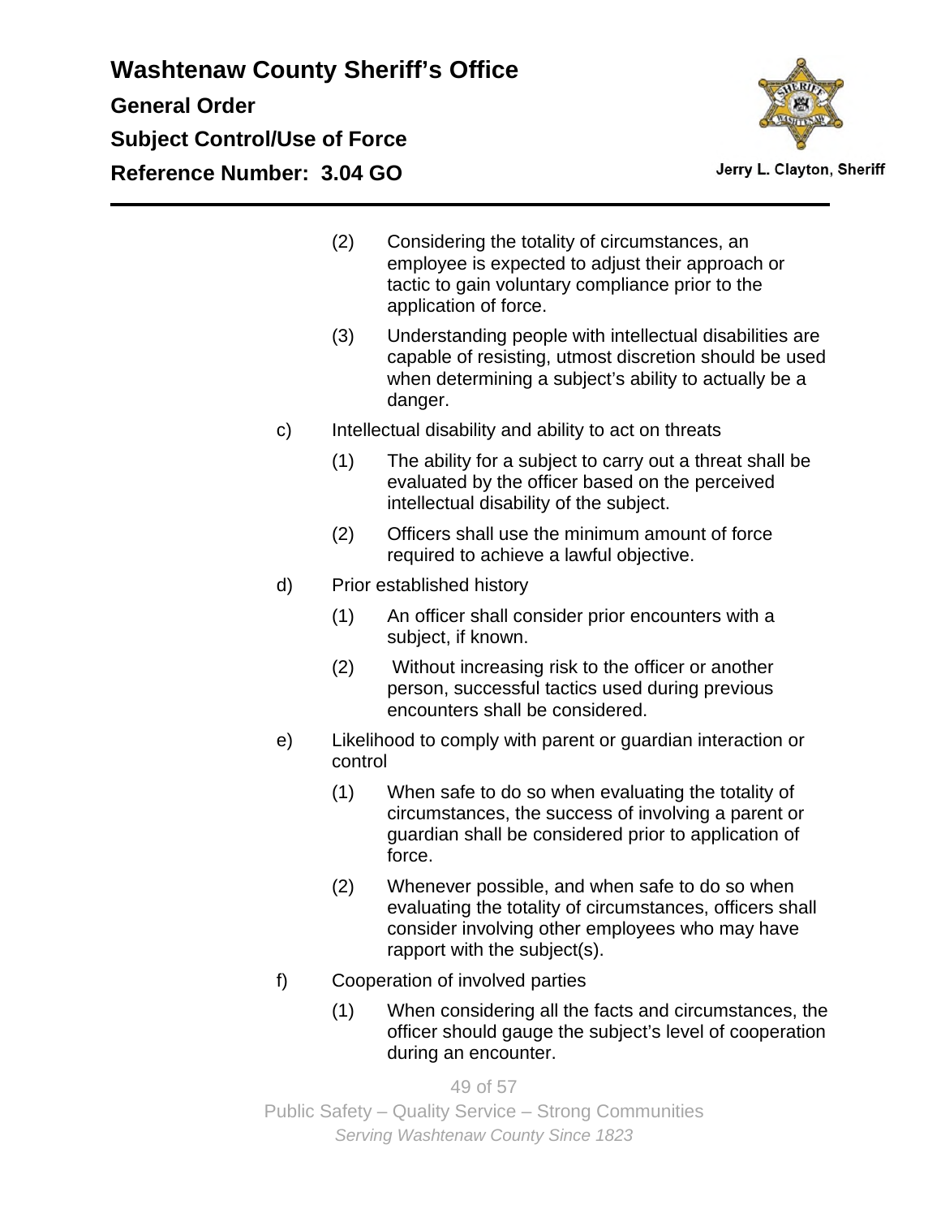(2) Considering the totality of circumstances, an employee is expected to adjust their approach or tactic to gain voluntary compliance prior to the application of force.

(3) Understanding people with intellectual disabilities are capable of resisting, utmost discretion should be used when determining a subject's ability to actually be a danger.

c) Intellectual disability and ability to act on threats

(1) The ability for a subject to carry out a threat shall be evaluated by the officer based on the perceived intellectual disability of the subject.

(2) Officers shall use the minimum amount of force required to achieve a lawful objective.

d) Prior established history

(1) An officer shall consider prior encounters with a subject, if known.

(2) Without increasing risk to the officer or another person, successful tactics used during previous encounters shall be considered.

e) Likelihood to comply with parent or guardian interaction or control

(1) When safe to do so when evaluating the totality of circumstances, the success of involving a parent or guardian shall be considered prior to application of force.

(2) Whenever possible, and when safe to do so when evaluating the totality of circumstances, officers shall consider involving other employees who may have rapport with the subject(s).

f) Cooperation of involved parties

(1) When considering all the facts and circumstances, the officer should gauge the subject's level of cooperation during an encounter.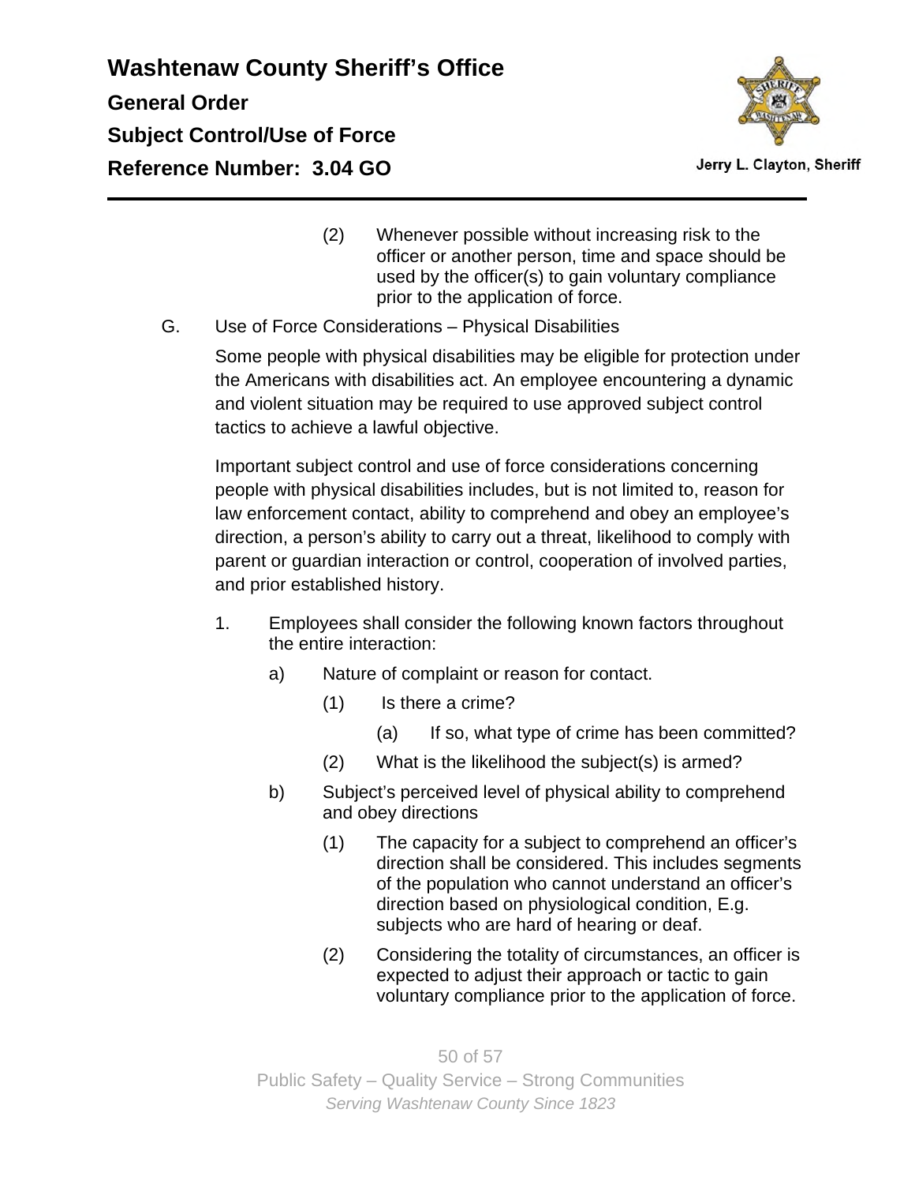(2) Whenever possible without increasing risk to the officer or another person, time and space should be used by the officer(s) to gain voluntary compliance prior to the application of force.

G. Use of Force Considerations – Physical Disabilities

Some people with physical disabilities may be eligible for protection under the Americans with disabilities act. An employee encountering a dynamic and violent situation may be required to use approved subject control tactics to achieve a lawful objective.

Important subject control and use of force considerations concerning people with physical disabilities includes, but is not limited to, reason for law enforcement contact, ability to comprehend and obey an employee's direction, a person's ability to carry out a threat, likelihood to comply with parent or guardian interaction or control, cooperation of involved parties, and prior established history.

1. Employees shall consider the following known factors throughout the entire interaction:

   a) Nature of complaint or reason for contact.

      (1) Is there a crime?

         (a) If so, what type of crime has been committed?

      (2) What is the likelihood the subject(s) is armed?

   b) Subject's perceived level of physical ability to comprehend and obey directions

      (1) The capacity for a subject to comprehend an officer's direction shall be considered. This includes segments of the population who cannot understand an officer's direction based on physiological condition, E.g. subjects who are hard of hearing or deaf.

      (2) Considering the totality of circumstances, an officer is expected to adjust their approach or tactic to gain voluntary compliance prior to the application of force.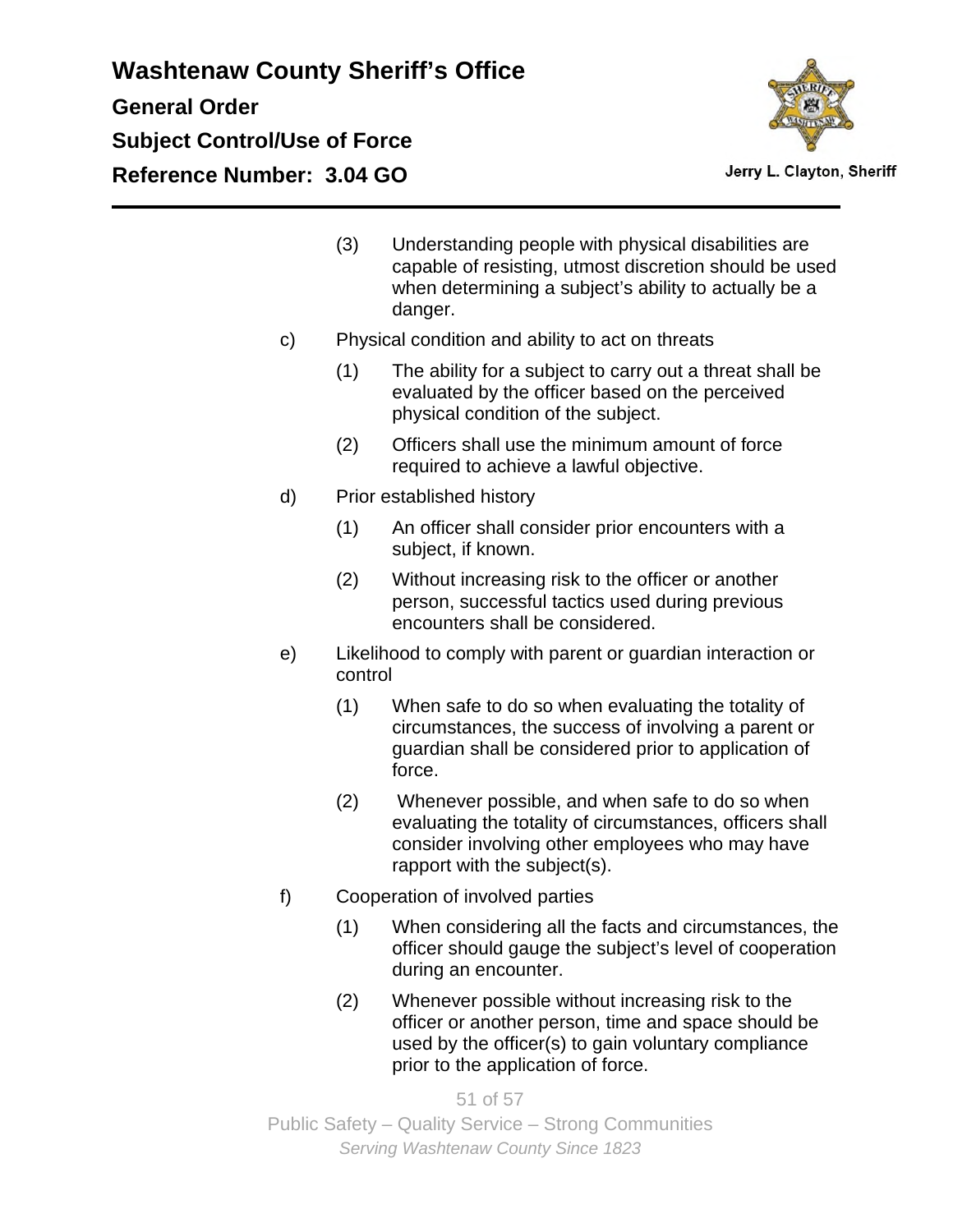(3) Understanding people with physical disabilities are capable of resisting, utmost discretion should be used when determining a subject's ability to actually be a danger.

c) Physical condition and ability to act on threats

(1) The ability for a subject to carry out a threat shall be evaluated by the officer based on the perceived physical condition of the subject.

(2) Officers shall use the minimum amount of force required to achieve a lawful objective.

d) Prior established history

(1) An officer shall consider prior encounters with a subject, if known.

(2) Without increasing risk to the officer or another person, successful tactics used during previous encounters shall be considered.

e) Likelihood to comply with parent or guardian interaction or control

(1) When safe to do so when evaluating the totality of circumstances, the success of involving a parent or guardian shall be considered prior to application of force.

(2) Whenever possible, and when safe to do so when evaluating the totality of circumstances, officers shall consider involving other employees who may have rapport with the subject(s).

f) Cooperation of involved parties

(1) When considering all the facts and circumstances, the officer should gauge the subject's level of cooperation during an encounter.

(2) Whenever possible without increasing risk to the officer or another person, time and space should be used by the officer(s) to gain voluntary compliance prior to the application of force.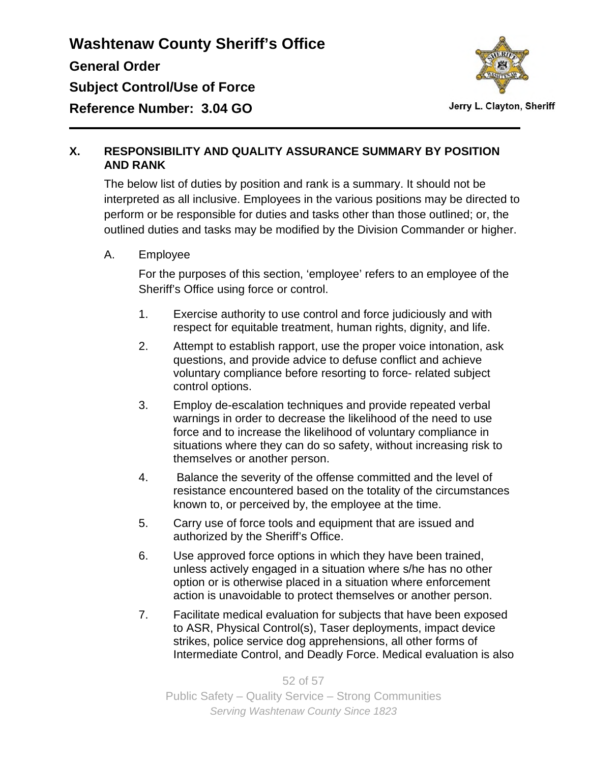## X. RESPONSIBILITY AND QUALITY ASSURANCE SUMMARY BY POSITION AND RANK

The below list of duties by position and rank is a summary. It should not be interpreted as all inclusive. Employees in the various positions may be directed to perform or be responsible for duties and tasks other than those outlined; or, the outlined duties and tasks may be modified by the Division Commander or higher.

### A. Employee

For the purposes of this section, 'employee' refers to an employee of the Sheriff's Office using force or control.

1. Exercise authority to use control and force judiciously and with respect for equitable treatment, human rights, dignity, and life.
2. Attempt to establish rapport, use the proper voice intonation, ask questions, and provide advice to defuse conflict and achieve voluntary compliance before resorting to force- related subject control options.
3. Employ de-escalation techniques and provide repeated verbal warnings in order to decrease the likelihood of the need to use force and to increase the likelihood of voluntary compliance in situations where they can do so safety, without increasing risk to themselves or another person.
4. Balance the severity of the offense committed and the level of resistance encountered based on the totality of the circumstances known to, or perceived by, the employee at the time.
5. Carry use of force tools and equipment that are issued and authorized by the Sheriff's Office.
6. Use approved force options in which they have been trained, unless actively engaged in a situation where s/he has no other option or is otherwise placed in a situation where enforcement action is unavoidable to protect themselves or another person.
7. Facilitate medical evaluation for subjects that have been exposed to ASR, Physical Control(s), Taser deployments, impact device strikes, police service dog apprehensions, all other forms of Intermediate Control, and Deadly Force. Medical evaluation is also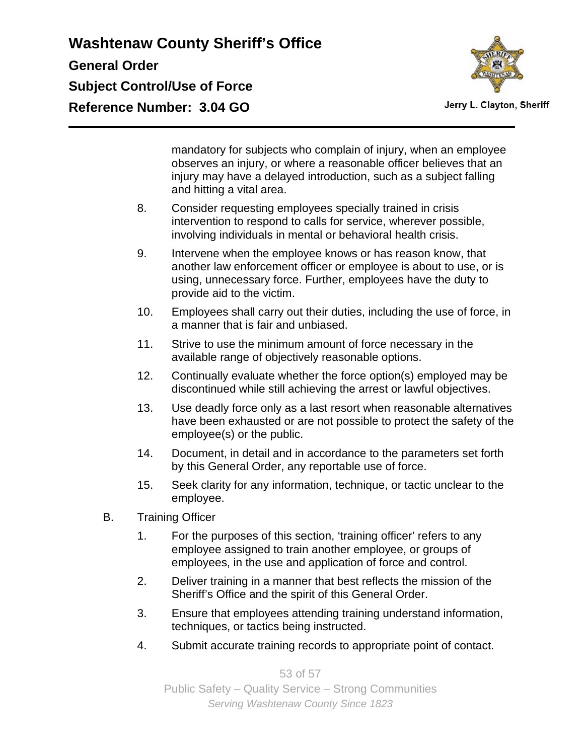mandatory for subjects who complain of injury, when an employee observes an injury, or where a reasonable officer believes that an injury may have a delayed introduction, such as a subject falling and hitting a vital area.

8. Consider requesting employees specially trained in crisis intervention to respond to calls for service, wherever possible, involving individuals in mental or behavioral health crisis.

9. Intervene when the employee knows or has reason know, that another law enforcement officer or employee is about to use, or is using, unnecessary force. Further, employees have the duty to provide aid to the victim.

10. Employees shall carry out their duties, including the use of force, in a manner that is fair and unbiased.

11. Strive to use the minimum amount of force necessary in the available range of objectively reasonable options.

12. Continually evaluate whether the force option(s) employed may be discontinued while still achieving the arrest or lawful objectives.

13. Use deadly force only as a last resort when reasonable alternatives have been exhausted or are not possible to protect the safety of the employee(s) or the public.

14. Document, in detail and in accordance to the parameters set forth by this General Order, any reportable use of force.

15. Seek clarity for any information, technique, or tactic unclear to the employee.

B. Training Officer

1. For the purposes of this section, ‘training officer’ refers to any employee assigned to train another employee, or groups of employees, in the use and application of force and control.

2. Deliver training in a manner that best reflects the mission of the Sheriff’s Office and the spirit of this General Order.

3. Ensure that employees attending training understand information, techniques, or tactics being instructed.

4. Submit accurate training records to appropriate point of contact.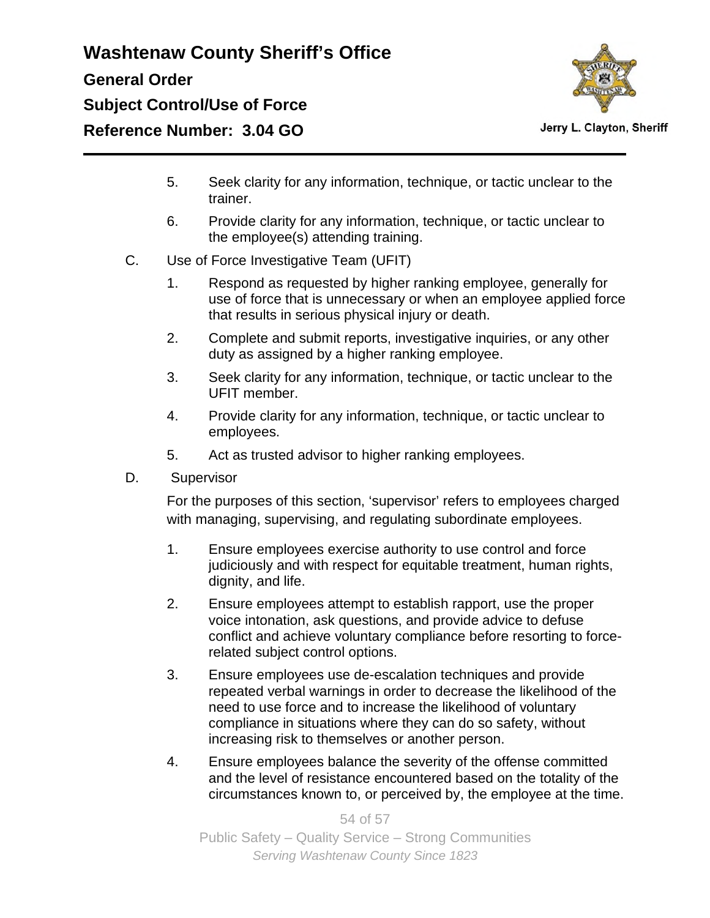5. Seek clarity for any information, technique, or tactic unclear to the trainer.
6. Provide clarity for any information, technique, or tactic unclear to the employee(s) attending training.

C. Use of Force Investigative Team (UFIT)

1. Respond as requested by higher ranking employee, generally for use of force that is unnecessary or when an employee applied force that results in serious physical injury or death.
2. Complete and submit reports, investigative inquiries, or any other duty as assigned by a higher ranking employee.
3. Seek clarity for any information, technique, or tactic unclear to the UFIT member.
4. Provide clarity for any information, technique, or tactic unclear to employees.
5. Act as trusted advisor to higher ranking employees.

D. Supervisor

For the purposes of this section, 'supervisor' refers to employees charged with managing, supervising, and regulating subordinate employees.

1. Ensure employees exercise authority to use control and force judiciously and with respect for equitable treatment, human rights, dignity, and life.
2. Ensure employees attempt to establish rapport, use the proper voice intonation, ask questions, and provide advice to defuse conflict and achieve voluntary compliance before resorting to force-related subject control options.
3. Ensure employees use de-escalation techniques and provide repeated verbal warnings in order to decrease the likelihood of the need to use force and to increase the likelihood of voluntary compliance in situations where they can do so safety, without increasing risk to themselves or another person.
4. Ensure employees balance the severity of the offense committed and the level of resistance encountered based on the totality of the circumstances known to, or perceived by, the employee at the time.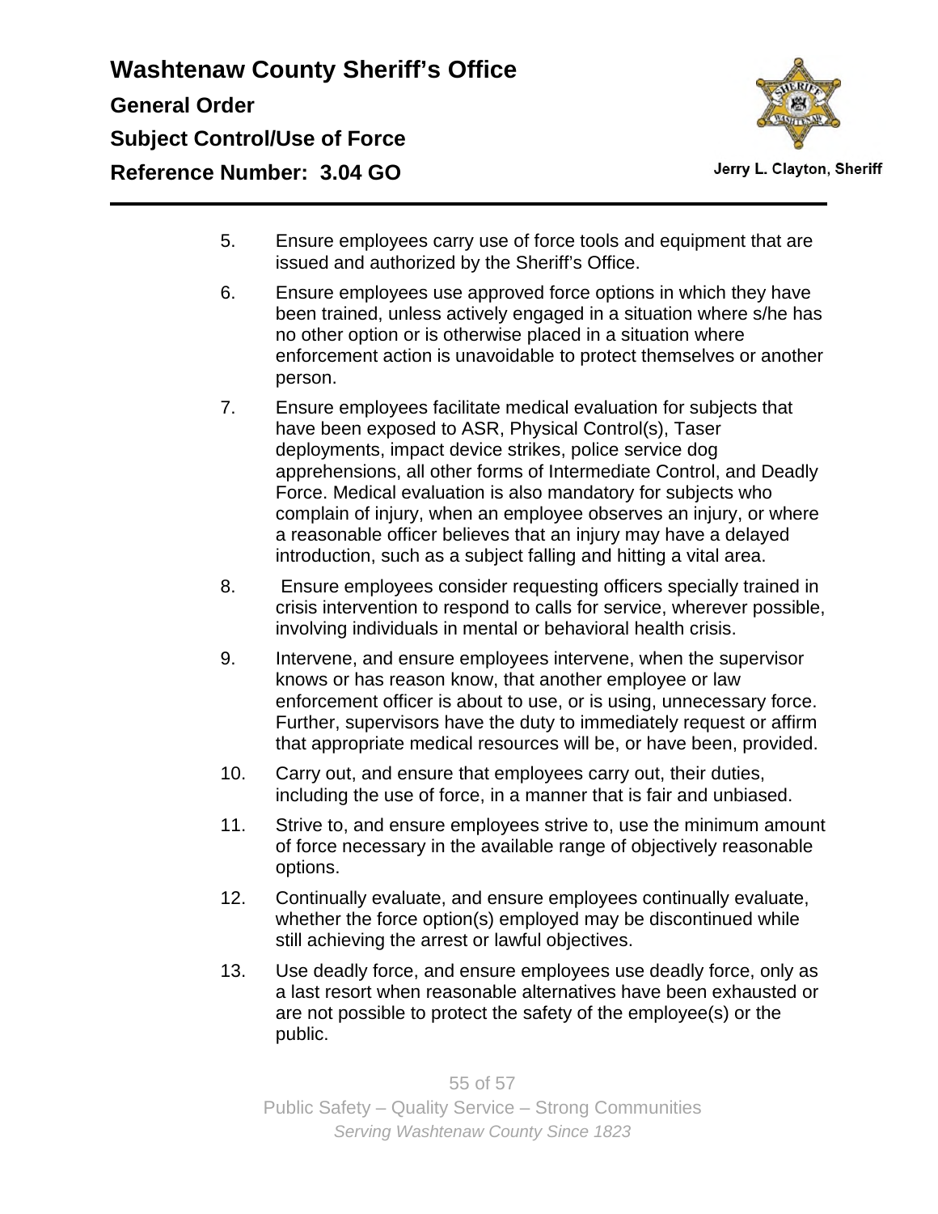5. Ensure employees carry use of force tools and equipment that are issued and authorized by the Sheriff's Office.

6. Ensure employees use approved force options in which they have been trained, unless actively engaged in a situation where s/he has no other option or is otherwise placed in a situation where enforcement action is unavoidable to protect themselves or another person.

7. Ensure employees facilitate medical evaluation for subjects that have been exposed to ASR, Physical Control(s), Taser deployments, impact device strikes, police service dog apprehensions, all other forms of Intermediate Control, and Deadly Force. Medical evaluation is also mandatory for subjects who complain of injury, when an employee observes an injury, or where a reasonable officer believes that an injury may have a delayed introduction, such as a subject falling and hitting a vital area.

8. Ensure employees consider requesting officers specially trained in crisis intervention to respond to calls for service, wherever possible, involving individuals in mental or behavioral health crisis.

9. Intervene, and ensure employees intervene, when the supervisor knows or has reason know, that another employee or law enforcement officer is about to use, or is using, unnecessary force. Further, supervisors have the duty to immediately request or affirm that appropriate medical resources will be, or have been, provided.

10. Carry out, and ensure that employees carry out, their duties, including the use of force, in a manner that is fair and unbiased.

11. Strive to, and ensure employees strive to, use the minimum amount of force necessary in the available range of objectively reasonable options.

12. Continually evaluate, and ensure employees continually evaluate, whether the force option(s) employed may be discontinued while still achieving the arrest or lawful objectives.

13. Use deadly force, and ensure employees use deadly force, only as a last resort when reasonable alternatives have been exhausted or are not possible to protect the safety of the employee(s) or the public.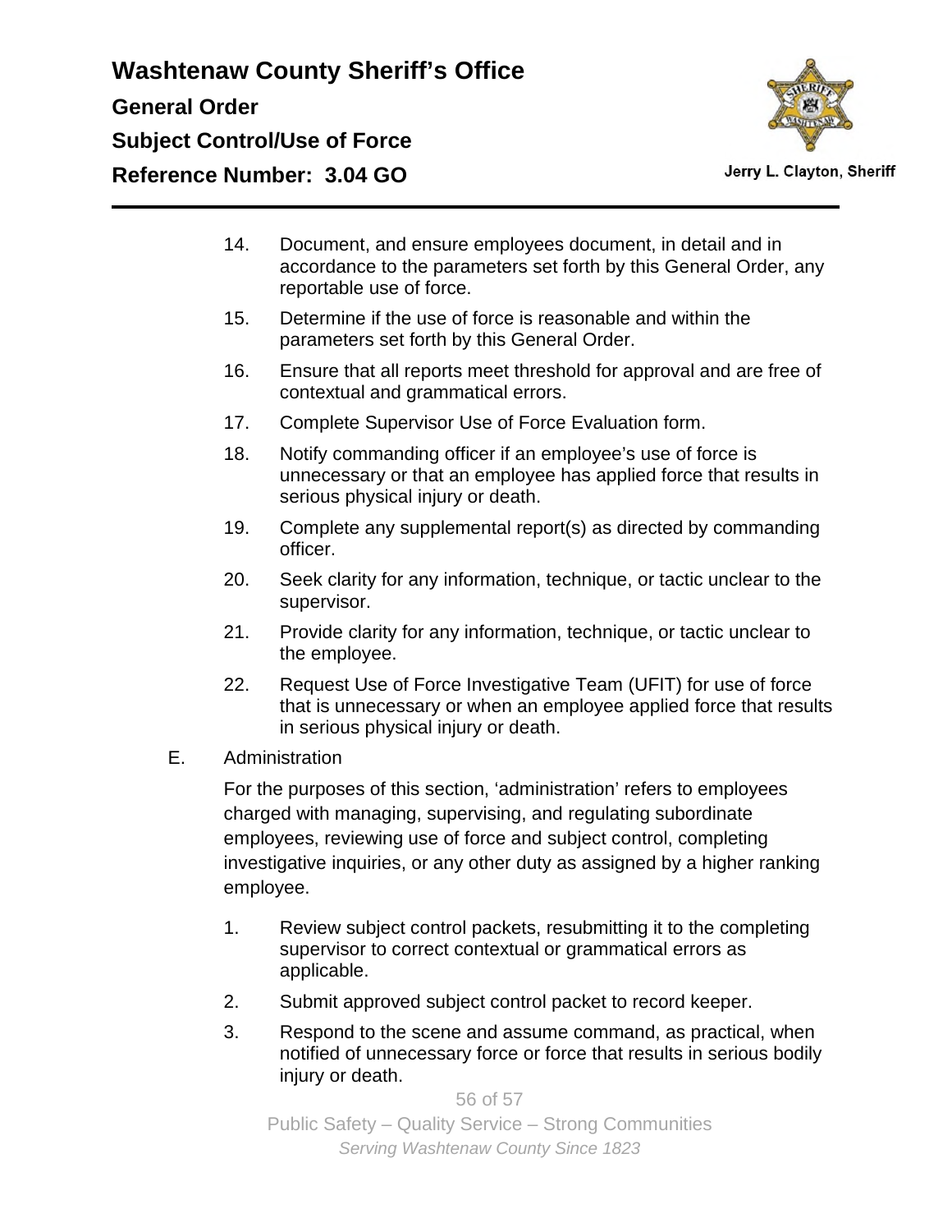14. Document, and ensure employees document, in detail and in accordance to the parameters set forth by this General Order, any reportable use of force.
15. Determine if the use of force is reasonable and within the parameters set forth by this General Order.
16. Ensure that all reports meet threshold for approval and are free of contextual and grammatical errors.
17. Complete Supervisor Use of Force Evaluation form.
18. Notify commanding officer if an employee's use of force is unnecessary or that an employee has applied force that results in serious physical injury or death.
19. Complete any supplemental report(s) as directed by commanding officer.
20. Seek clarity for any information, technique, or tactic unclear to the supervisor.
21. Provide clarity for any information, technique, or tactic unclear to the employee.
22. Request Use of Force Investigative Team (UFIT) for use of force that is unnecessary or when an employee applied force that results in serious physical injury or death.

E. Administration

For the purposes of this section, 'administration' refers to employees charged with managing, supervising, and regulating subordinate employees, reviewing use of force and subject control, completing investigative inquiries, or any other duty as assigned by a higher ranking employee.

1. Review subject control packets, resubmitting it to the completing supervisor to correct contextual or grammatical errors as applicable.
2. Submit approved subject control packet to record keeper.
3. Respond to the scene and assume command, as practical, when notified of unnecessary force or force that results in serious bodily injury or death.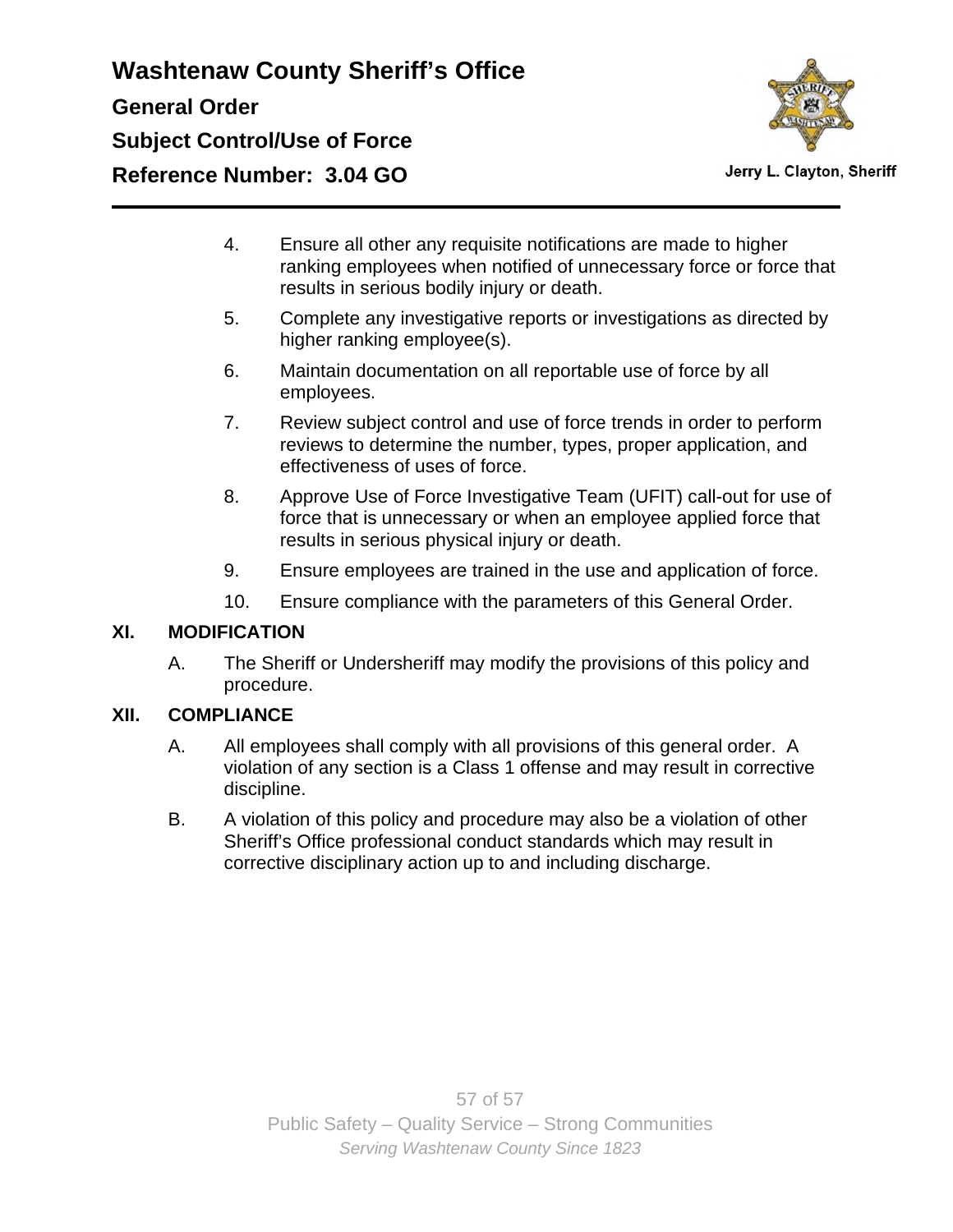4. Ensure all other any requisite notifications are made to higher ranking employees when notified of unnecessary force or force that results in serious bodily injury or death.
5. Complete any investigative reports or investigations as directed by higher ranking employee(s).
6. Maintain documentation on all reportable use of force by all employees.
7. Review subject control and use of force trends in order to perform reviews to determine the number, types, proper application, and effectiveness of uses of force.
8. Approve Use of Force Investigative Team (UFIT) call-out for use of force that is unnecessary or when an employee applied force that results in serious physical injury or death.
9. Ensure employees are trained in the use and application of force.
10. Ensure compliance with the parameters of this General Order.

## XI. MODIFICATION

A. The Sheriff or Undersheriff may modify the provisions of this policy and procedure.

## XII. COMPLIANCE

A. All employees shall comply with all provisions of this general order. A violation of any section is a Class 1 offense and may result in corrective discipline.

B. A violation of this policy and procedure may also be a violation of other Sheriff's Office professional conduct standards which may result in corrective disciplinary action up to and including discharge.